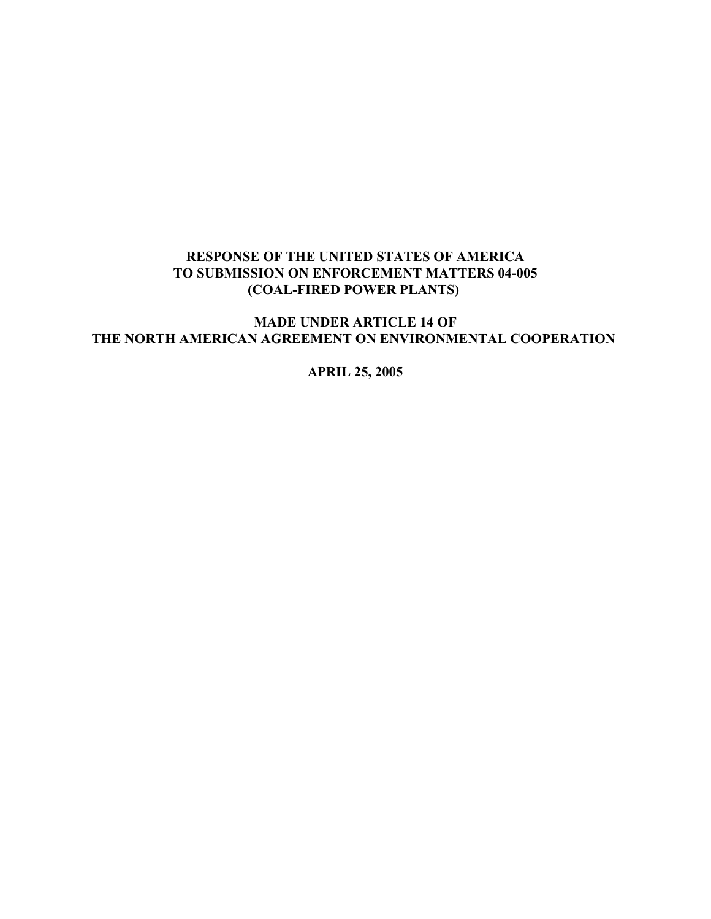# RESPONSE OF THE UNITED STATES OF AMERICA TO SUBMISSION ON ENFORCEMENT MATTERS 04-005 (COAL-FIRED POWER PLANTS)

## MADE UNDER ARTICLE 14 OF THE NORTH AMERICAN AGREEMENT ON ENVIRONMENTAL COOPERATION

**APRIL 25, 2005**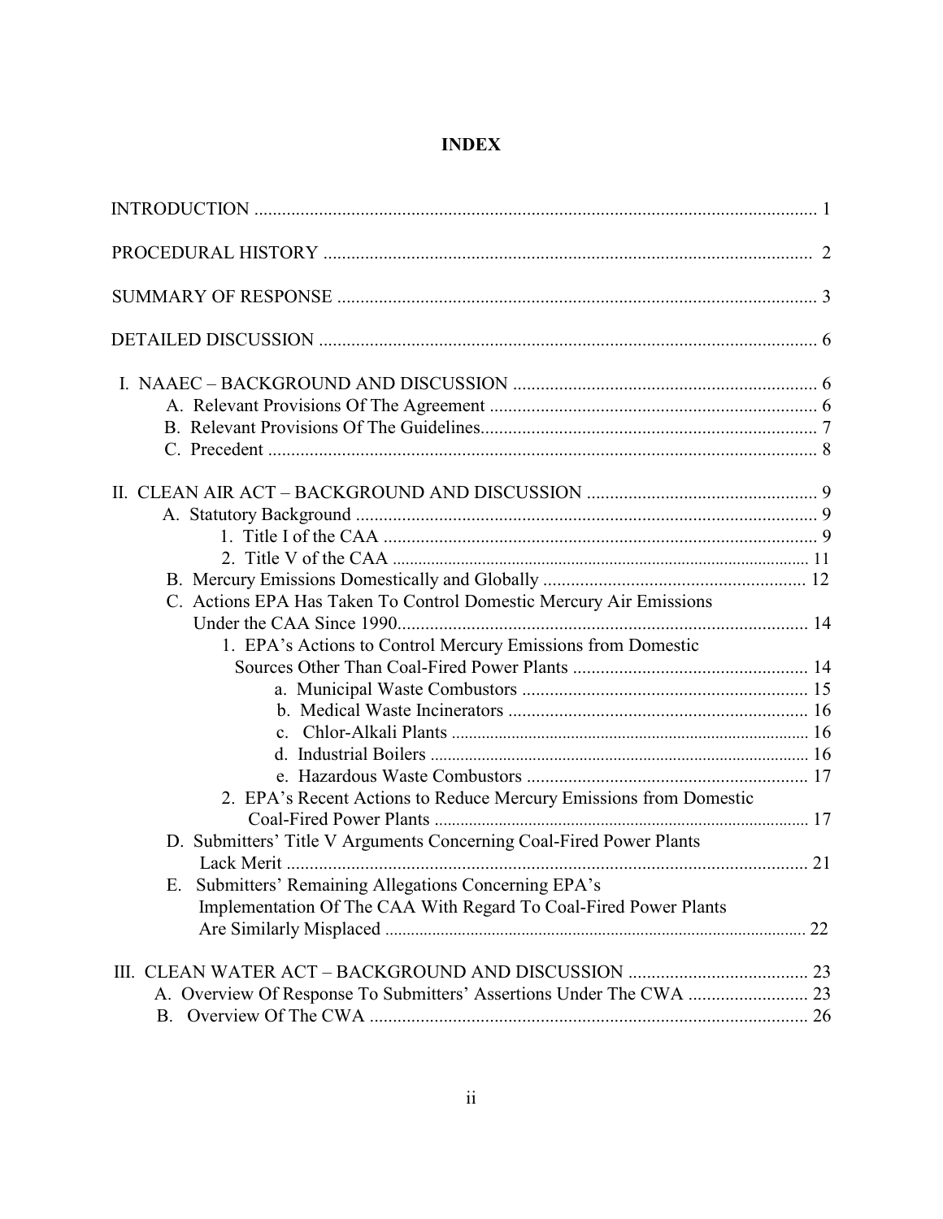# INDEX

INTRODUCTION .......... 1

PROCEDURAL HISTORY .......... 2

SUMMARY OF RESPONSE .......... 3

DETAILED DISCUSSION .......... 6

I. NAAEC – BACKGROUND AND DISCUSSION .......... 6
- A. Relevant Provisions Of The Agreement .......... 6
- B. Relevant Provisions Of The Guidelines .......... 7
- C. Precedent .......... 8

II. CLEAN AIR ACT – BACKGROUND AND DISCUSSION .......... 9
- A. Statutory Background .......... 9
  - 1. Title I of the CAA .......... 9
  - 2. Title V of the CAA .......... 11
- B. Mercury Emissions Domestically and Globally .......... 12
- C. Actions EPA Has Taken To Control Domestic Mercury Air Emissions Under the CAA Since 1990 .......... 14
  - 1. EPA's Actions to Control Mercury Emissions from Domestic Sources Other Than Coal-Fired Power Plants .......... 14
    - a. Municipal Waste Combustors .......... 15
    - b. Medical Waste Incinerators .......... 16
    - c. Chlor-Alkali Plants .......... 16
    - d. Industrial Boilers .......... 16
    - e. Hazardous Waste Combustors .......... 17
  - 2. EPA's Recent Actions to Reduce Mercury Emissions from Domestic Coal-Fired Power Plants .......... 17
- D. Submitters' Title V Arguments Concerning Coal-Fired Power Plants Lack Merit .......... 21
- E. Submitters' Remaining Allegations Concerning EPA's Implementation Of The CAA With Regard To Coal-Fired Power Plants Are Similarly Misplaced .......... 22

III. CLEAN WATER ACT – BACKGROUND AND DISCUSSION .......... 23
- A. Overview Of Response To Submitters' Assertions Under The CWA .......... 23
- B. Overview Of The CWA .......... 26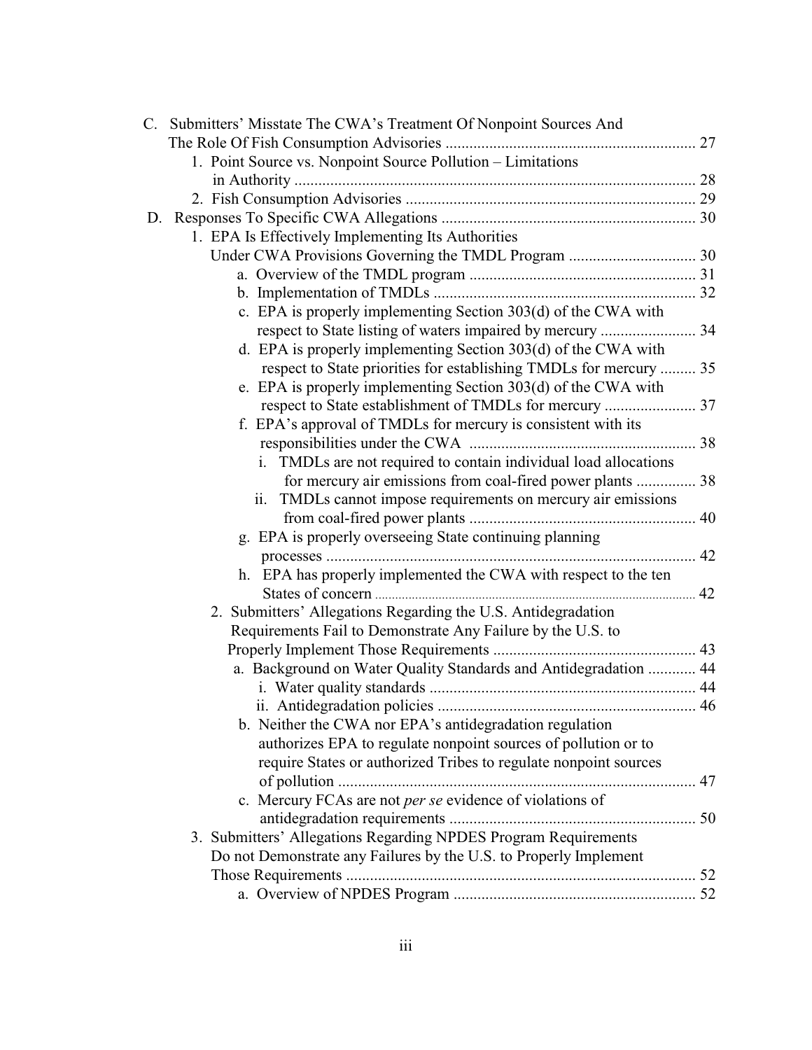C. Submitters' Misstate The CWA's Treatment Of Nonpoint Sources And The Role Of Fish Consumption Advisories ............................................................... 27
   1. Point Source vs. Nonpoint Source Pollution – Limitations in Authority ..................................................................................................... 28
   2. Fish Consumption Advisories ......................................................................... 29

D. Responses To Specific CWA Allegations ................................................................ 30
   1. EPA Is Effectively Implementing Its Authorities Under CWA Provisions Governing the TMDL Program ................................ 30
      a. Overview of the TMDL program ......................................................... 31
      b. Implementation of TMDLs .................................................................. 32
      c. EPA is properly implementing Section 303(d) of the CWA with respect to State listing of waters impaired by mercury ........................ 34
      d. EPA is properly implementing Section 303(d) of the CWA with respect to State priorities for establishing TMDLs for mercury ......... 35
      e. EPA is properly implementing Section 303(d) of the CWA with respect to State establishment of TMDLs for mercury ....................... 37
      f. EPA's approval of TMDLs for mercury is consistent with its responsibilities under the CWA ......................................................... 38
         i. TMDLs are not required to contain individual load allocations for mercury air emissions from coal-fired power plants ............... 38
         ii. TMDLs cannot impose requirements on mercury air emissions from coal-fired power plants ......................................................... 40
      g. EPA is properly overseeing State continuing planning processes ............................................................................................. 42
      h. EPA has properly implemented the CWA with respect to the ten States of concern ................................................................................................ 42
   2. Submitters' Allegations Regarding the U.S. Antidegradation Requirements Fail to Demonstrate Any Failure by the U.S. to Properly Implement Those Requirements ................................................... 43
      a. Background on Water Quality Standards and Antidegradation ............ 44
         i. Water quality standards ................................................................... 44
         ii. Antidegradation policies ................................................................. 46
      b. Neither the CWA nor EPA's antidegradation regulation authorizes EPA to regulate nonpoint sources of pollution or to require States or authorized Tribes to regulate nonpoint sources of pollution .......................................................................................... 47
      c. Mercury FCAs are not *per se* evidence of violations of antidegradation requirements .............................................................. 50
   3. Submitters' Allegations Regarding NPDES Program Requirements Do not Demonstrate any Failures by the U.S. to Properly Implement Those Requirements ........................................................................................ 52
      a. Overview of NPDES Program ............................................................. 52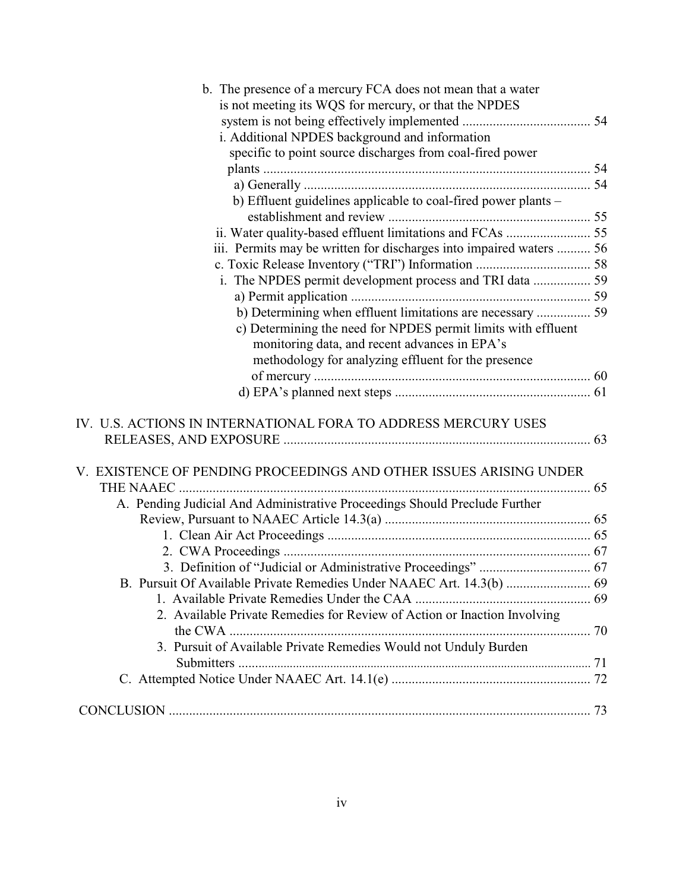b. The presence of a mercury FCA does not mean that a water is not meeting its WQS for mercury, or that the NPDES system is not being effectively implemented ...................................... 54

i. Additional NPDES background and information specific to point source discharges from coal-fired power plants ................................................................................................. 54

a) Generally ..................................................................................... 54

b) Effluent guidelines applicable to coal-fired power plants – establishment and review ............................................................ 55

ii. Water quality-based effluent limitations and FCAs ......................... 55

iii. Permits may be written for discharges into impaired waters .......... 56

c. Toxic Release Inventory ("TRI") Information .................................. 58

i. The NPDES permit development process and TRI data ................. 59

a) Permit application ....................................................................... 59

b) Determining when effluent limitations are necessary ................ 59

c) Determining the need for NPDES permit limits with effluent monitoring data, and recent advances in EPA's methodology for analyzing effluent for the presence of mercury .................................................................................. 60

d) EPA's planned next steps .......................................................... 61

IV. U.S. ACTIONS IN INTERNATIONAL FORA TO ADDRESS MERCURY USES RELEASES, AND EXPOSURE ........................................................................................... 63

V. EXISTENCE OF PENDING PROCEEDINGS AND OTHER ISSUES ARISING UNDER THE NAAEC .......................................................................................................................... 65

A. Pending Judicial And Administrative Proceedings Should Preclude Further Review, Pursuant to NAAEC Article 14.3(a) ............................................................. 65

1. Clean Air Act Proceedings .............................................................................. 65

2. CWA Proceedings ............................................................................................ 67

3. Definition of "Judicial or Administrative Proceedings" ................................. 67

B. Pursuit Of Available Private Remedies Under NAAEC Art. 14.3(b) ......................... 69

1. Available Private Remedies Under the CAA .................................................... 69

2. Available Private Remedies for Review of Action or Inaction Involving the CWA ............................................................................................................ 70

3. Pursuit of Available Private Remedies Would not Unduly Burden Submitters .............................................................................................................. 71

C. Attempted Notice Under NAAEC Art. 14.1(e) ........................................................... 72

CONCLUSION ............................................................................................................................. 73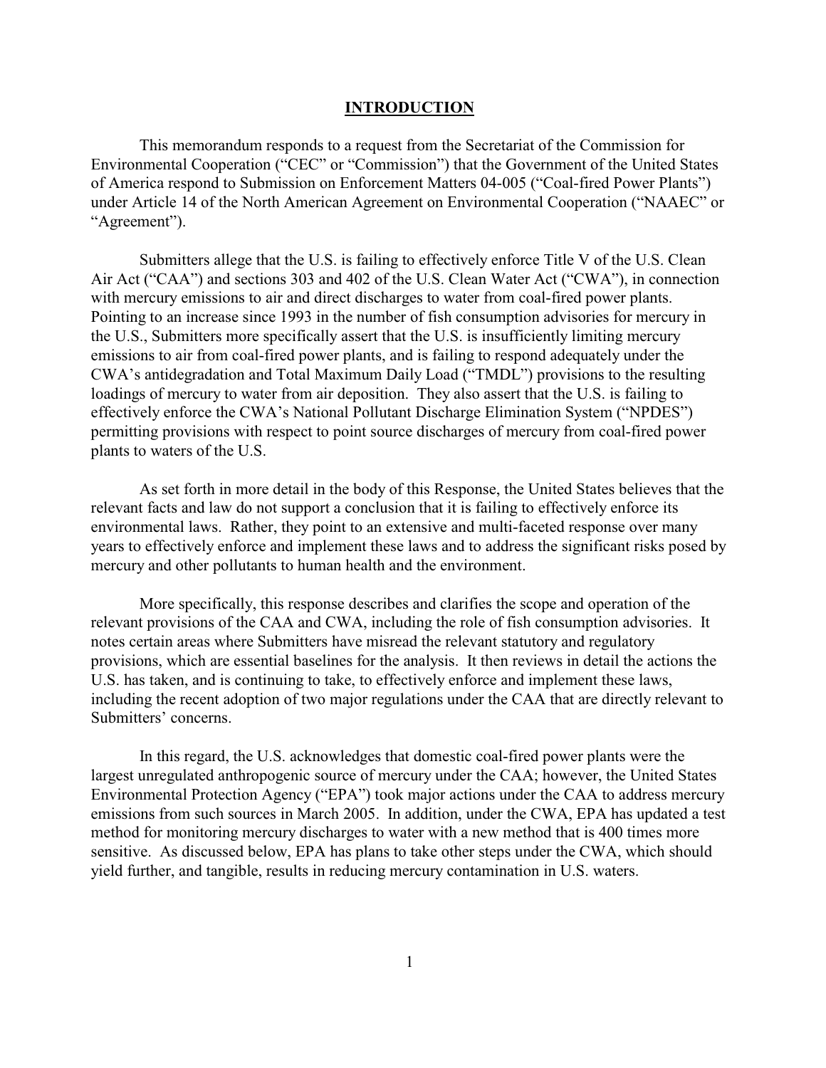## INTRODUCTION

This memorandum responds to a request from the Secretariat of the Commission for Environmental Cooperation ("CEC" or "Commission") that the Government of the United States of America respond to Submission on Enforcement Matters 04-005 ("Coal-fired Power Plants") under Article 14 of the North American Agreement on Environmental Cooperation ("NAAEC" or "Agreement").

Submitters allege that the U.S. is failing to effectively enforce Title V of the U.S. Clean Air Act ("CAA") and sections 303 and 402 of the U.S. Clean Water Act ("CWA"), in connection with mercury emissions to air and direct discharges to water from coal-fired power plants. Pointing to an increase since 1993 in the number of fish consumption advisories for mercury in the U.S., Submitters more specifically assert that the U.S. is insufficiently limiting mercury emissions to air from coal-fired power plants, and is failing to respond adequately under the CWA's antidegradation and Total Maximum Daily Load ("TMDL") provisions to the resulting loadings of mercury to water from air deposition. They also assert that the U.S. is failing to effectively enforce the CWA's National Pollutant Discharge Elimination System ("NPDES") permitting provisions with respect to point source discharges of mercury from coal-fired power plants to waters of the U.S.

As set forth in more detail in the body of this Response, the United States believes that the relevant facts and law do not support a conclusion that it is failing to effectively enforce its environmental laws. Rather, they point to an extensive and multi-faceted response over many years to effectively enforce and implement these laws and to address the significant risks posed by mercury and other pollutants to human health and the environment.

More specifically, this response describes and clarifies the scope and operation of the relevant provisions of the CAA and CWA, including the role of fish consumption advisories. It notes certain areas where Submitters have misread the relevant statutory and regulatory provisions, which are essential baselines for the analysis. It then reviews in detail the actions the U.S. has taken, and is continuing to take, to effectively enforce and implement these laws, including the recent adoption of two major regulations under the CAA that are directly relevant to Submitters' concerns.

In this regard, the U.S. acknowledges that domestic coal-fired power plants were the largest unregulated anthropogenic source of mercury under the CAA; however, the United States Environmental Protection Agency ("EPA") took major actions under the CAA to address mercury emissions from such sources in March 2005. In addition, under the CWA, EPA has updated a test method for monitoring mercury discharges to water with a new method that is 400 times more sensitive. As discussed below, EPA has plans to take other steps under the CWA, which should yield further, and tangible, results in reducing mercury contamination in U.S. waters.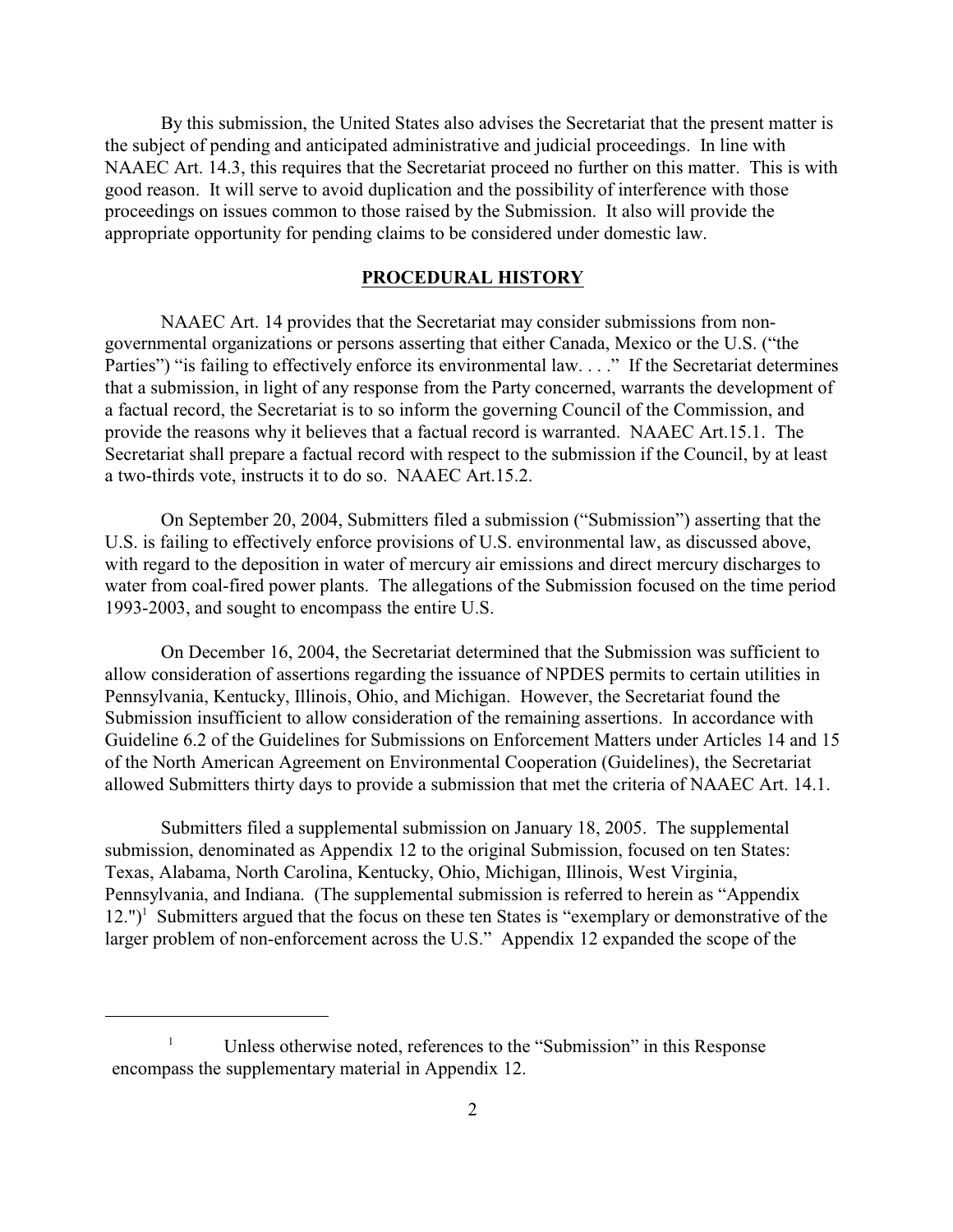By this submission, the United States also advises the Secretariat that the present matter is the subject of pending and anticipated administrative and judicial proceedings. In line with NAAEC Art. 14.3, this requires that the Secretariat proceed no further on this matter. This is with good reason. It will serve to avoid duplication and the possibility of interference with those proceedings on issues common to those raised by the Submission. It also will provide the appropriate opportunity for pending claims to be considered under domestic law.

## PROCEDURAL HISTORY

NAAEC Art. 14 provides that the Secretariat may consider submissions from non-governmental organizations or persons asserting that either Canada, Mexico or the U.S. ("the Parties") "is failing to effectively enforce its environmental law. . . ." If the Secretariat determines that a submission, in light of any response from the Party concerned, warrants the development of a factual record, the Secretariat is to so inform the governing Council of the Commission, and provide the reasons why it believes that a factual record is warranted. NAAEC Art.15.1. The Secretariat shall prepare a factual record with respect to the submission if the Council, by at least a two-thirds vote, instructs it to do so. NAAEC Art.15.2.

On September 20, 2004, Submitters filed a submission ("Submission") asserting that the U.S. is failing to effectively enforce provisions of U.S. environmental law, as discussed above, with regard to the deposition in water of mercury air emissions and direct mercury discharges to water from coal-fired power plants. The allegations of the Submission focused on the time period 1993-2003, and sought to encompass the entire U.S.

On December 16, 2004, the Secretariat determined that the Submission was sufficient to allow consideration of assertions regarding the issuance of NPDES permits to certain utilities in Pennsylvania, Kentucky, Illinois, Ohio, and Michigan. However, the Secretariat found the Submission insufficient to allow consideration of the remaining assertions. In accordance with Guideline 6.2 of the Guidelines for Submissions on Enforcement Matters under Articles 14 and 15 of the North American Agreement on Environmental Cooperation (Guidelines), the Secretariat allowed Submitters thirty days to provide a submission that met the criteria of NAAEC Art. 14.1.

Submitters filed a supplemental submission on January 18, 2005. The supplemental submission, denominated as Appendix 12 to the original Submission, focused on ten States: Texas, Alabama, North Carolina, Kentucky, Ohio, Michigan, Illinois, West Virginia, Pennsylvania, and Indiana. (The supplemental submission is referred to herein as "Appendix 12.")[1] Submitters argued that the focus on these ten States is "exemplary or demonstrative of the larger problem of non-enforcement across the U.S." Appendix 12 expanded the scope of the

[1] Unless otherwise noted, references to the "Submission" in this Response encompass the supplementary material in Appendix 12.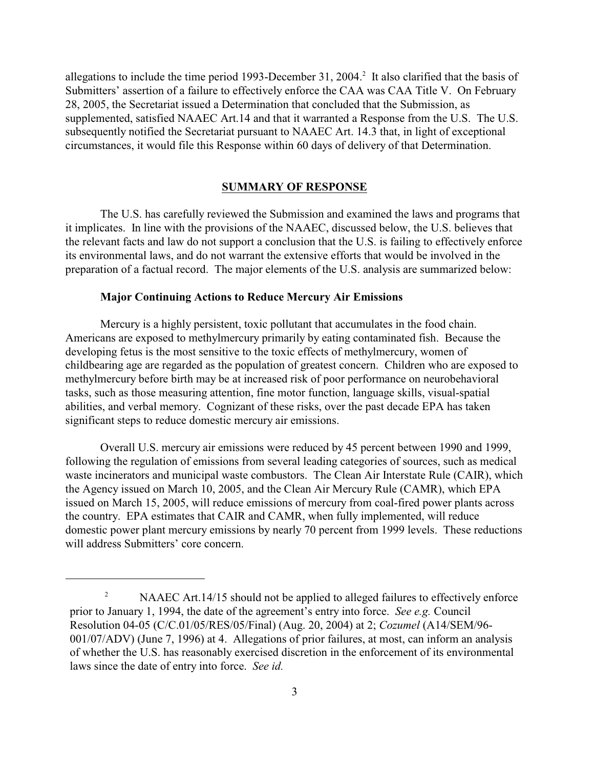allegations to include the time period 1993-December 31, 2004.[2] It also clarified that the basis of Submitters' assertion of a failure to effectively enforce the CAA was CAA Title V. On February 28, 2005, the Secretariat issued a Determination that concluded that the Submission, as supplemented, satisfied NAAEC Art.14 and that it warranted a Response from the U.S. The U.S. subsequently notified the Secretariat pursuant to NAAEC Art. 14.3 that, in light of exceptional circumstances, it would file this Response within 60 days of delivery of that Determination.

## SUMMARY OF RESPONSE

The U.S. has carefully reviewed the Submission and examined the laws and programs that it implicates. In line with the provisions of the NAAEC, discussed below, the U.S. believes that the relevant facts and law do not support a conclusion that the U.S. is failing to effectively enforce its environmental laws, and do not warrant the extensive efforts that would be involved in the preparation of a factual record. The major elements of the U.S. analysis are summarized below:

### Major Continuing Actions to Reduce Mercury Air Emissions

Mercury is a highly persistent, toxic pollutant that accumulates in the food chain. Americans are exposed to methylmercury primarily by eating contaminated fish. Because the developing fetus is the most sensitive to the toxic effects of methylmercury, women of childbearing age are regarded as the population of greatest concern. Children who are exposed to methylmercury before birth may be at increased risk of poor performance on neurobehavioral tasks, such as those measuring attention, fine motor function, language skills, visual-spatial abilities, and verbal memory. Cognizant of these risks, over the past decade EPA has taken significant steps to reduce domestic mercury air emissions.

Overall U.S. mercury air emissions were reduced by 45 percent between 1990 and 1999, following the regulation of emissions from several leading categories of sources, such as medical waste incinerators and municipal waste combustors. The Clean Air Interstate Rule (CAIR), which the Agency issued on March 10, 2005, and the Clean Air Mercury Rule (CAMR), which EPA issued on March 15, 2005, will reduce emissions of mercury from coal-fired power plants across the country. EPA estimates that CAIR and CAMR, when fully implemented, will reduce domestic power plant mercury emissions by nearly 70 percent from 1999 levels. These reductions will address Submitters' core concern.

---

[2] NAAEC Art.14/15 should not be applied to alleged failures to effectively enforce prior to January 1, 1994, the date of the agreement's entry into force. *See e.g.* Council Resolution 04-05 (C/C.01/05/RES/05/Final) (Aug. 20, 2004) at 2; *Cozumel* (A14/SEM/96-001/07/ADV) (June 7, 1996) at 4. Allegations of prior failures, at most, can inform an analysis of whether the U.S. has reasonably exercised discretion in the enforcement of its environmental laws since the date of entry into force. *See id.*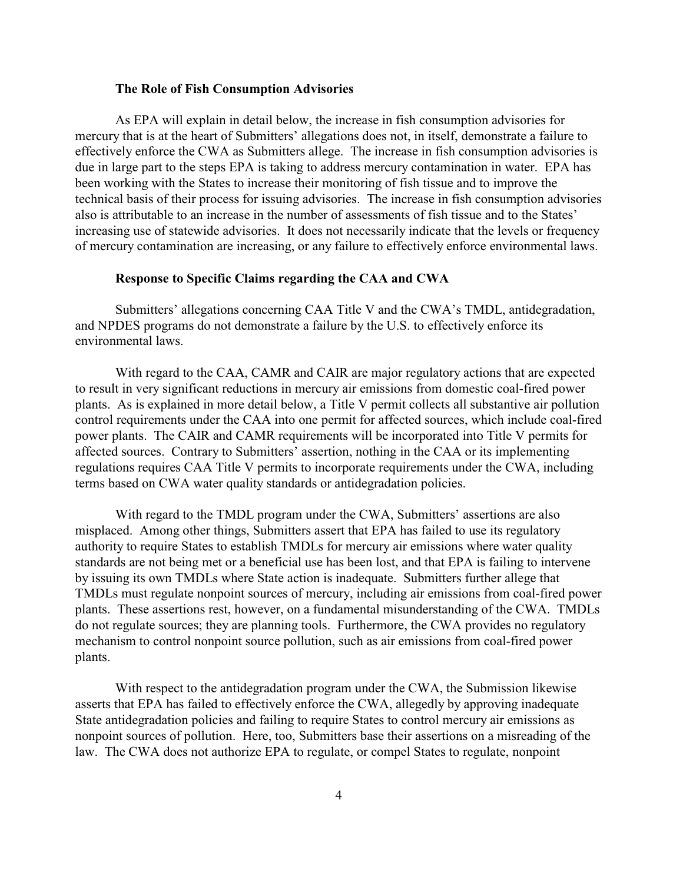### The Role of Fish Consumption Advisories

As EPA will explain in detail below, the increase in fish consumption advisories for mercury that is at the heart of Submitters' allegations does not, in itself, demonstrate a failure to effectively enforce the CWA as Submitters allege. The increase in fish consumption advisories is due in large part to the steps EPA is taking to address mercury contamination in water. EPA has been working with the States to increase their monitoring of fish tissue and to improve the technical basis of their process for issuing advisories. The increase in fish consumption advisories also is attributable to an increase in the number of assessments of fish tissue and to the States' increasing use of statewide advisories. It does not necessarily indicate that the levels or frequency of mercury contamination are increasing, or any failure to effectively enforce environmental laws.

### Response to Specific Claims regarding the CAA and CWA

Submitters' allegations concerning CAA Title V and the CWA's TMDL, antidegradation, and NPDES programs do not demonstrate a failure by the U.S. to effectively enforce its environmental laws.

With regard to the CAA, CAMR and CAIR are major regulatory actions that are expected to result in very significant reductions in mercury air emissions from domestic coal-fired power plants. As is explained in more detail below, a Title V permit collects all substantive air pollution control requirements under the CAA into one permit for affected sources, which include coal-fired power plants. The CAIR and CAMR requirements will be incorporated into Title V permits for affected sources. Contrary to Submitters' assertion, nothing in the CAA or its implementing regulations requires CAA Title V permits to incorporate requirements under the CWA, including terms based on CWA water quality standards or antidegradation policies.

With regard to the TMDL program under the CWA, Submitters' assertions are also misplaced. Among other things, Submitters assert that EPA has failed to use its regulatory authority to require States to establish TMDLs for mercury air emissions where water quality standards are not being met or a beneficial use has been lost, and that EPA is failing to intervene by issuing its own TMDLs where State action is inadequate. Submitters further allege that TMDLs must regulate nonpoint sources of mercury, including air emissions from coal-fired power plants. These assertions rest, however, on a fundamental misunderstanding of the CWA. TMDLs do not regulate sources; they are planning tools. Furthermore, the CWA provides no regulatory mechanism to control nonpoint source pollution, such as air emissions from coal-fired power plants.

With respect to the antidegradation program under the CWA, the Submission likewise asserts that EPA has failed to effectively enforce the CWA, allegedly by approving inadequate State antidegradation policies and failing to require States to control mercury air emissions as nonpoint sources of pollution. Here, too, Submitters base their assertions on a misreading of the law. The CWA does not authorize EPA to regulate, or compel States to regulate, nonpoint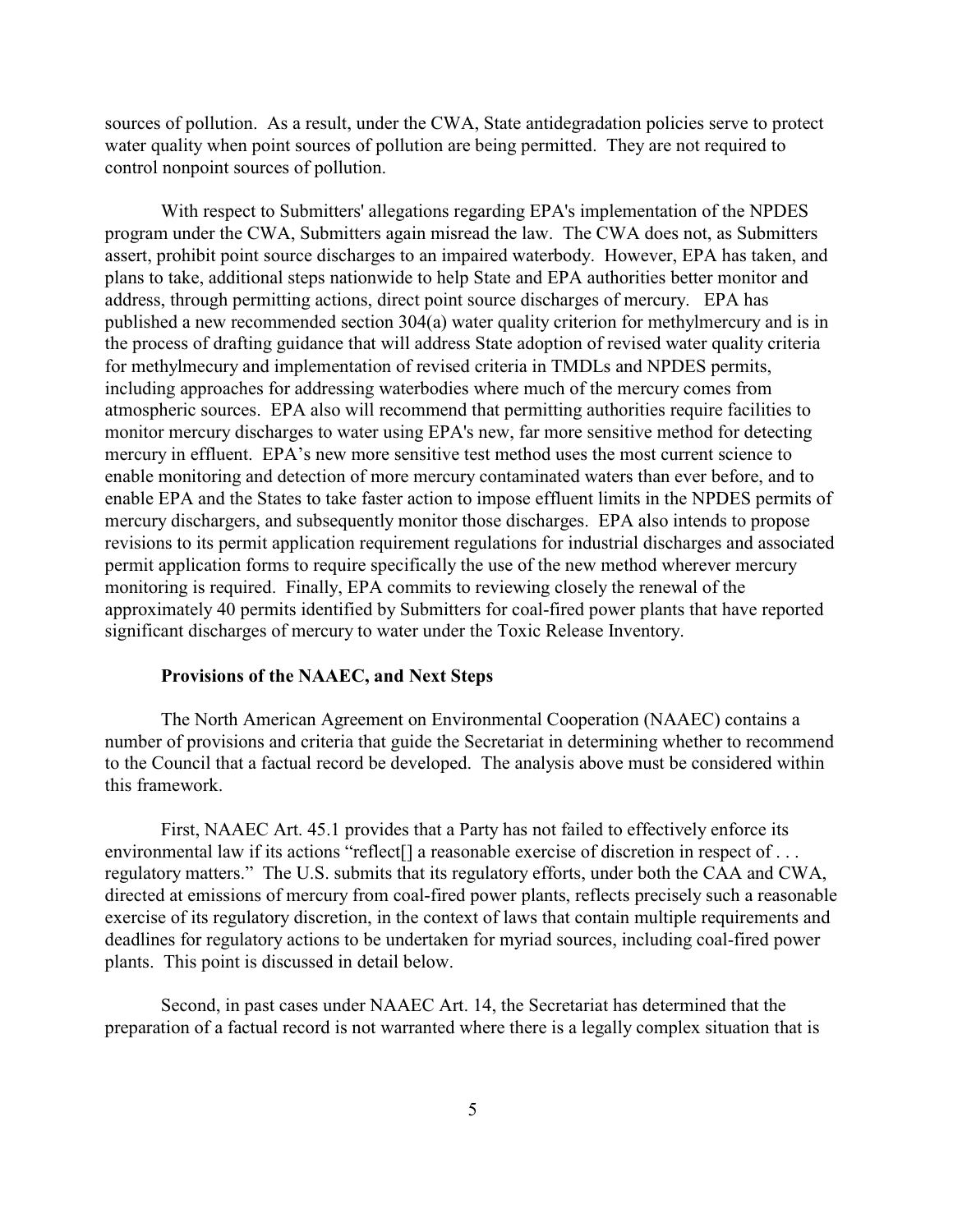sources of pollution. As a result, under the CWA, State antidegradation policies serve to protect water quality when point sources of pollution are being permitted. They are not required to control nonpoint sources of pollution.

With respect to Submitters' allegations regarding EPA's implementation of the NPDES program under the CWA, Submitters again misread the law. The CWA does not, as Submitters assert, prohibit point source discharges to an impaired waterbody. However, EPA has taken, and plans to take, additional steps nationwide to help State and EPA authorities better monitor and address, through permitting actions, direct point source discharges of mercury. EPA has published a new recommended section 304(a) water quality criterion for methylmercury and is in the process of drafting guidance that will address State adoption of revised water quality criteria for methylmecury and implementation of revised criteria in TMDLs and NPDES permits, including approaches for addressing waterbodies where much of the mercury comes from atmospheric sources. EPA also will recommend that permitting authorities require facilities to monitor mercury discharges to water using EPA's new, far more sensitive method for detecting mercury in effluent. EPA's new more sensitive test method uses the most current science to enable monitoring and detection of more mercury contaminated waters than ever before, and to enable EPA and the States to take faster action to impose effluent limits in the NPDES permits of mercury dischargers, and subsequently monitor those discharges. EPA also intends to propose revisions to its permit application requirement regulations for industrial discharges and associated permit application forms to require specifically the use of the new method wherever mercury monitoring is required. Finally, EPA commits to reviewing closely the renewal of the approximately 40 permits identified by Submitters for coal-fired power plants that have reported significant discharges of mercury to water under the Toxic Release Inventory.

**Provisions of the NAAEC, and Next Steps**

The North American Agreement on Environmental Cooperation (NAAEC) contains a number of provisions and criteria that guide the Secretariat in determining whether to recommend to the Council that a factual record be developed. The analysis above must be considered within this framework.

First, NAAEC Art. 45.1 provides that a Party has not failed to effectively enforce its environmental law if its actions "reflect[] a reasonable exercise of discretion in respect of . . . regulatory matters." The U.S. submits that its regulatory efforts, under both the CAA and CWA, directed at emissions of mercury from coal-fired power plants, reflects precisely such a reasonable exercise of its regulatory discretion, in the context of laws that contain multiple requirements and deadlines for regulatory actions to be undertaken for myriad sources, including coal-fired power plants. This point is discussed in detail below.

Second, in past cases under NAAEC Art. 14, the Secretariat has determined that the preparation of a factual record is not warranted where there is a legally complex situation that is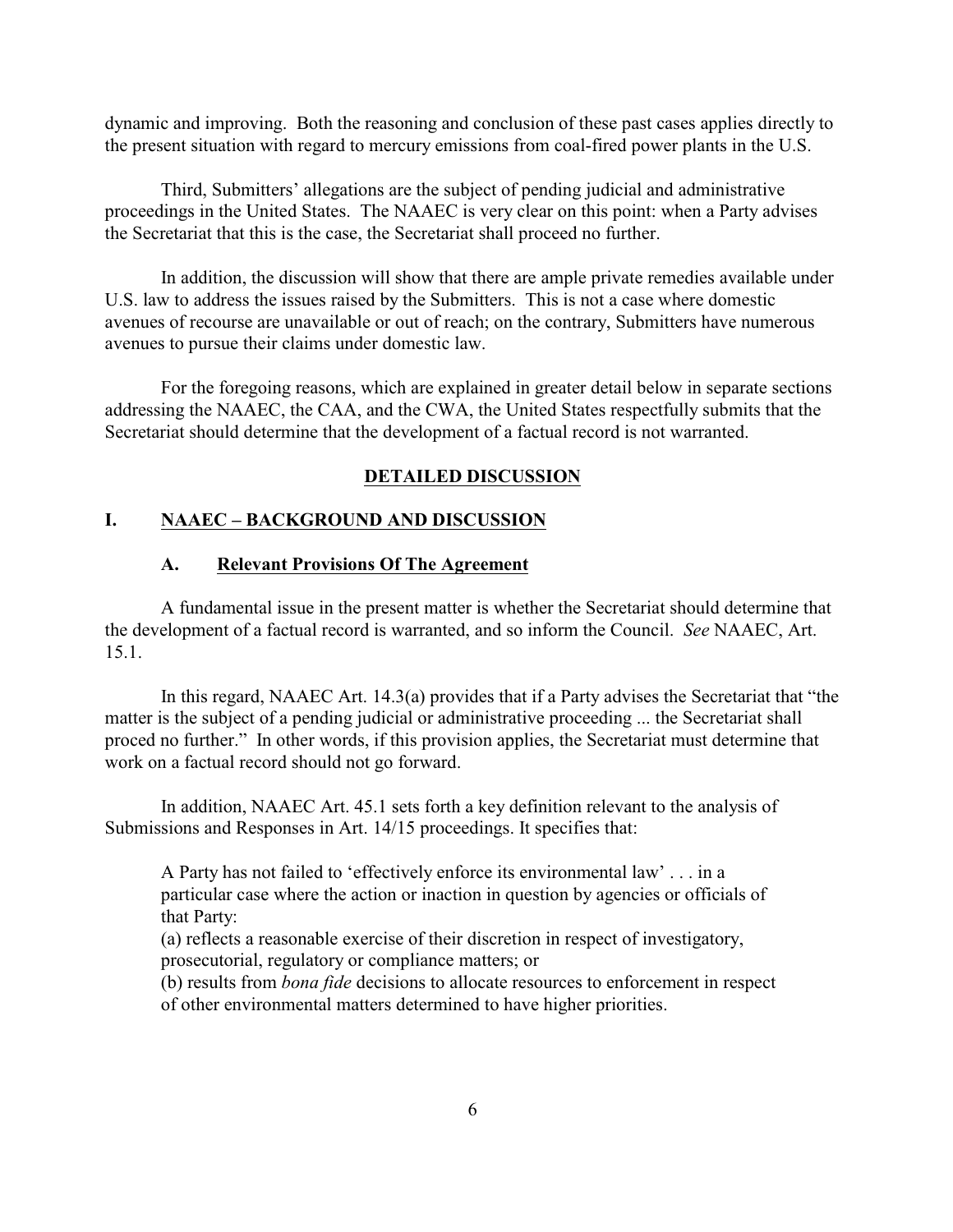dynamic and improving. Both the reasoning and conclusion of these past cases applies directly to the present situation with regard to mercury emissions from coal-fired power plants in the U.S.

Third, Submitters' allegations are the subject of pending judicial and administrative proceedings in the United States. The NAAEC is very clear on this point: when a Party advises the Secretariat that this is the case, the Secretariat shall proceed no further.

In addition, the discussion will show that there are ample private remedies available under U.S. law to address the issues raised by the Submitters. This is not a case where domestic avenues of recourse are unavailable or out of reach; on the contrary, Submitters have numerous avenues to pursue their claims under domestic law.

For the foregoing reasons, which are explained in greater detail below in separate sections addressing the NAAEC, the CAA, and the CWA, the United States respectfully submits that the Secretariat should determine that the development of a factual record is not warranted.

## DETAILED DISCUSSION

## I. NAAEC – BACKGROUND AND DISCUSSION

### A. Relevant Provisions Of The Agreement

A fundamental issue in the present matter is whether the Secretariat should determine that the development of a factual record is warranted, and so inform the Council. *See* NAAEC, Art. 15.1.

In this regard, NAAEC Art. 14.3(a) provides that if a Party advises the Secretariat that "the matter is the subject of a pending judicial or administrative proceeding ... the Secretariat shall proced no further." In other words, if this provision applies, the Secretariat must determine that work on a factual record should not go forward.

In addition, NAAEC Art. 45.1 sets forth a key definition relevant to the analysis of Submissions and Responses in Art. 14/15 proceedings. It specifies that:

> A Party has not failed to 'effectively enforce its environmental law' . . . in a particular case where the action or inaction in question by agencies or officials of that Party:
> (a) reflects a reasonable exercise of their discretion in respect of investigatory, prosecutorial, regulatory or compliance matters; or
> (b) results from *bona fide* decisions to allocate resources to enforcement in respect of other environmental matters determined to have higher priorities.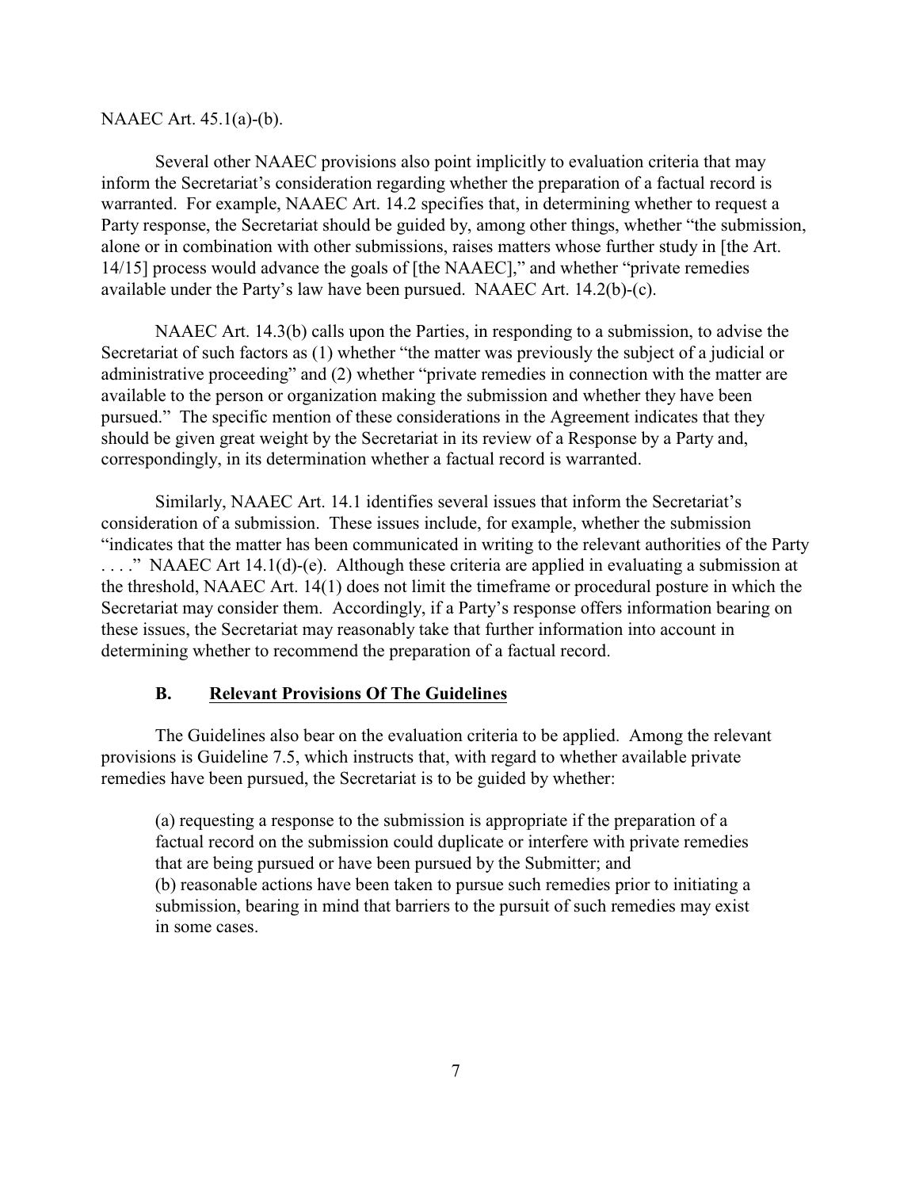NAAEC Art. 45.1(a)-(b).

Several other NAAEC provisions also point implicitly to evaluation criteria that may inform the Secretariat's consideration regarding whether the preparation of a factual record is warranted. For example, NAAEC Art. 14.2 specifies that, in determining whether to request a Party response, the Secretariat should be guided by, among other things, whether "the submission, alone or in combination with other submissions, raises matters whose further study in [the Art. 14/15] process would advance the goals of [the NAAEC]," and whether "private remedies available under the Party's law have been pursued. NAAEC Art. 14.2(b)-(c).

NAAEC Art. 14.3(b) calls upon the Parties, in responding to a submission, to advise the Secretariat of such factors as (1) whether "the matter was previously the subject of a judicial or administrative proceeding" and (2) whether "private remedies in connection with the matter are available to the person or organization making the submission and whether they have been pursued." The specific mention of these considerations in the Agreement indicates that they should be given great weight by the Secretariat in its review of a Response by a Party and, correspondingly, in its determination whether a factual record is warranted.

Similarly, NAAEC Art. 14.1 identifies several issues that inform the Secretariat's consideration of a submission. These issues include, for example, whether the submission "indicates that the matter has been communicated in writing to the relevant authorities of the Party . . . ." NAAEC Art 14.1(d)-(e). Although these criteria are applied in evaluating a submission at the threshold, NAAEC Art. 14(1) does not limit the timeframe or procedural posture in which the Secretariat may consider them. Accordingly, if a Party's response offers information bearing on these issues, the Secretariat may reasonably take that further information into account in determining whether to recommend the preparation of a factual record.

### B. Relevant Provisions Of The Guidelines

The Guidelines also bear on the evaluation criteria to be applied. Among the relevant provisions is Guideline 7.5, which instructs that, with regard to whether available private remedies have been pursued, the Secretariat is to be guided by whether:

> (a) requesting a response to the submission is appropriate if the preparation of a factual record on the submission could duplicate or interfere with private remedies that are being pursued or have been pursued by the Submitter; and
> (b) reasonable actions have been taken to pursue such remedies prior to initiating a submission, bearing in mind that barriers to the pursuit of such remedies may exist in some cases.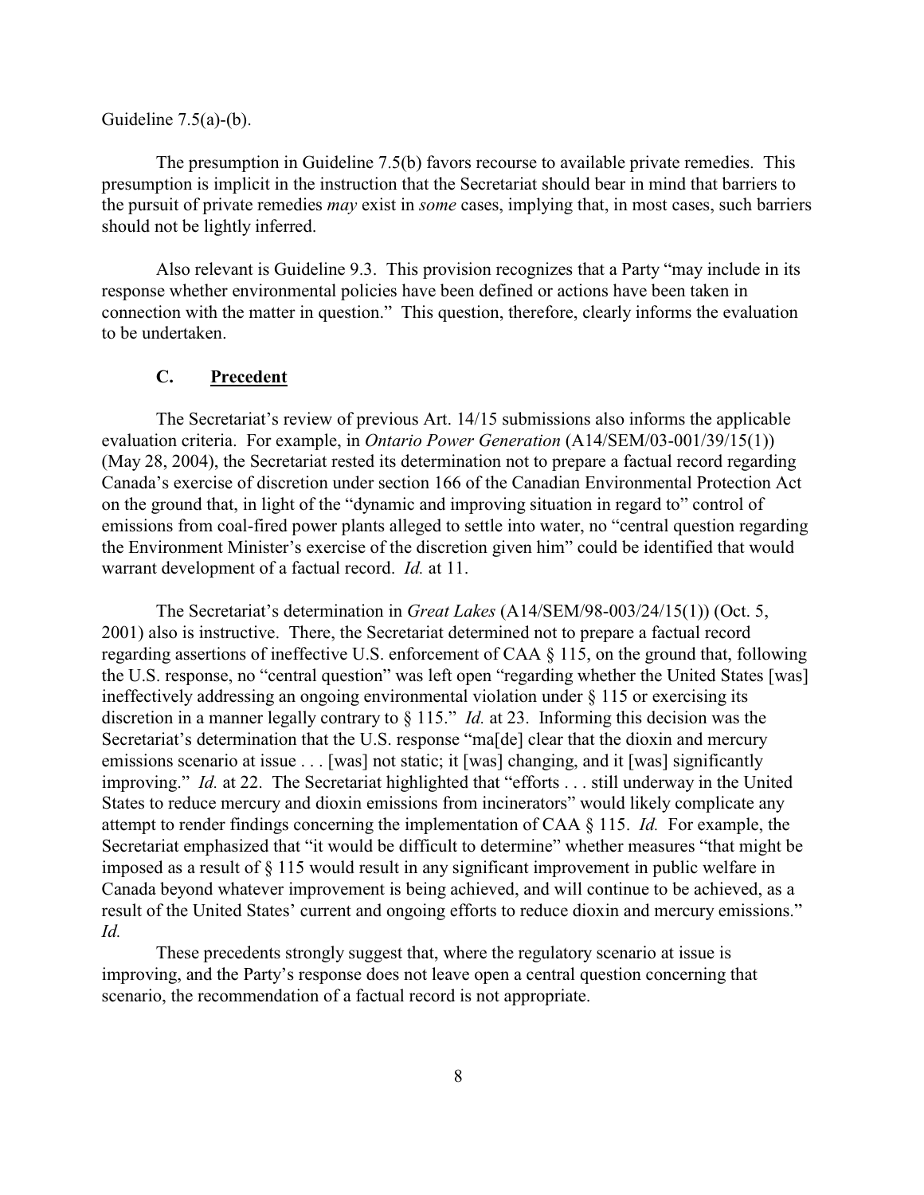Guideline 7.5(a)-(b).

The presumption in Guideline 7.5(b) favors recourse to available private remedies. This presumption is implicit in the instruction that the Secretariat should bear in mind that barriers to the pursuit of private remedies *may* exist in *some* cases, implying that, in most cases, such barriers should not be lightly inferred.

Also relevant is Guideline 9.3. This provision recognizes that a Party "may include in its response whether environmental policies have been defined or actions have been taken in connection with the matter in question." This question, therefore, clearly informs the evaluation to be undertaken.

### C. Precedent

The Secretariat's review of previous Art. 14/15 submissions also informs the applicable evaluation criteria. For example, in *Ontario Power Generation* (A14/SEM/03-001/39/15(1)) (May 28, 2004), the Secretariat rested its determination not to prepare a factual record regarding Canada's exercise of discretion under section 166 of the Canadian Environmental Protection Act on the ground that, in light of the "dynamic and improving situation in regard to" control of emissions from coal-fired power plants alleged to settle into water, no "central question regarding the Environment Minister's exercise of the discretion given him" could be identified that would warrant development of a factual record. *Id.* at 11.

The Secretariat's determination in *Great Lakes* (A14/SEM/98-003/24/15(1)) (Oct. 5, 2001) also is instructive. There, the Secretariat determined not to prepare a factual record regarding assertions of ineffective U.S. enforcement of CAA § 115, on the ground that, following the U.S. response, no "central question" was left open "regarding whether the United States [was] ineffectively addressing an ongoing environmental violation under § 115 or exercising its discretion in a manner legally contrary to § 115." *Id.* at 23. Informing this decision was the Secretariat's determination that the U.S. response "ma[de] clear that the dioxin and mercury emissions scenario at issue . . . [was] not static; it [was] changing, and it [was] significantly improving." *Id.* at 22. The Secretariat highlighted that "efforts . . . still underway in the United States to reduce mercury and dioxin emissions from incinerators" would likely complicate any attempt to render findings concerning the implementation of CAA § 115. *Id.* For example, the Secretariat emphasized that "it would be difficult to determine" whether measures "that might be imposed as a result of § 115 would result in any significant improvement in public welfare in Canada beyond whatever improvement is being achieved, and will continue to be achieved, as a result of the United States' current and ongoing efforts to reduce dioxin and mercury emissions." *Id.*

These precedents strongly suggest that, where the regulatory scenario at issue is improving, and the Party's response does not leave open a central question concerning that scenario, the recommendation of a factual record is not appropriate.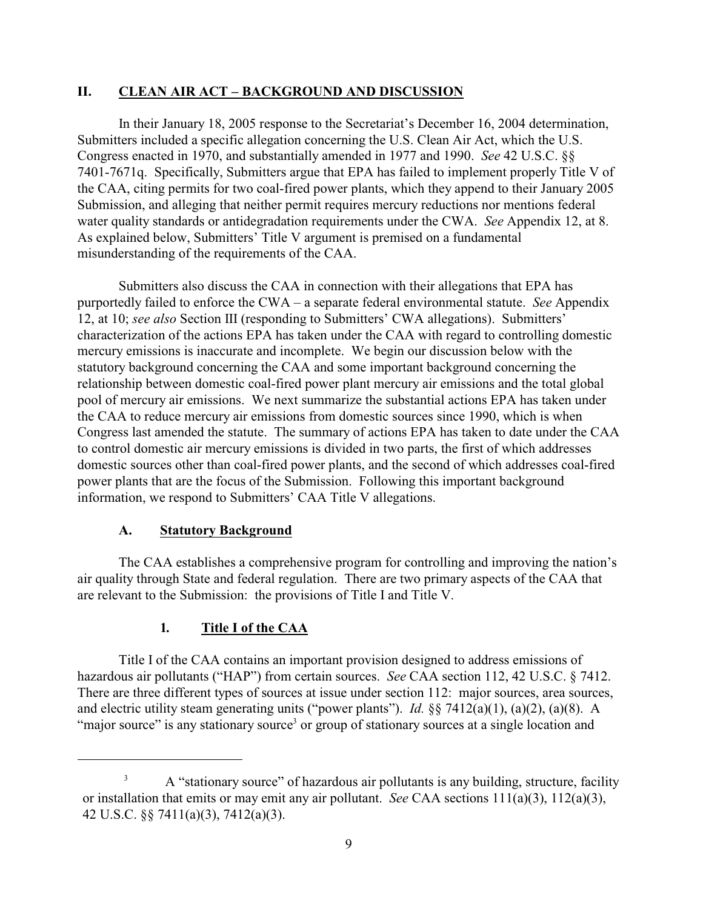## II. CLEAN AIR ACT – BACKGROUND AND DISCUSSION

In their January 18, 2005 response to the Secretariat's December 16, 2004 determination, Submitters included a specific allegation concerning the U.S. Clean Air Act, which the U.S. Congress enacted in 1970, and substantially amended in 1977 and 1990. *See* 42 U.S.C. §§ 7401-7671q. Specifically, Submitters argue that EPA has failed to implement properly Title V of the CAA, citing permits for two coal-fired power plants, which they append to their January 2005 Submission, and alleging that neither permit requires mercury reductions nor mentions federal water quality standards or antidegradation requirements under the CWA. *See* Appendix 12, at 8. As explained below, Submitters' Title V argument is premised on a fundamental misunderstanding of the requirements of the CAA.

Submitters also discuss the CAA in connection with their allegations that EPA has purportedly failed to enforce the CWA – a separate federal environmental statute. *See* Appendix 12, at 10; *see also* Section III (responding to Submitters' CWA allegations). Submitters' characterization of the actions EPA has taken under the CAA with regard to controlling domestic mercury emissions is inaccurate and incomplete. We begin our discussion below with the statutory background concerning the CAA and some important background concerning the relationship between domestic coal-fired power plant mercury air emissions and the total global pool of mercury air emissions. We next summarize the substantial actions EPA has taken under the CAA to reduce mercury air emissions from domestic sources since 1990, which is when Congress last amended the statute. The summary of actions EPA has taken to date under the CAA to control domestic air mercury emissions is divided in two parts, the first of which addresses domestic sources other than coal-fired power plants, and the second of which addresses coal-fired power plants that are the focus of the Submission. Following this important background information, we respond to Submitters' CAA Title V allegations.

### A. Statutory Background

The CAA establishes a comprehensive program for controlling and improving the nation's air quality through State and federal regulation. There are two primary aspects of the CAA that are relevant to the Submission: the provisions of Title I and Title V.

#### 1. Title I of the CAA

Title I of the CAA contains an important provision designed to address emissions of hazardous air pollutants ("HAP") from certain sources. *See* CAA section 112, 42 U.S.C. § 7412. There are three different types of sources at issue under section 112: major sources, area sources, and electric utility steam generating units ("power plants"). *Id.* §§ 7412(a)(1), (a)(2), (a)(8). A "major source" is any stationary source[3] or group of stationary sources at a single location and

---

[3] A "stationary source" of hazardous air pollutants is any building, structure, facility or installation that emits or may emit any air pollutant. *See* CAA sections 111(a)(3), 112(a)(3), 42 U.S.C. §§ 7411(a)(3), 7412(a)(3).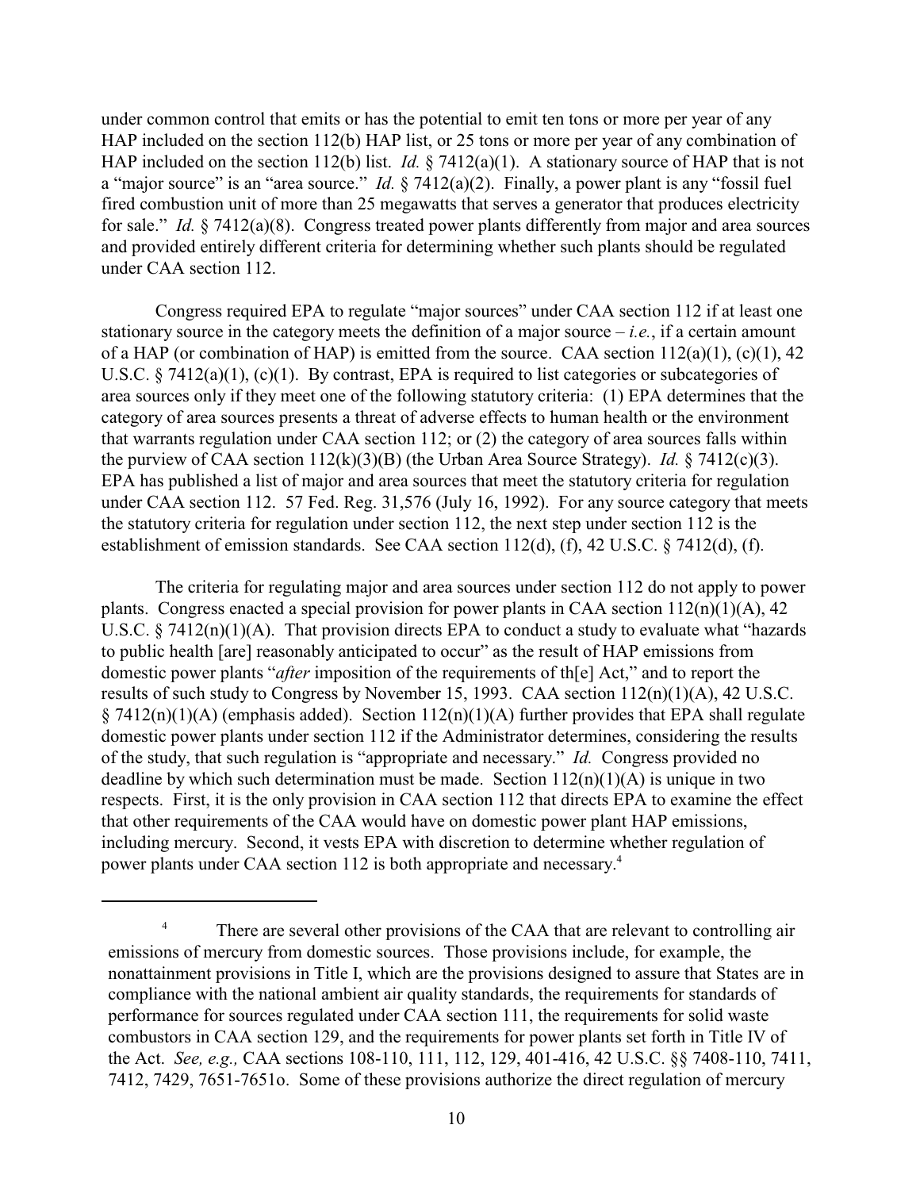under common control that emits or has the potential to emit ten tons or more per year of any HAP included on the section 112(b) HAP list, or 25 tons or more per year of any combination of HAP included on the section 112(b) list. *Id.* § 7412(a)(1). A stationary source of HAP that is not a "major source" is an "area source." *Id.* § 7412(a)(2). Finally, a power plant is any "fossil fuel fired combustion unit of more than 25 megawatts that serves a generator that produces electricity for sale." *Id.* § 7412(a)(8). Congress treated power plants differently from major and area sources and provided entirely different criteria for determining whether such plants should be regulated under CAA section 112.

Congress required EPA to regulate "major sources" under CAA section 112 if at least one stationary source in the category meets the definition of a major source – *i.e.*, if a certain amount of a HAP (or combination of HAP) is emitted from the source. CAA section 112(a)(1), (c)(1), 42 U.S.C. § 7412(a)(1), (c)(1). By contrast, EPA is required to list categories or subcategories of area sources only if they meet one of the following statutory criteria: (1) EPA determines that the category of area sources presents a threat of adverse effects to human health or the environment that warrants regulation under CAA section 112; or (2) the category of area sources falls within the purview of CAA section 112(k)(3)(B) (the Urban Area Source Strategy). *Id.* § 7412(c)(3). EPA has published a list of major and area sources that meet the statutory criteria for regulation under CAA section 112. 57 Fed. Reg. 31,576 (July 16, 1992). For any source category that meets the statutory criteria for regulation under section 112, the next step under section 112 is the establishment of emission standards. See CAA section 112(d), (f), 42 U.S.C. § 7412(d), (f).

The criteria for regulating major and area sources under section 112 do not apply to power plants. Congress enacted a special provision for power plants in CAA section 112(n)(1)(A), 42 U.S.C. § 7412(n)(1)(A). That provision directs EPA to conduct a study to evaluate what "hazards to public health [are] reasonably anticipated to occur" as the result of HAP emissions from domestic power plants "*after* imposition of the requirements of th[e] Act," and to report the results of such study to Congress by November 15, 1993. CAA section 112(n)(1)(A), 42 U.S.C. § 7412(n)(1)(A) (emphasis added). Section 112(n)(1)(A) further provides that EPA shall regulate domestic power plants under section 112 if the Administrator determines, considering the results of the study, that such regulation is "appropriate and necessary." *Id.* Congress provided no deadline by which such determination must be made. Section 112(n)(1)(A) is unique in two respects. First, it is the only provision in CAA section 112 that directs EPA to examine the effect that other requirements of the CAA would have on domestic power plant HAP emissions, including mercury. Second, it vests EPA with discretion to determine whether regulation of power plants under CAA section 112 is both appropriate and necessary.[4]

---

[4] There are several other provisions of the CAA that are relevant to controlling air emissions of mercury from domestic sources. Those provisions include, for example, the nonattainment provisions in Title I, which are the provisions designed to assure that States are in compliance with the national ambient air quality standards, the requirements for standards of performance for sources regulated under CAA section 111, the requirements for solid waste combustors in CAA section 129, and the requirements for power plants set forth in Title IV of the Act. *See, e.g.,* CAA sections 108-110, 111, 112, 129, 401-416, 42 U.S.C. §§ 7408-110, 7411, 7412, 7429, 7651-7651o. Some of these provisions authorize the direct regulation of mercury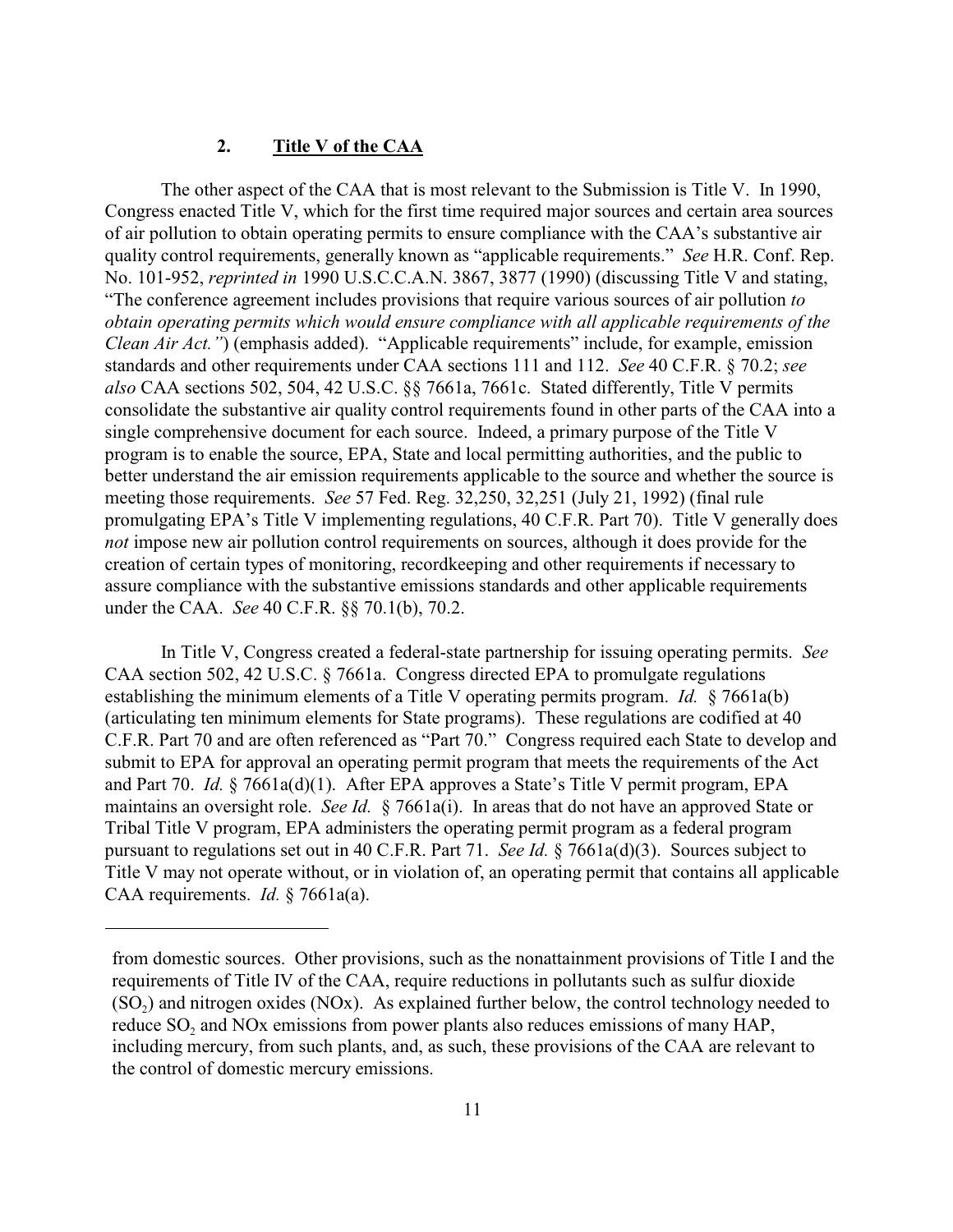### 2. Title V of the CAA

The other aspect of the CAA that is most relevant to the Submission is Title V. In 1990, Congress enacted Title V, which for the first time required major sources and certain area sources of air pollution to obtain operating permits to ensure compliance with the CAA's substantive air quality control requirements, generally known as "applicable requirements." *See* H.R. Conf. Rep. No. 101-952, *reprinted in* 1990 U.S.C.C.A.N. 3867, 3877 (1990) (discussing Title V and stating, "The conference agreement includes provisions that require various sources of air pollution *to obtain operating permits which would ensure compliance with all applicable requirements of the Clean Air Act."*) (emphasis added). "Applicable requirements" include, for example, emission standards and other requirements under CAA sections 111 and 112. *See* 40 C.F.R. § 70.2; *see also* CAA sections 502, 504, 42 U.S.C. §§ 7661a, 7661c. Stated differently, Title V permits consolidate the substantive air quality control requirements found in other parts of the CAA into a single comprehensive document for each source. Indeed, a primary purpose of the Title V program is to enable the source, EPA, State and local permitting authorities, and the public to better understand the air emission requirements applicable to the source and whether the source is meeting those requirements. *See* 57 Fed. Reg. 32,250, 32,251 (July 21, 1992) (final rule promulgating EPA's Title V implementing regulations, 40 C.F.R. Part 70). Title V generally does *not* impose new air pollution control requirements on sources, although it does provide for the creation of certain types of monitoring, recordkeeping and other requirements if necessary to assure compliance with the substantive emissions standards and other applicable requirements under the CAA. *See* 40 C.F.R. §§ 70.1(b), 70.2.

In Title V, Congress created a federal-state partnership for issuing operating permits. *See* CAA section 502, 42 U.S.C. § 7661a. Congress directed EPA to promulgate regulations establishing the minimum elements of a Title V operating permits program. *Id.* § 7661a(b) (articulating ten minimum elements for State programs). These regulations are codified at 40 C.F.R. Part 70 and are often referenced as "Part 70." Congress required each State to develop and submit to EPA for approval an operating permit program that meets the requirements of the Act and Part 70. *Id.* § 7661a(d)(1). After EPA approves a State's Title V permit program, EPA maintains an oversight role. *See Id.* § 7661a(i). In areas that do not have an approved State or Tribal Title V program, EPA administers the operating permit program as a federal program pursuant to regulations set out in 40 C.F.R. Part 71. *See Id.* § 7661a(d)(3). Sources subject to Title V may not operate without, or in violation of, an operating permit that contains all applicable CAA requirements. *Id.* § 7661a(a).

---

from domestic sources. Other provisions, such as the nonattainment provisions of Title I and the requirements of Title IV of the CAA, require reductions in pollutants such as sulfur dioxide ($SO_2$) and nitrogen oxides (NOx). As explained further below, the control technology needed to reduce $SO_2$ and NOx emissions from power plants also reduces emissions of many HAP, including mercury, from such plants, and, as such, these provisions of the CAA are relevant to the control of domestic mercury emissions.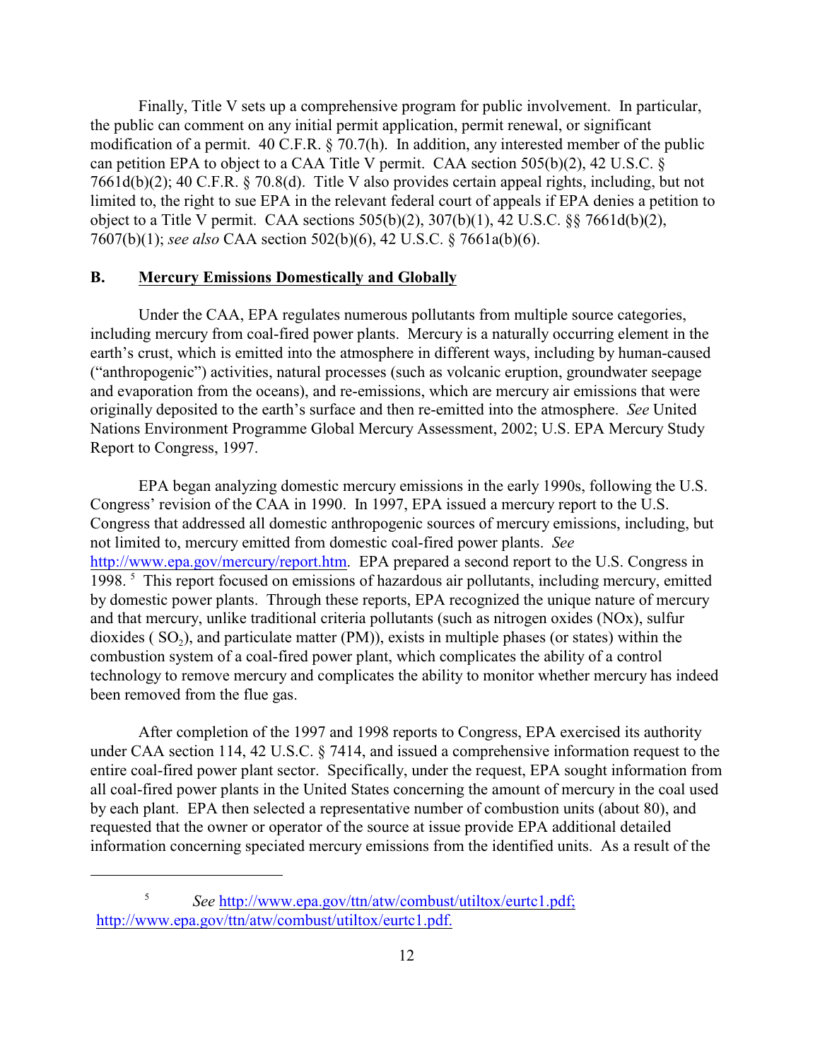Finally, Title V sets up a comprehensive program for public involvement. In particular, the public can comment on any initial permit application, permit renewal, or significant modification of a permit. 40 C.F.R. § 70.7(h). In addition, any interested member of the public can petition EPA to object to a CAA Title V permit. CAA section 505(b)(2), 42 U.S.C. § 7661d(b)(2); 40 C.F.R. § 70.8(d). Title V also provides certain appeal rights, including, but not limited to, the right to sue EPA in the relevant federal court of appeals if EPA denies a petition to object to a Title V permit. CAA sections 505(b)(2), 307(b)(1), 42 U.S.C. §§ 7661d(b)(2), 7607(b)(1); *see also* CAA section 502(b)(6), 42 U.S.C. § 7661a(b)(6).

## B. Mercury Emissions Domestically and Globally

Under the CAA, EPA regulates numerous pollutants from multiple source categories, including mercury from coal-fired power plants. Mercury is a naturally occurring element in the earth's crust, which is emitted into the atmosphere in different ways, including by human-caused ("anthropogenic") activities, natural processes (such as volcanic eruption, groundwater seepage and evaporation from the oceans), and re-emissions, which are mercury air emissions that were originally deposited to the earth's surface and then re-emitted into the atmosphere. *See* United Nations Environment Programme Global Mercury Assessment, 2002; U.S. EPA Mercury Study Report to Congress, 1997.

EPA began analyzing domestic mercury emissions in the early 1990s, following the U.S. Congress' revision of the CAA in 1990. In 1997, EPA issued a mercury report to the U.S. Congress that addressed all domestic anthropogenic sources of mercury emissions, including, but not limited to, mercury emitted from domestic coal-fired power plants. *See* http://www.epa.gov/mercury/report.htm. EPA prepared a second report to the U.S. Congress in 1998. [5] This report focused on emissions of hazardous air pollutants, including mercury, emitted by domestic power plants. Through these reports, EPA recognized the unique nature of mercury and that mercury, unlike traditional criteria pollutants (such as nitrogen oxides (NOx), sulfur dioxides ( $SO_2$), and particulate matter (PM)), exists in multiple phases (or states) within the combustion system of a coal-fired power plant, which complicates the ability of a control technology to remove mercury and complicates the ability to monitor whether mercury has indeed been removed from the flue gas.

After completion of the 1997 and 1998 reports to Congress, EPA exercised its authority under CAA section 114, 42 U.S.C. § 7414, and issued a comprehensive information request to the entire coal-fired power plant sector. Specifically, under the request, EPA sought information from all coal-fired power plants in the United States concerning the amount of mercury in the coal used by each plant. EPA then selected a representative number of combustion units (about 80), and requested that the owner or operator of the source at issue provide EPA additional detailed information concerning speciated mercury emissions from the identified units. As a result of the

---

[5] *See* http://www.epa.gov/ttn/atw/combust/utiltox/eurtc1.pdf; http://www.epa.gov/ttn/atw/combust/utiltox/eurtc1.pdf.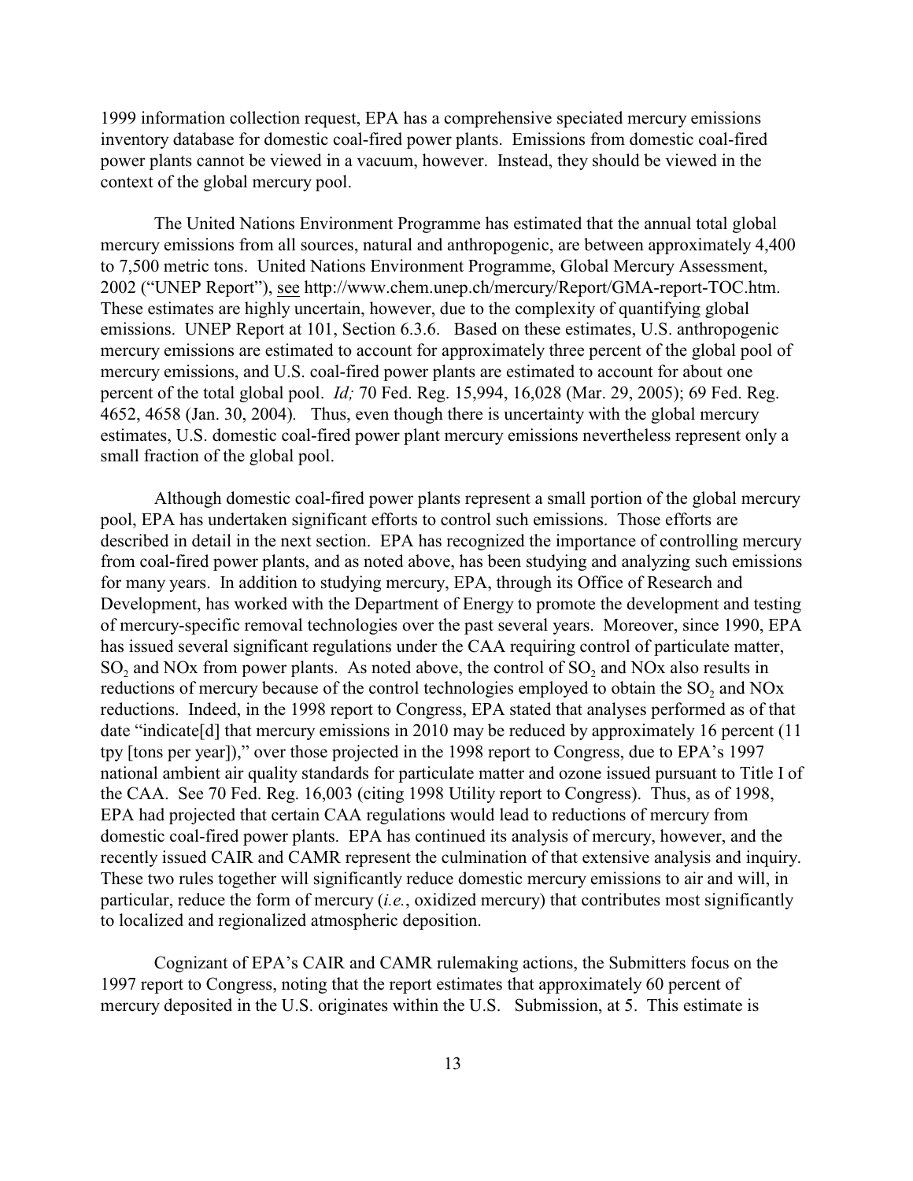1999 information collection request, EPA has a comprehensive speciated mercury emissions inventory database for domestic coal-fired power plants. Emissions from domestic coal-fired power plants cannot be viewed in a vacuum, however. Instead, they should be viewed in the context of the global mercury pool.

The United Nations Environment Programme has estimated that the annual total global mercury emissions from all sources, natural and anthropogenic, are between approximately 4,400 to 7,500 metric tons. United Nations Environment Programme, Global Mercury Assessment, 2002 ("UNEP Report"), see http://www.chem.unep.ch/mercury/Report/GMA-report-TOC.htm. These estimates are highly uncertain, however, due to the complexity of quantifying global emissions. UNEP Report at 101, Section 6.3.6. Based on these estimates, U.S. anthropogenic mercury emissions are estimated to account for approximately three percent of the global pool of mercury emissions, and U.S. coal-fired power plants are estimated to account for about one percent of the total global pool. *Id;* 70 Fed. Reg. 15,994, 16,028 (Mar. 29, 2005); 69 Fed. Reg. 4652, 4658 (Jan. 30, 2004). Thus, even though there is uncertainty with the global mercury estimates, U.S. domestic coal-fired power plant mercury emissions nevertheless represent only a small fraction of the global pool.

Although domestic coal-fired power plants represent a small portion of the global mercury pool, EPA has undertaken significant efforts to control such emissions. Those efforts are described in detail in the next section. EPA has recognized the importance of controlling mercury from coal-fired power plants, and as noted above, has been studying and analyzing such emissions for many years. In addition to studying mercury, EPA, through its Office of Research and Development, has worked with the Department of Energy to promote the development and testing of mercury-specific removal technologies over the past several years. Moreover, since 1990, EPA has issued several significant regulations under the CAA requiring control of particulate matter, $SO_2$ and NOx from power plants. As noted above, the control of $SO_2$ and NOx also results in reductions of mercury because of the control technologies employed to obtain the $SO_2$ and NOx reductions. Indeed, in the 1998 report to Congress, EPA stated that analyses performed as of that date "indicate[d] that mercury emissions in 2010 may be reduced by approximately 16 percent (11 tpy [tons per year])," over those projected in the 1998 report to Congress, due to EPA's 1997 national ambient air quality standards for particulate matter and ozone issued pursuant to Title I of the CAA. See 70 Fed. Reg. 16,003 (citing 1998 Utility report to Congress). Thus, as of 1998, EPA had projected that certain CAA regulations would lead to reductions of mercury from domestic coal-fired power plants. EPA has continued its analysis of mercury, however, and the recently issued CAIR and CAMR represent the culmination of that extensive analysis and inquiry. These two rules together will significantly reduce domestic mercury emissions to air and will, in particular, reduce the form of mercury (*i.e.*, oxidized mercury) that contributes most significantly to localized and regionalized atmospheric deposition.

Cognizant of EPA's CAIR and CAMR rulemaking actions, the Submitters focus on the 1997 report to Congress, noting that the report estimates that approximately 60 percent of mercury deposited in the U.S. originates within the U.S. Submission, at 5. This estimate is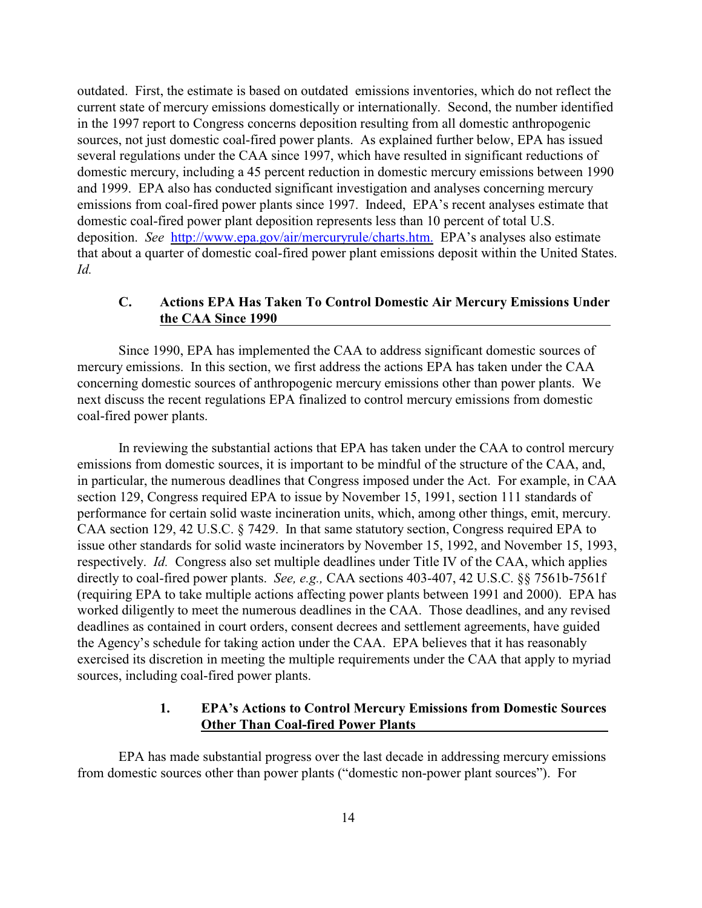outdated. First, the estimate is based on outdated emissions inventories, which do not reflect the current state of mercury emissions domestically or internationally. Second, the number identified in the 1997 report to Congress concerns deposition resulting from all domestic anthropogenic sources, not just domestic coal-fired power plants. As explained further below, EPA has issued several regulations under the CAA since 1997, which have resulted in significant reductions of domestic mercury, including a 45 percent reduction in domestic mercury emissions between 1990 and 1999. EPA also has conducted significant investigation and analyses concerning mercury emissions from coal-fired power plants since 1997. Indeed, EPA's recent analyses estimate that domestic coal-fired power plant deposition represents less than 10 percent of total U.S. deposition. *See* http://www.epa.gov/air/mercuryrule/charts.htm. EPA's analyses also estimate that about a quarter of domestic coal-fired power plant emissions deposit within the United States. *Id.*

### C. Actions EPA Has Taken To Control Domestic Air Mercury Emissions Under the CAA Since 1990

Since 1990, EPA has implemented the CAA to address significant domestic sources of mercury emissions. In this section, we first address the actions EPA has taken under the CAA concerning domestic sources of anthropogenic mercury emissions other than power plants. We next discuss the recent regulations EPA finalized to control mercury emissions from domestic coal-fired power plants.

In reviewing the substantial actions that EPA has taken under the CAA to control mercury emissions from domestic sources, it is important to be mindful of the structure of the CAA, and, in particular, the numerous deadlines that Congress imposed under the Act. For example, in CAA section 129, Congress required EPA to issue by November 15, 1991, section 111 standards of performance for certain solid waste incineration units, which, among other things, emit, mercury. CAA section 129, 42 U.S.C. § 7429. In that same statutory section, Congress required EPA to issue other standards for solid waste incinerators by November 15, 1992, and November 15, 1993, respectively. *Id.* Congress also set multiple deadlines under Title IV of the CAA, which applies directly to coal-fired power plants. *See, e.g.,* CAA sections 403-407, 42 U.S.C. §§ 7561b-7561f (requiring EPA to take multiple actions affecting power plants between 1991 and 2000). EPA has worked diligently to meet the numerous deadlines in the CAA. Those deadlines, and any revised deadlines as contained in court orders, consent decrees and settlement agreements, have guided the Agency's schedule for taking action under the CAA. EPA believes that it has reasonably exercised its discretion in meeting the multiple requirements under the CAA that apply to myriad sources, including coal-fired power plants.

#### 1. EPA's Actions to Control Mercury Emissions from Domestic Sources Other Than Coal-fired Power Plants

EPA has made substantial progress over the last decade in addressing mercury emissions from domestic sources other than power plants ("domestic non-power plant sources"). For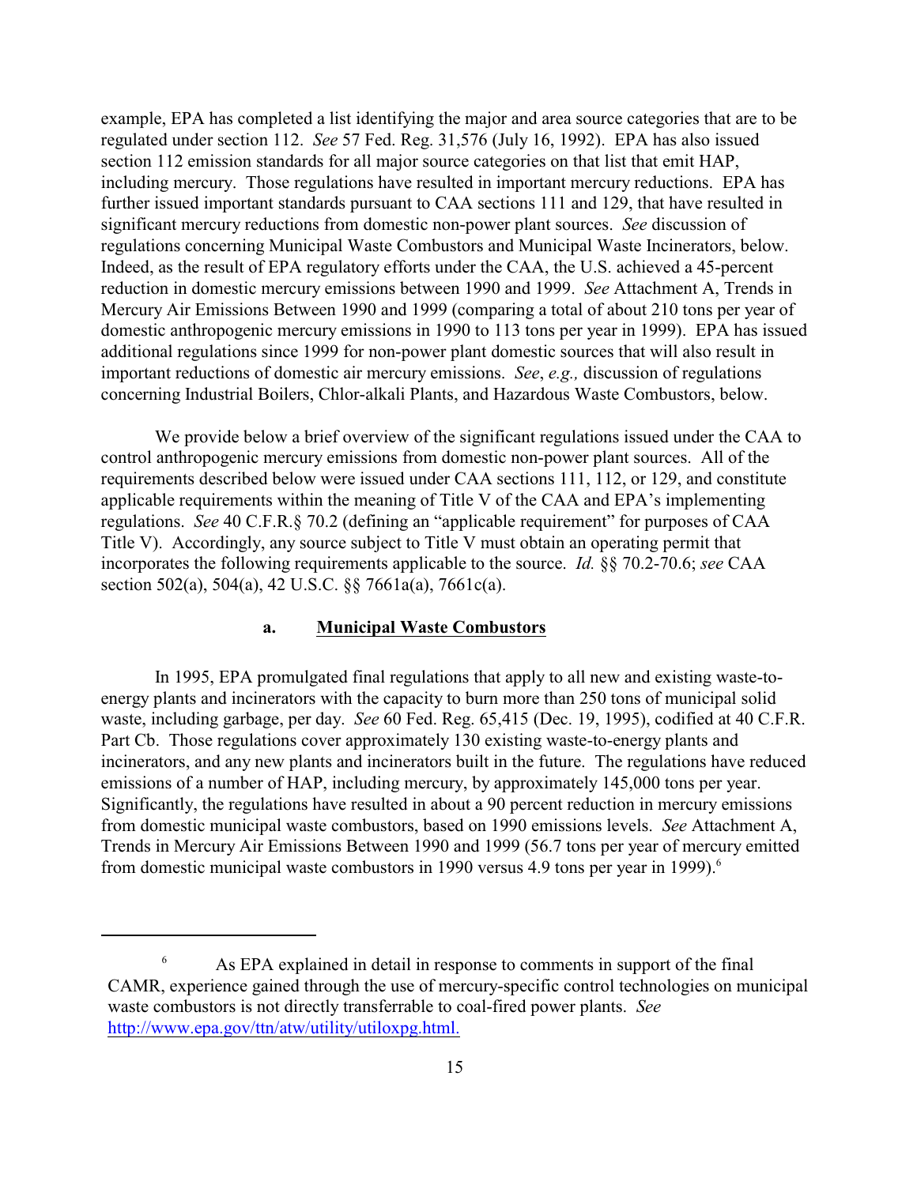example, EPA has completed a list identifying the major and area source categories that are to be regulated under section 112. *See* 57 Fed. Reg. 31,576 (July 16, 1992). EPA has also issued section 112 emission standards for all major source categories on that list that emit HAP, including mercury. Those regulations have resulted in important mercury reductions. EPA has further issued important standards pursuant to CAA sections 111 and 129, that have resulted in significant mercury reductions from domestic non-power plant sources. *See* discussion of regulations concerning Municipal Waste Combustors and Municipal Waste Incinerators, below. Indeed, as the result of EPA regulatory efforts under the CAA, the U.S. achieved a 45-percent reduction in domestic mercury emissions between 1990 and 1999. *See* Attachment A, Trends in Mercury Air Emissions Between 1990 and 1999 (comparing a total of about 210 tons per year of domestic anthropogenic mercury emissions in 1990 to 113 tons per year in 1999). EPA has issued additional regulations since 1999 for non-power plant domestic sources that will also result in important reductions of domestic air mercury emissions. *See*, *e.g.,* discussion of regulations concerning Industrial Boilers, Chlor-alkali Plants, and Hazardous Waste Combustors, below.

We provide below a brief overview of the significant regulations issued under the CAA to control anthropogenic mercury emissions from domestic non-power plant sources. All of the requirements described below were issued under CAA sections 111, 112, or 129, and constitute applicable requirements within the meaning of Title V of the CAA and EPA's implementing regulations. *See* 40 C.F.R.§ 70.2 (defining an "applicable requirement" for purposes of CAA Title V). Accordingly, any source subject to Title V must obtain an operating permit that incorporates the following requirements applicable to the source. *Id.* §§ 70.2-70.6; *see* CAA section 502(a), 504(a), 42 U.S.C. §§ 7661a(a), 7661c(a).

### a. Municipal Waste Combustors

In 1995, EPA promulgated final regulations that apply to all new and existing waste-to-energy plants and incinerators with the capacity to burn more than 250 tons of municipal solid waste, including garbage, per day. *See* 60 Fed. Reg. 65,415 (Dec. 19, 1995), codified at 40 C.F.R. Part Cb. Those regulations cover approximately 130 existing waste-to-energy plants and incinerators, and any new plants and incinerators built in the future. The regulations have reduced emissions of a number of HAP, including mercury, by approximately 145,000 tons per year. Significantly, the regulations have resulted in about a 90 percent reduction in mercury emissions from domestic municipal waste combustors, based on 1990 emissions levels. *See* Attachment A, Trends in Mercury Air Emissions Between 1990 and 1999 (56.7 tons per year of mercury emitted from domestic municipal waste combustors in 1990 versus 4.9 tons per year in 1999).[6]

---

[6] As EPA explained in detail in response to comments in support of the final CAMR, experience gained through the use of mercury-specific control technologies on municipal waste combustors is not directly transferrable to coal-fired power plants. *See* http://www.epa.gov/ttn/atw/utility/utiloxpg.html.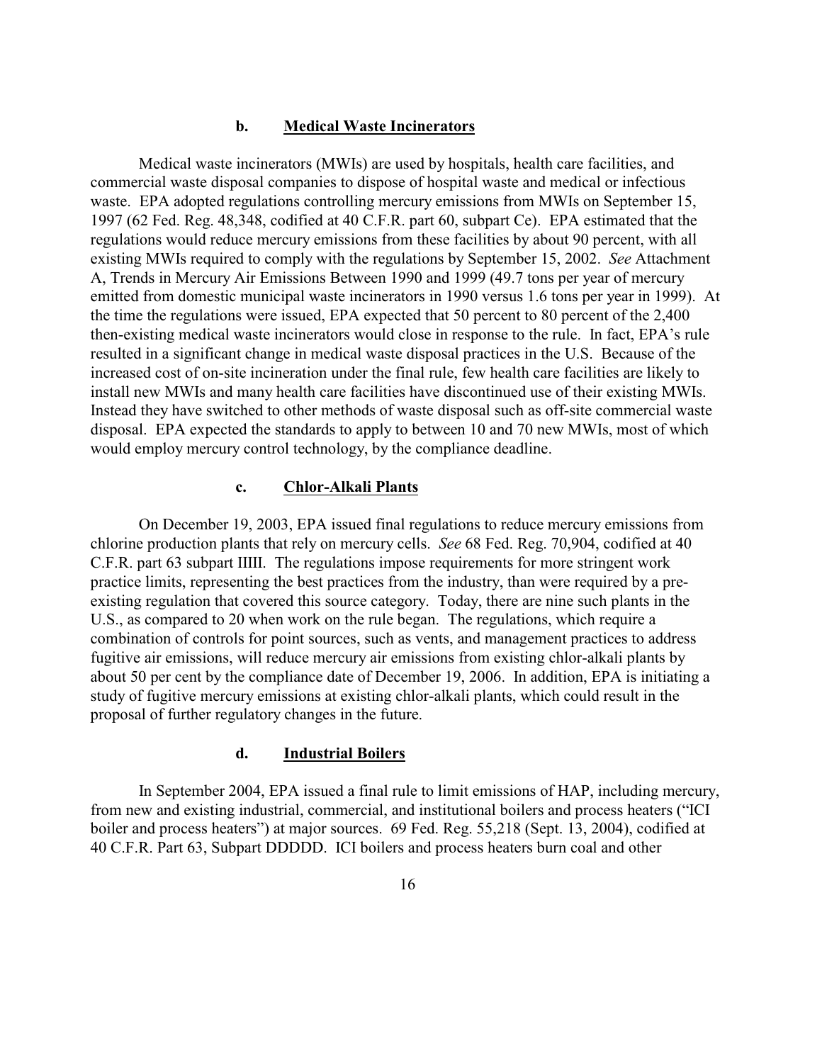#### b. <u>Medical Waste Incinerators</u>

Medical waste incinerators (MWIs) are used by hospitals, health care facilities, and commercial waste disposal companies to dispose of hospital waste and medical or infectious waste. EPA adopted regulations controlling mercury emissions from MWIs on September 15, 1997 (62 Fed. Reg. 48,348, codified at 40 C.F.R. part 60, subpart Ce). EPA estimated that the regulations would reduce mercury emissions from these facilities by about 90 percent, with all existing MWIs required to comply with the regulations by September 15, 2002. *See* Attachment A, Trends in Mercury Air Emissions Between 1990 and 1999 (49.7 tons per year of mercury emitted from domestic municipal waste incinerators in 1990 versus 1.6 tons per year in 1999). At the time the regulations were issued, EPA expected that 50 percent to 80 percent of the 2,400 then-existing medical waste incinerators would close in response to the rule. In fact, EPA's rule resulted in a significant change in medical waste disposal practices in the U.S. Because of the increased cost of on-site incineration under the final rule, few health care facilities are likely to install new MWIs and many health care facilities have discontinued use of their existing MWIs. Instead they have switched to other methods of waste disposal such as off-site commercial waste disposal. EPA expected the standards to apply to between 10 and 70 new MWIs, most of which would employ mercury control technology, by the compliance deadline.

#### c. <u>Chlor-Alkali Plants</u>

On December 19, 2003, EPA issued final regulations to reduce mercury emissions from chlorine production plants that rely on mercury cells. *See* 68 Fed. Reg. 70,904, codified at 40 C.F.R. part 63 subpart IIIII. The regulations impose requirements for more stringent work practice limits, representing the best practices from the industry, than were required by a pre-existing regulation that covered this source category. Today, there are nine such plants in the U.S., as compared to 20 when work on the rule began. The regulations, which require a combination of controls for point sources, such as vents, and management practices to address fugitive air emissions, will reduce mercury air emissions from existing chlor-alkali plants by about 50 per cent by the compliance date of December 19, 2006. In addition, EPA is initiating a study of fugitive mercury emissions at existing chlor-alkali plants, which could result in the proposal of further regulatory changes in the future.

#### d. <u>Industrial Boilers</u>

In September 2004, EPA issued a final rule to limit emissions of HAP, including mercury, from new and existing industrial, commercial, and institutional boilers and process heaters ("ICI boiler and process heaters") at major sources. 69 Fed. Reg. 55,218 (Sept. 13, 2004), codified at 40 C.F.R. Part 63, Subpart DDDDD. ICI boilers and process heaters burn coal and other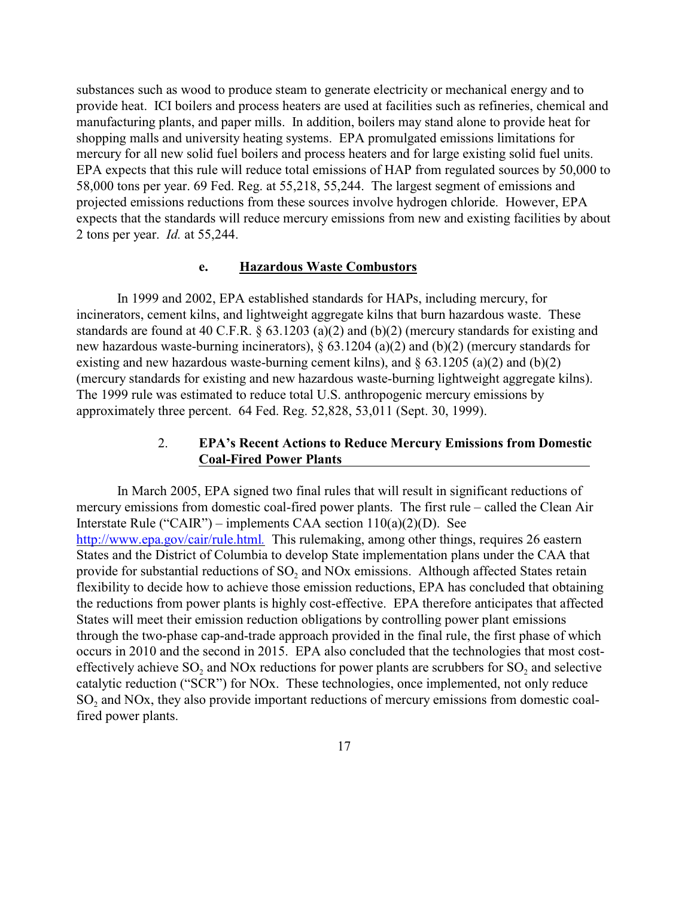substances such as wood to produce steam to generate electricity or mechanical energy and to provide heat. ICI boilers and process heaters are used at facilities such as refineries, chemical and manufacturing plants, and paper mills. In addition, boilers may stand alone to provide heat for shopping malls and university heating systems. EPA promulgated emissions limitations for mercury for all new solid fuel boilers and process heaters and for large existing solid fuel units. EPA expects that this rule will reduce total emissions of HAP from regulated sources by 50,000 to 58,000 tons per year. 69 Fed. Reg. at 55,218, 55,244. The largest segment of emissions and projected emissions reductions from these sources involve hydrogen chloride. However, EPA expects that the standards will reduce mercury emissions from new and existing facilities by about 2 tons per year. *Id.* at 55,244.

#### e. **Hazardous Waste Combustors**

In 1999 and 2002, EPA established standards for HAPs, including mercury, for incinerators, cement kilns, and lightweight aggregate kilns that burn hazardous waste. These standards are found at 40 C.F.R. § 63.1203 (a)(2) and (b)(2) (mercury standards for existing and new hazardous waste-burning incinerators), § 63.1204 (a)(2) and (b)(2) (mercury standards for existing and new hazardous waste-burning cement kilns), and § 63.1205 (a)(2) and (b)(2) (mercury standards for existing and new hazardous waste-burning lightweight aggregate kilns). The 1999 rule was estimated to reduce total U.S. anthropogenic mercury emissions by approximately three percent. 64 Fed. Reg. 52,828, 53,011 (Sept. 30, 1999).

### 2. **EPA's Recent Actions to Reduce Mercury Emissions from Domestic Coal-Fired Power Plants**

In March 2005, EPA signed two final rules that will result in significant reductions of mercury emissions from domestic coal-fired power plants. The first rule – called the Clean Air Interstate Rule ("CAIR") – implements CAA section 110(a)(2)(D). See http://www.epa.gov/cair/rule.html. This rulemaking, among other things, requires 26 eastern States and the District of Columbia to develop State implementation plans under the CAA that provide for substantial reductions of $SO_2$ and NOx emissions. Although affected States retain flexibility to decide how to achieve those emission reductions, EPA has concluded that obtaining the reductions from power plants is highly cost-effective. EPA therefore anticipates that affected States will meet their emission reduction obligations by controlling power plant emissions through the two-phase cap-and-trade approach provided in the final rule, the first phase of which occurs in 2010 and the second in 2015. EPA also concluded that the technologies that most cost-effectively achieve $SO_2$ and NOx reductions for power plants are scrubbers for $SO_2$ and selective catalytic reduction ("SCR") for NOx. These technologies, once implemented, not only reduce $SO_2$ and NOx, they also provide important reductions of mercury emissions from domestic coal-fired power plants.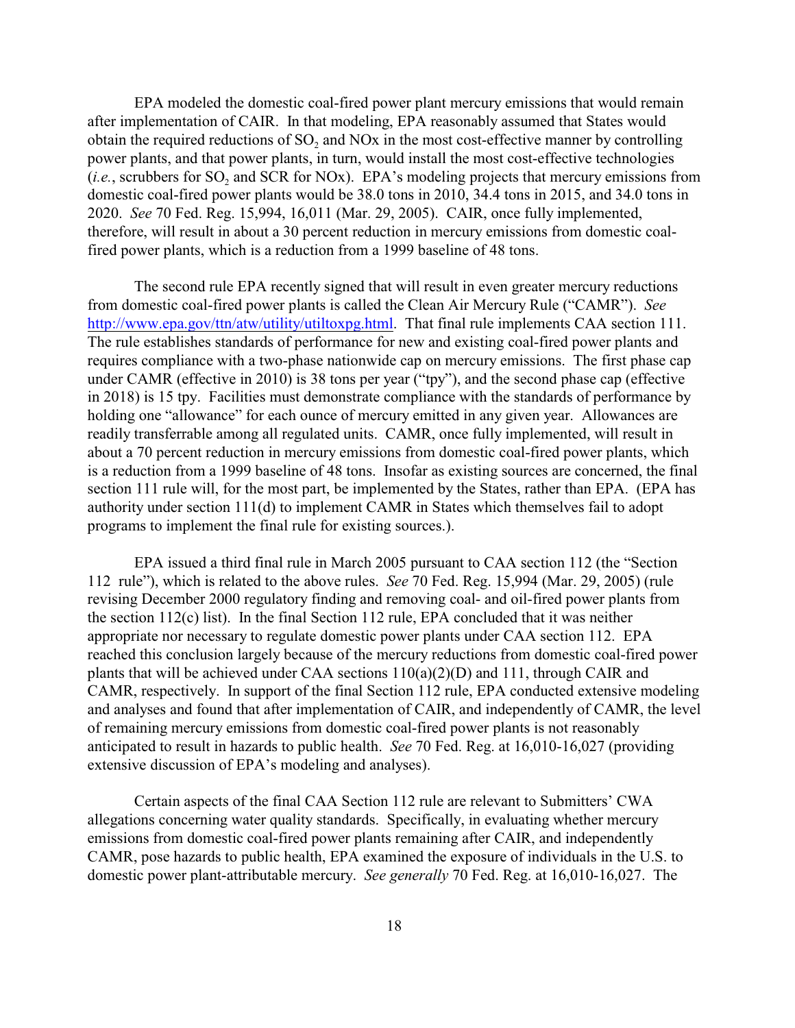EPA modeled the domestic coal-fired power plant mercury emissions that would remain after implementation of CAIR. In that modeling, EPA reasonably assumed that States would obtain the required reductions of $SO_2$ and NOx in the most cost-effective manner by controlling power plants, and that power plants, in turn, would install the most cost-effective technologies (*i.e.*, scrubbers for $SO_2$ and SCR for NOx). EPA's modeling projects that mercury emissions from domestic coal-fired power plants would be 38.0 tons in 2010, 34.4 tons in 2015, and 34.0 tons in 2020. *See* 70 Fed. Reg. 15,994, 16,011 (Mar. 29, 2005). CAIR, once fully implemented, therefore, will result in about a 30 percent reduction in mercury emissions from domestic coal-fired power plants, which is a reduction from a 1999 baseline of 48 tons.

The second rule EPA recently signed that will result in even greater mercury reductions from domestic coal-fired power plants is called the Clean Air Mercury Rule ("CAMR"). *See* http://www.epa.gov/ttn/atw/utility/utiltoxpg.html. That final rule implements CAA section 111. The rule establishes standards of performance for new and existing coal-fired power plants and requires compliance with a two-phase nationwide cap on mercury emissions. The first phase cap under CAMR (effective in 2010) is 38 tons per year ("tpy"), and the second phase cap (effective in 2018) is 15 tpy. Facilities must demonstrate compliance with the standards of performance by holding one "allowance" for each ounce of mercury emitted in any given year. Allowances are readily transferrable among all regulated units. CAMR, once fully implemented, will result in about a 70 percent reduction in mercury emissions from domestic coal-fired power plants, which is a reduction from a 1999 baseline of 48 tons. Insofar as existing sources are concerned, the final section 111 rule will, for the most part, be implemented by the States, rather than EPA. (EPA has authority under section 111(d) to implement CAMR in States which themselves fail to adopt programs to implement the final rule for existing sources.).

EPA issued a third final rule in March 2005 pursuant to CAA section 112 (the "Section 112 rule"), which is related to the above rules. *See* 70 Fed. Reg. 15,994 (Mar. 29, 2005) (rule revising December 2000 regulatory finding and removing coal- and oil-fired power plants from the section 112(c) list). In the final Section 112 rule, EPA concluded that it was neither appropriate nor necessary to regulate domestic power plants under CAA section 112. EPA reached this conclusion largely because of the mercury reductions from domestic coal-fired power plants that will be achieved under CAA sections 110(a)(2)(D) and 111, through CAIR and CAMR, respectively. In support of the final Section 112 rule, EPA conducted extensive modeling and analyses and found that after implementation of CAIR, and independently of CAMR, the level of remaining mercury emissions from domestic coal-fired power plants is not reasonably anticipated to result in hazards to public health. *See* 70 Fed. Reg. at 16,010-16,027 (providing extensive discussion of EPA's modeling and analyses).

Certain aspects of the final CAA Section 112 rule are relevant to Submitters' CWA allegations concerning water quality standards. Specifically, in evaluating whether mercury emissions from domestic coal-fired power plants remaining after CAIR, and independently CAMR, pose hazards to public health, EPA examined the exposure of individuals in the U.S. to domestic power plant-attributable mercury. *See generally* 70 Fed. Reg. at 16,010-16,027. The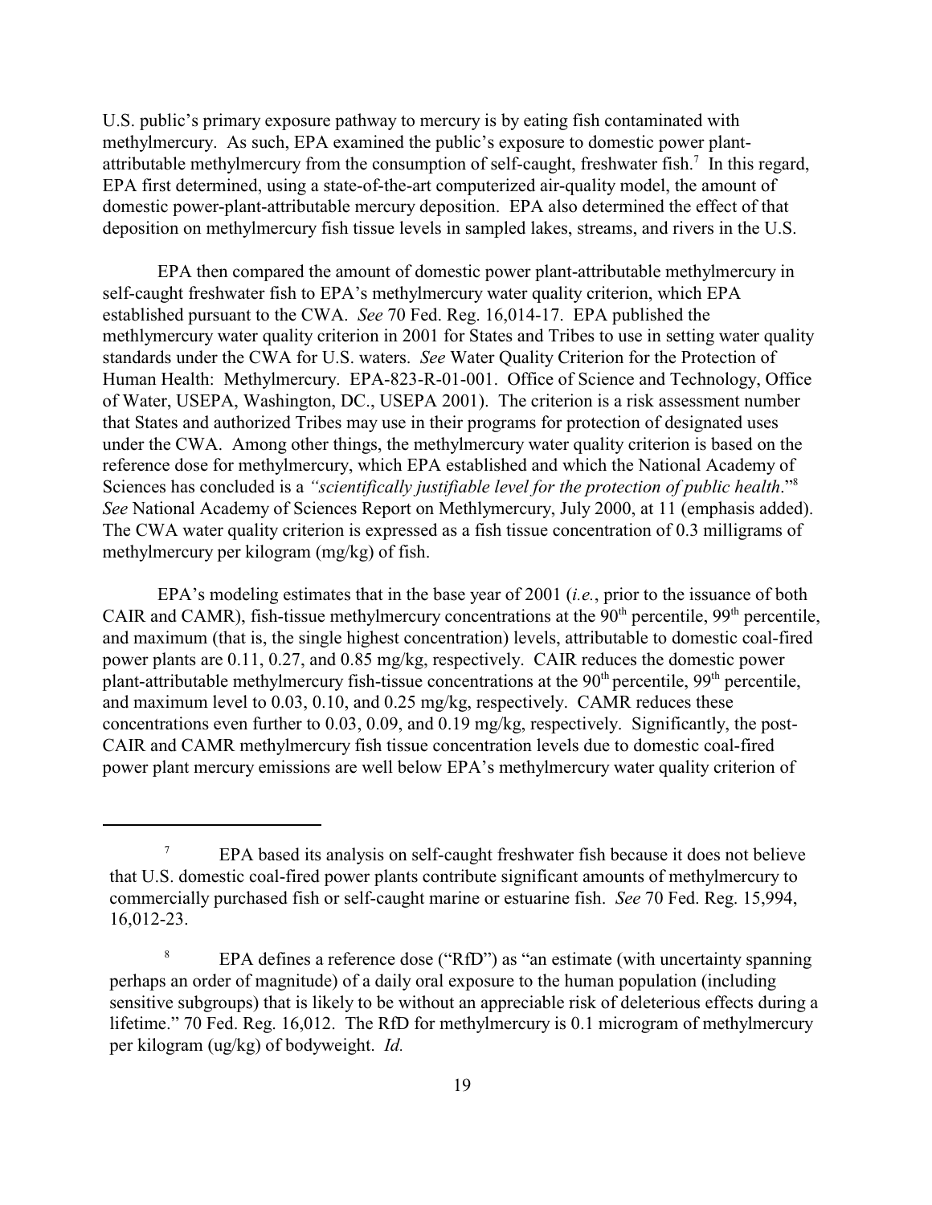U.S. public's primary exposure pathway to mercury is by eating fish contaminated with methylmercury. As such, EPA examined the public's exposure to domestic power plant-attributable methylmercury from the consumption of self-caught, freshwater fish.[7] In this regard, EPA first determined, using a state-of-the-art computerized air-quality model, the amount of domestic power-plant-attributable mercury deposition. EPA also determined the effect of that deposition on methylmercury fish tissue levels in sampled lakes, streams, and rivers in the U.S.

EPA then compared the amount of domestic power plant-attributable methylmercury in self-caught freshwater fish to EPA's methylmercury water quality criterion, which EPA established pursuant to the CWA. *See* 70 Fed. Reg. 16,014-17. EPA published the methlymercury water quality criterion in 2001 for States and Tribes to use in setting water quality standards under the CWA for U.S. waters. *See* Water Quality Criterion for the Protection of Human Health: Methylmercury. EPA-823-R-01-001. Office of Science and Technology, Office of Water, USEPA, Washington, DC., USEPA 2001). The criterion is a risk assessment number that States and authorized Tribes may use in their programs for protection of designated uses under the CWA. Among other things, the methylmercury water quality criterion is based on the reference dose for methylmercury, which EPA established and which the National Academy of Sciences has concluded is a *"scientifically justifiable level for the protection of public health*."[8] *See* National Academy of Sciences Report on Methlymercury, July 2000, at 11 (emphasis added). The CWA water quality criterion is expressed as a fish tissue concentration of 0.3 milligrams of methylmercury per kilogram (mg/kg) of fish.

EPA's modeling estimates that in the base year of 2001 (*i.e.*, prior to the issuance of both CAIR and CAMR), fish-tissue methylmercury concentrations at the 90$^{th}$ percentile, 99$^{th}$ percentile, and maximum (that is, the single highest concentration) levels, attributable to domestic coal-fired power plants are 0.11, 0.27, and 0.85 mg/kg, respectively. CAIR reduces the domestic power plant-attributable methylmercury fish-tissue concentrations at the 90$^{th}$ percentile, 99$^{th}$ percentile, and maximum level to 0.03, 0.10, and 0.25 mg/kg, respectively. CAMR reduces these concentrations even further to 0.03, 0.09, and 0.19 mg/kg, respectively. Significantly, the post-CAIR and CAMR methylmercury fish tissue concentration levels due to domestic coal-fired power plant mercury emissions are well below EPA's methylmercury water quality criterion of

---

[7] EPA based its analysis on self-caught freshwater fish because it does not believe that U.S. domestic coal-fired power plants contribute significant amounts of methylmercury to commercially purchased fish or self-caught marine or estuarine fish. *See* 70 Fed. Reg. 15,994, 16,012-23.

[8] EPA defines a reference dose ("RfD") as "an estimate (with uncertainty spanning perhaps an order of magnitude) of a daily oral exposure to the human population (including sensitive subgroups) that is likely to be without an appreciable risk of deleterious effects during a lifetime." 70 Fed. Reg. 16,012. The RfD for methylmercury is 0.1 microgram of methylmercury per kilogram (ug/kg) of bodyweight. *Id.*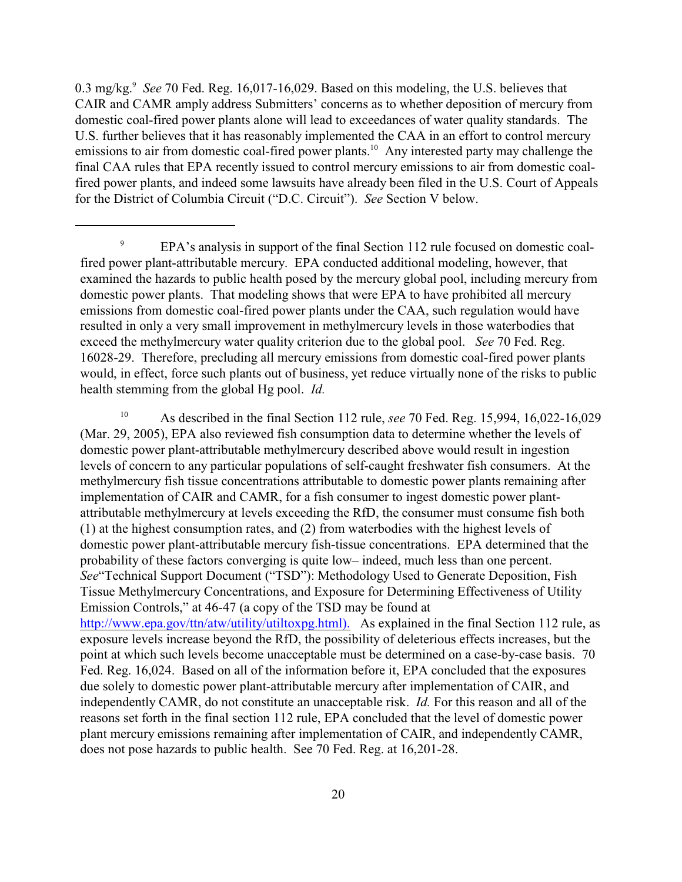0.3 mg/kg.[9] *See* 70 Fed. Reg. 16,017-16,029. Based on this modeling, the U.S. believes that CAIR and CAMR amply address Submitters' concerns as to whether deposition of mercury from domestic coal-fired power plants alone will lead to exceedances of water quality standards. The U.S. further believes that it has reasonably implemented the CAA in an effort to control mercury emissions to air from domestic coal-fired power plants.[10] Any interested party may challenge the final CAA rules that EPA recently issued to control mercury emissions to air from domestic coal-fired power plants, and indeed some lawsuits have already been filed in the U.S. Court of Appeals for the District of Columbia Circuit ("D.C. Circuit"). *See* Section V below.

---

[9] EPA's analysis in support of the final Section 112 rule focused on domestic coal-fired power plant-attributable mercury. EPA conducted additional modeling, however, that examined the hazards to public health posed by the mercury global pool, including mercury from domestic power plants. That modeling shows that were EPA to have prohibited all mercury emissions from domestic coal-fired power plants under the CAA, such regulation would have resulted in only a very small improvement in methylmercury levels in those waterbodies that exceed the methylmercury water quality criterion due to the global pool. *See* 70 Fed. Reg. 16028-29. Therefore, precluding all mercury emissions from domestic coal-fired power plants would, in effect, force such plants out of business, yet reduce virtually none of the risks to public health stemming from the global Hg pool. *Id.*

[10] As described in the final Section 112 rule, *see* 70 Fed. Reg. 15,994, 16,022-16,029 (Mar. 29, 2005), EPA also reviewed fish consumption data to determine whether the levels of domestic power plant-attributable methylmercury described above would result in ingestion levels of concern to any particular populations of self-caught freshwater fish consumers. At the methylmercury fish tissue concentrations attributable to domestic power plants remaining after implementation of CAIR and CAMR, for a fish consumer to ingest domestic power plant-attributable methylmercury at levels exceeding the RfD, the consumer must consume fish both (1) at the highest consumption rates, and (2) from waterbodies with the highest levels of domestic power plant-attributable mercury fish-tissue concentrations. EPA determined that the probability of these factors converging is quite low– indeed, much less than one percent. *See*"Technical Support Document ("TSD"): Methodology Used to Generate Deposition, Fish Tissue Methylmercury Concentrations, and Exposure for Determining Effectiveness of Utility Emission Controls," at 46-47 (a copy of the TSD may be found at http://www.epa.gov/ttn/atw/utility/utiltoxpg.html). As explained in the final Section 112 rule, as exposure levels increase beyond the RfD, the possibility of deleterious effects increases, but the point at which such levels become unacceptable must be determined on a case-by-case basis. 70 Fed. Reg. 16,024. Based on all of the information before it, EPA concluded that the exposures due solely to domestic power plant-attributable mercury after implementation of CAIR, and independently CAMR, do not constitute an unacceptable risk. *Id.* For this reason and all of the reasons set forth in the final section 112 rule, EPA concluded that the level of domestic power plant mercury emissions remaining after implementation of CAIR, and independently CAMR, does not pose hazards to public health. See 70 Fed. Reg. at 16,201-28.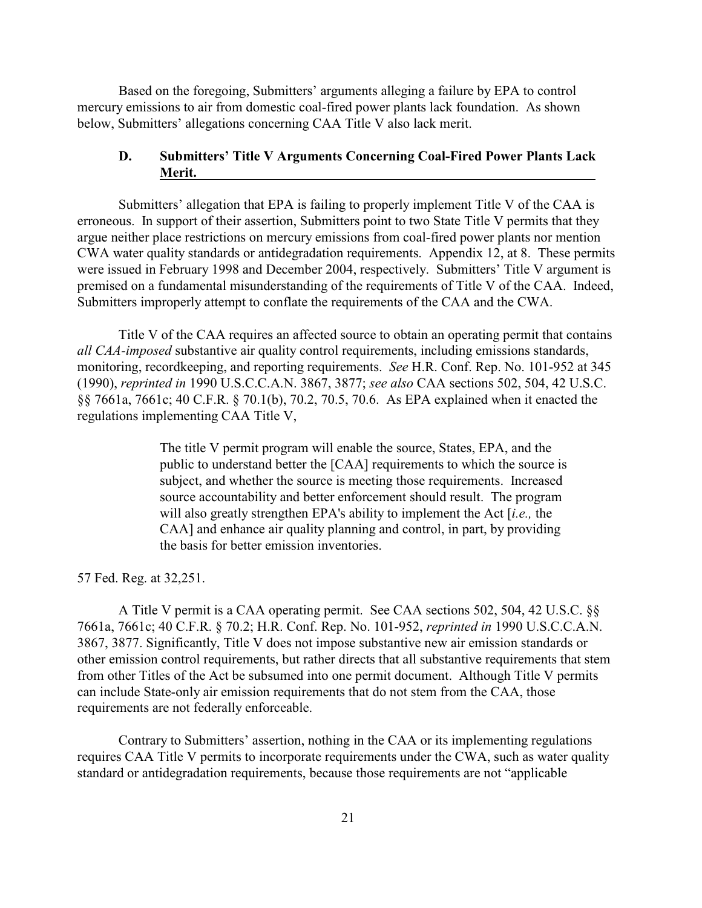Based on the foregoing, Submitters' arguments alleging a failure by EPA to control mercury emissions to air from domestic coal-fired power plants lack foundation. As shown below, Submitters' allegations concerning CAA Title V also lack merit.

### D. Submitters' Title V Arguments Concerning Coal-Fired Power Plants Lack Merit.

Submitters' allegation that EPA is failing to properly implement Title V of the CAA is erroneous. In support of their assertion, Submitters point to two State Title V permits that they argue neither place restrictions on mercury emissions from coal-fired power plants nor mention CWA water quality standards or antidegradation requirements. Appendix 12, at 8. These permits were issued in February 1998 and December 2004, respectively. Submitters' Title V argument is premised on a fundamental misunderstanding of the requirements of Title V of the CAA. Indeed, Submitters improperly attempt to conflate the requirements of the CAA and the CWA.

Title V of the CAA requires an affected source to obtain an operating permit that contains *all CAA-imposed* substantive air quality control requirements, including emissions standards, monitoring, recordkeeping, and reporting requirements. *See* H.R. Conf. Rep. No. 101-952 at 345 (1990), *reprinted in* 1990 U.S.C.C.A.N. 3867, 3877; *see also* CAA sections 502, 504, 42 U.S.C. §§ 7661a, 7661c; 40 C.F.R. § 70.1(b), 70.2, 70.5, 70.6. As EPA explained when it enacted the regulations implementing CAA Title V,

> The title V permit program will enable the source, States, EPA, and the public to understand better the [CAA] requirements to which the source is subject, and whether the source is meeting those requirements. Increased source accountability and better enforcement should result. The program will also greatly strengthen EPA's ability to implement the Act [*i.e.,* the CAA] and enhance air quality planning and control, in part, by providing the basis for better emission inventories.

57 Fed. Reg. at 32,251.

A Title V permit is a CAA operating permit. See CAA sections 502, 504, 42 U.S.C. §§ 7661a, 7661c; 40 C.F.R. § 70.2; H.R. Conf. Rep. No. 101-952, *reprinted in* 1990 U.S.C.C.A.N. 3867, 3877. Significantly, Title V does not impose substantive new air emission standards or other emission control requirements, but rather directs that all substantive requirements that stem from other Titles of the Act be subsumed into one permit document. Although Title V permits can include State-only air emission requirements that do not stem from the CAA, those requirements are not federally enforceable.

Contrary to Submitters' assertion, nothing in the CAA or its implementing regulations requires CAA Title V permits to incorporate requirements under the CWA, such as water quality standard or antidegradation requirements, because those requirements are not "applicable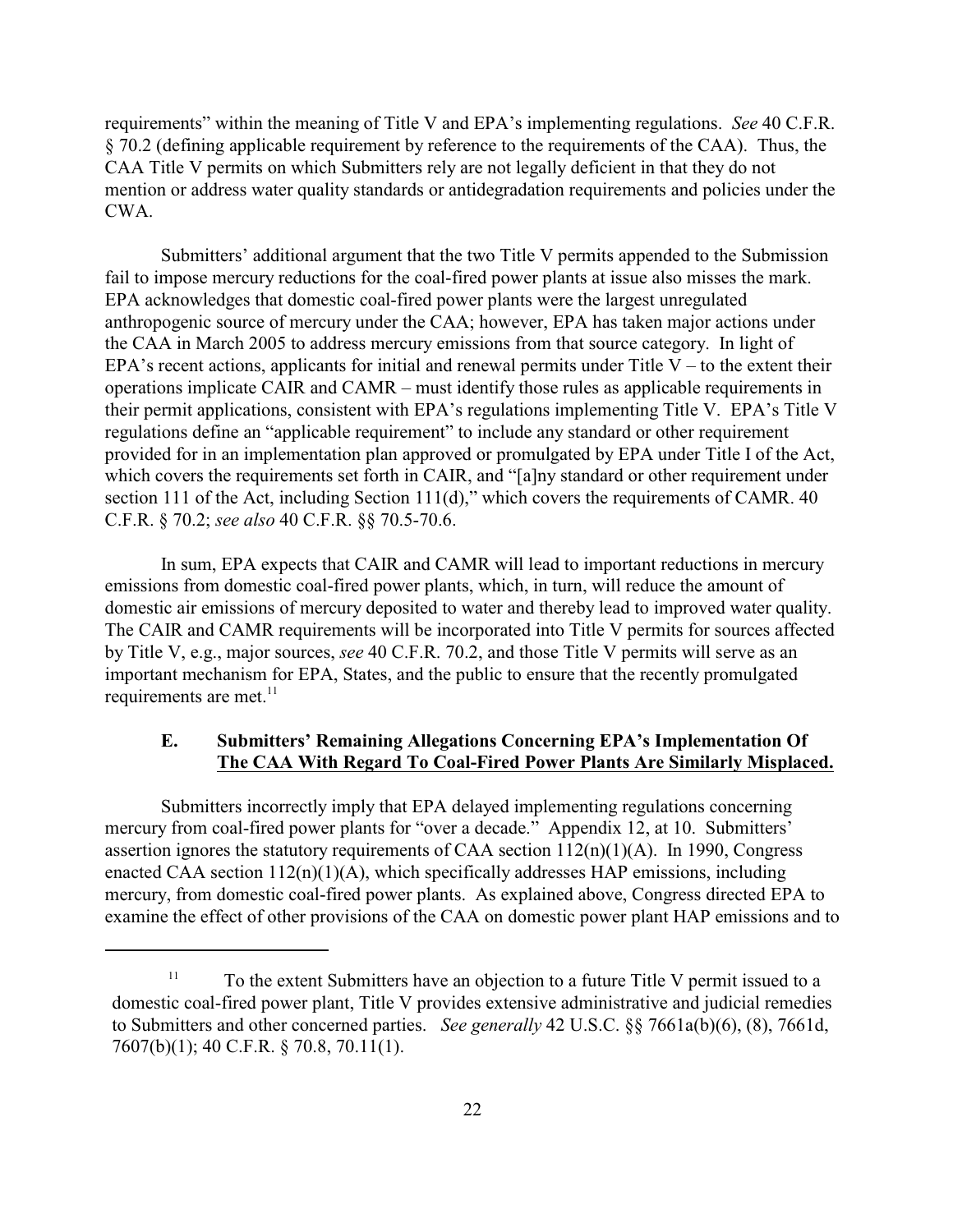requirements" within the meaning of Title V and EPA's implementing regulations. *See* 40 C.F.R. § 70.2 (defining applicable requirement by reference to the requirements of the CAA). Thus, the CAA Title V permits on which Submitters rely are not legally deficient in that they do not mention or address water quality standards or antidegradation requirements and policies under the CWA.

Submitters' additional argument that the two Title V permits appended to the Submission fail to impose mercury reductions for the coal-fired power plants at issue also misses the mark. EPA acknowledges that domestic coal-fired power plants were the largest unregulated anthropogenic source of mercury under the CAA; however, EPA has taken major actions under the CAA in March 2005 to address mercury emissions from that source category. In light of EPA's recent actions, applicants for initial and renewal permits under Title V – to the extent their operations implicate CAIR and CAMR – must identify those rules as applicable requirements in their permit applications, consistent with EPA's regulations implementing Title V. EPA's Title V regulations define an "applicable requirement" to include any standard or other requirement provided for in an implementation plan approved or promulgated by EPA under Title I of the Act, which covers the requirements set forth in CAIR, and "[a]ny standard or other requirement under section 111 of the Act, including Section 111(d)," which covers the requirements of CAMR. 40 C.F.R. § 70.2; *see also* 40 C.F.R. §§ 70.5-70.6.

In sum, EPA expects that CAIR and CAMR will lead to important reductions in mercury emissions from domestic coal-fired power plants, which, in turn, will reduce the amount of domestic air emissions of mercury deposited to water and thereby lead to improved water quality. The CAIR and CAMR requirements will be incorporated into Title V permits for sources affected by Title V, e.g., major sources, *see* 40 C.F.R. 70.2, and those Title V permits will serve as an important mechanism for EPA, States, and the public to ensure that the recently promulgated requirements are met.[11]

### E. Submitters' Remaining Allegations Concerning EPA's Implementation Of The CAA With Regard To Coal-Fired Power Plants Are Similarly Misplaced.

Submitters incorrectly imply that EPA delayed implementing regulations concerning mercury from coal-fired power plants for "over a decade." Appendix 12, at 10. Submitters' assertion ignores the statutory requirements of CAA section 112(n)(1)(A). In 1990, Congress enacted CAA section 112(n)(1)(A), which specifically addresses HAP emissions, including mercury, from domestic coal-fired power plants. As explained above, Congress directed EPA to examine the effect of other provisions of the CAA on domestic power plant HAP emissions and to

---

[11] To the extent Submitters have an objection to a future Title V permit issued to a domestic coal-fired power plant, Title V provides extensive administrative and judicial remedies to Submitters and other concerned parties. *See generally* 42 U.S.C. §§ 7661a(b)(6), (8), 7661d, 7607(b)(1); 40 C.F.R. § 70.8, 70.11(1).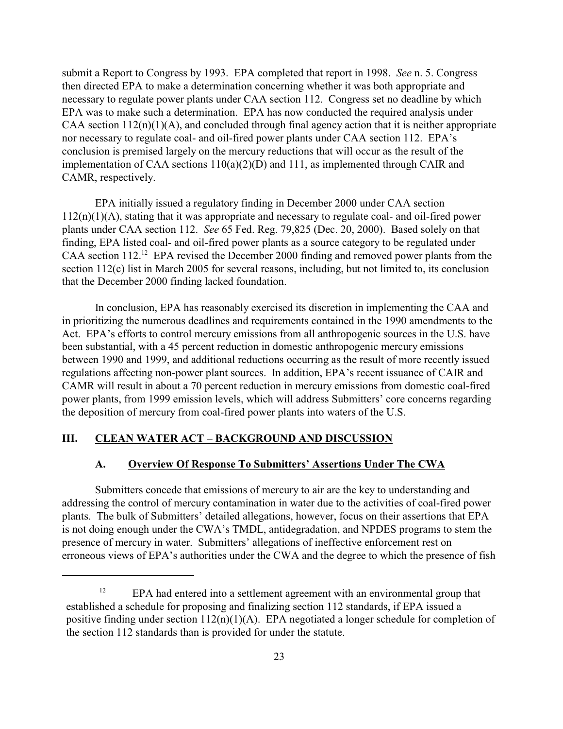submit a Report to Congress by 1993. EPA completed that report in 1998. *See* n. 5. Congress then directed EPA to make a determination concerning whether it was both appropriate and necessary to regulate power plants under CAA section 112. Congress set no deadline by which EPA was to make such a determination. EPA has now conducted the required analysis under CAA section 112(n)(1)(A), and concluded through final agency action that it is neither appropriate nor necessary to regulate coal- and oil-fired power plants under CAA section 112. EPA's conclusion is premised largely on the mercury reductions that will occur as the result of the implementation of CAA sections 110(a)(2)(D) and 111, as implemented through CAIR and CAMR, respectively.

EPA initially issued a regulatory finding in December 2000 under CAA section 112(n)(1)(A), stating that it was appropriate and necessary to regulate coal- and oil-fired power plants under CAA section 112. *See* 65 Fed. Reg. 79,825 (Dec. 20, 2000). Based solely on that finding, EPA listed coal- and oil-fired power plants as a source category to be regulated under CAA section 112.[12] EPA revised the December 2000 finding and removed power plants from the section 112(c) list in March 2005 for several reasons, including, but not limited to, its conclusion that the December 2000 finding lacked foundation.

In conclusion, EPA has reasonably exercised its discretion in implementing the CAA and in prioritizing the numerous deadlines and requirements contained in the 1990 amendments to the Act. EPA's efforts to control mercury emissions from all anthropogenic sources in the U.S. have been substantial, with a 45 percent reduction in domestic anthropogenic mercury emissions between 1990 and 1999, and additional reductions occurring as the result of more recently issued regulations affecting non-power plant sources. In addition, EPA's recent issuance of CAIR and CAMR will result in about a 70 percent reduction in mercury emissions from domestic coal-fired power plants, from 1999 emission levels, which will address Submitters' core concerns regarding the deposition of mercury from coal-fired power plants into waters of the U.S.

## III. CLEAN WATER ACT – BACKGROUND AND DISCUSSION

### A. Overview Of Response To Submitters' Assertions Under The CWA

Submitters concede that emissions of mercury to air are the key to understanding and addressing the control of mercury contamination in water due to the activities of coal-fired power plants. The bulk of Submitters' detailed allegations, however, focus on their assertions that EPA is not doing enough under the CWA's TMDL, antidegradation, and NPDES programs to stem the presence of mercury in water. Submitters' allegations of ineffective enforcement rest on erroneous views of EPA's authorities under the CWA and the degree to which the presence of fish

---

[12] EPA had entered into a settlement agreement with an environmental group that established a schedule for proposing and finalizing section 112 standards, if EPA issued a positive finding under section 112(n)(1)(A). EPA negotiated a longer schedule for completion of the section 112 standards than is provided for under the statute.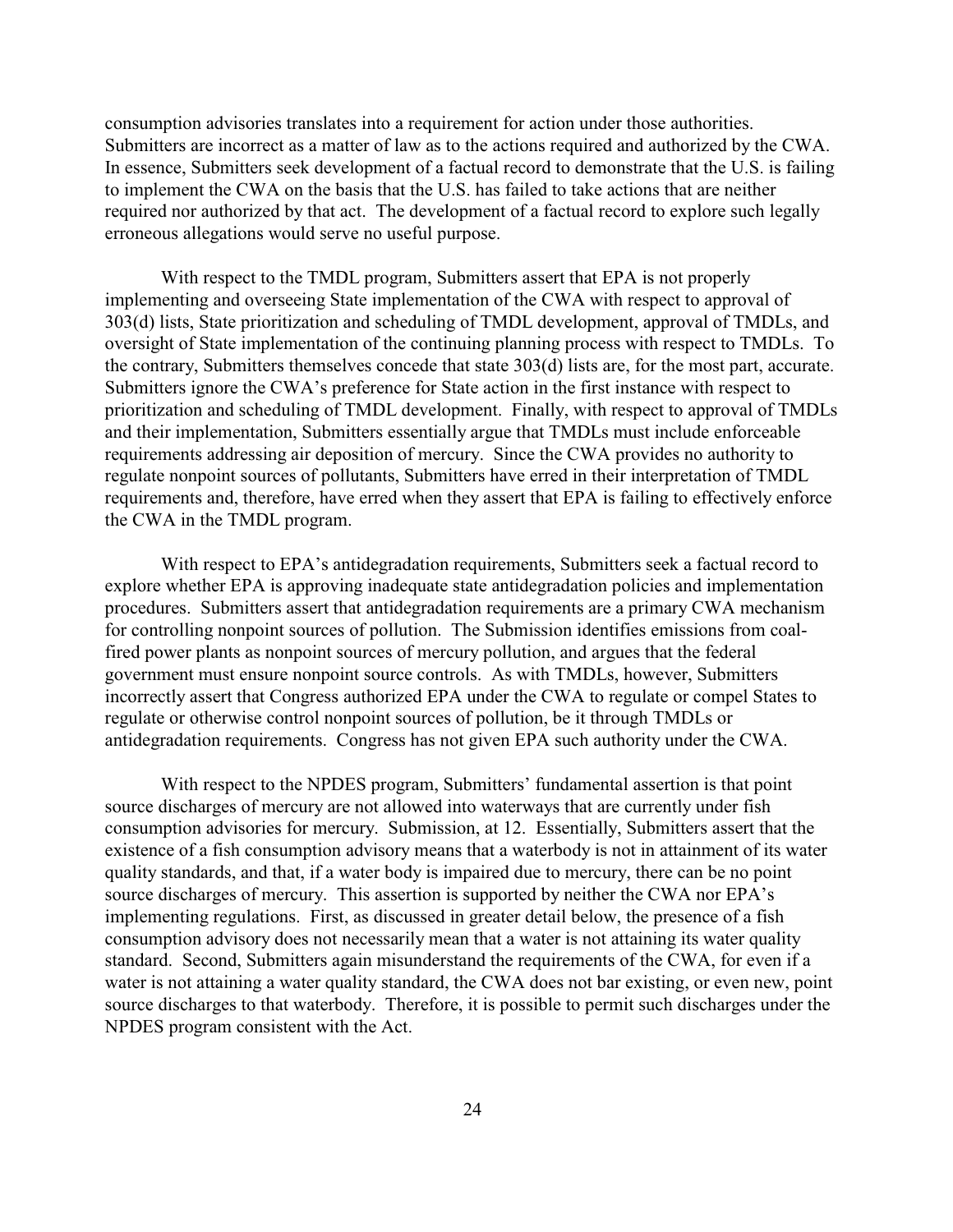consumption advisories translates into a requirement for action under those authorities. Submitters are incorrect as a matter of law as to the actions required and authorized by the CWA. In essence, Submitters seek development of a factual record to demonstrate that the U.S. is failing to implement the CWA on the basis that the U.S. has failed to take actions that are neither required nor authorized by that act. The development of a factual record to explore such legally erroneous allegations would serve no useful purpose.

With respect to the TMDL program, Submitters assert that EPA is not properly implementing and overseeing State implementation of the CWA with respect to approval of 303(d) lists, State prioritization and scheduling of TMDL development, approval of TMDLs, and oversight of State implementation of the continuing planning process with respect to TMDLs. To the contrary, Submitters themselves concede that state 303(d) lists are, for the most part, accurate. Submitters ignore the CWA's preference for State action in the first instance with respect to prioritization and scheduling of TMDL development. Finally, with respect to approval of TMDLs and their implementation, Submitters essentially argue that TMDLs must include enforceable requirements addressing air deposition of mercury. Since the CWA provides no authority to regulate nonpoint sources of pollutants, Submitters have erred in their interpretation of TMDL requirements and, therefore, have erred when they assert that EPA is failing to effectively enforce the CWA in the TMDL program.

With respect to EPA's antidegradation requirements, Submitters seek a factual record to explore whether EPA is approving inadequate state antidegradation policies and implementation procedures. Submitters assert that antidegradation requirements are a primary CWA mechanism for controlling nonpoint sources of pollution. The Submission identifies emissions from coal-fired power plants as nonpoint sources of mercury pollution, and argues that the federal government must ensure nonpoint source controls. As with TMDLs, however, Submitters incorrectly assert that Congress authorized EPA under the CWA to regulate or compel States to regulate or otherwise control nonpoint sources of pollution, be it through TMDLs or antidegradation requirements. Congress has not given EPA such authority under the CWA.

With respect to the NPDES program, Submitters' fundamental assertion is that point source discharges of mercury are not allowed into waterways that are currently under fish consumption advisories for mercury. Submission, at 12. Essentially, Submitters assert that the existence of a fish consumption advisory means that a waterbody is not in attainment of its water quality standards, and that, if a water body is impaired due to mercury, there can be no point source discharges of mercury. This assertion is supported by neither the CWA nor EPA's implementing regulations. First, as discussed in greater detail below, the presence of a fish consumption advisory does not necessarily mean that a water is not attaining its water quality standard. Second, Submitters again misunderstand the requirements of the CWA, for even if a water is not attaining a water quality standard, the CWA does not bar existing, or even new, point source discharges to that waterbody. Therefore, it is possible to permit such discharges under the NPDES program consistent with the Act.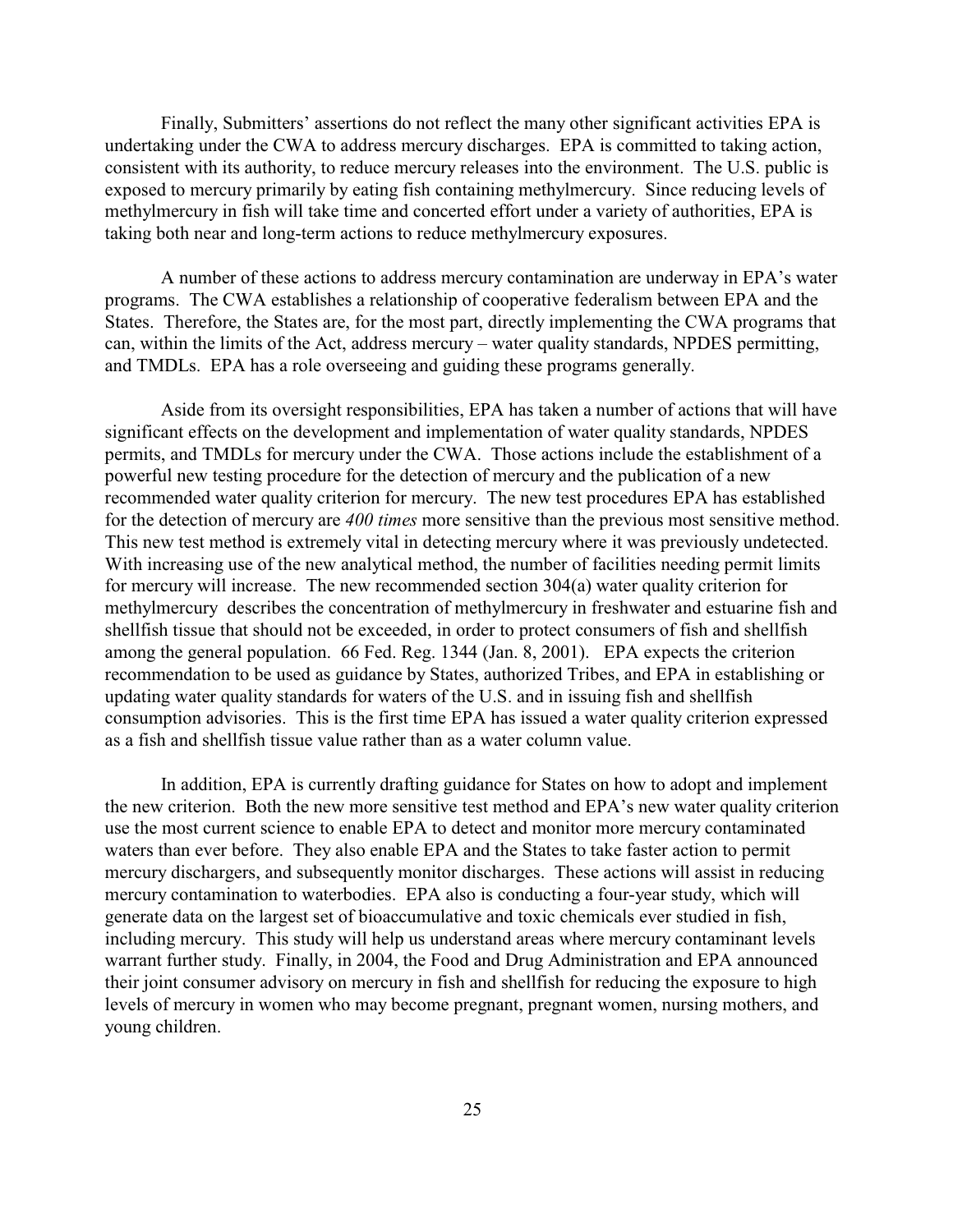Finally, Submitters' assertions do not reflect the many other significant activities EPA is undertaking under the CWA to address mercury discharges. EPA is committed to taking action, consistent with its authority, to reduce mercury releases into the environment. The U.S. public is exposed to mercury primarily by eating fish containing methylmercury. Since reducing levels of methylmercury in fish will take time and concerted effort under a variety of authorities, EPA is taking both near and long-term actions to reduce methylmercury exposures.

A number of these actions to address mercury contamination are underway in EPA's water programs. The CWA establishes a relationship of cooperative federalism between EPA and the States. Therefore, the States are, for the most part, directly implementing the CWA programs that can, within the limits of the Act, address mercury – water quality standards, NPDES permitting, and TMDLs. EPA has a role overseeing and guiding these programs generally.

Aside from its oversight responsibilities, EPA has taken a number of actions that will have significant effects on the development and implementation of water quality standards, NPDES permits, and TMDLs for mercury under the CWA. Those actions include the establishment of a powerful new testing procedure for the detection of mercury and the publication of a new recommended water quality criterion for mercury. The new test procedures EPA has established for the detection of mercury are *400 times* more sensitive than the previous most sensitive method. This new test method is extremely vital in detecting mercury where it was previously undetected. With increasing use of the new analytical method, the number of facilities needing permit limits for mercury will increase. The new recommended section 304(a) water quality criterion for methylmercury describes the concentration of methylmercury in freshwater and estuarine fish and shellfish tissue that should not be exceeded, in order to protect consumers of fish and shellfish among the general population. 66 Fed. Reg. 1344 (Jan. 8, 2001). EPA expects the criterion recommendation to be used as guidance by States, authorized Tribes, and EPA in establishing or updating water quality standards for waters of the U.S. and in issuing fish and shellfish consumption advisories. This is the first time EPA has issued a water quality criterion expressed as a fish and shellfish tissue value rather than as a water column value.

In addition, EPA is currently drafting guidance for States on how to adopt and implement the new criterion. Both the new more sensitive test method and EPA's new water quality criterion use the most current science to enable EPA to detect and monitor more mercury contaminated waters than ever before. They also enable EPA and the States to take faster action to permit mercury dischargers, and subsequently monitor discharges. These actions will assist in reducing mercury contamination to waterbodies. EPA also is conducting a four-year study, which will generate data on the largest set of bioaccumulative and toxic chemicals ever studied in fish, including mercury. This study will help us understand areas where mercury contaminant levels warrant further study. Finally, in 2004, the Food and Drug Administration and EPA announced their joint consumer advisory on mercury in fish and shellfish for reducing the exposure to high levels of mercury in women who may become pregnant, pregnant women, nursing mothers, and young children.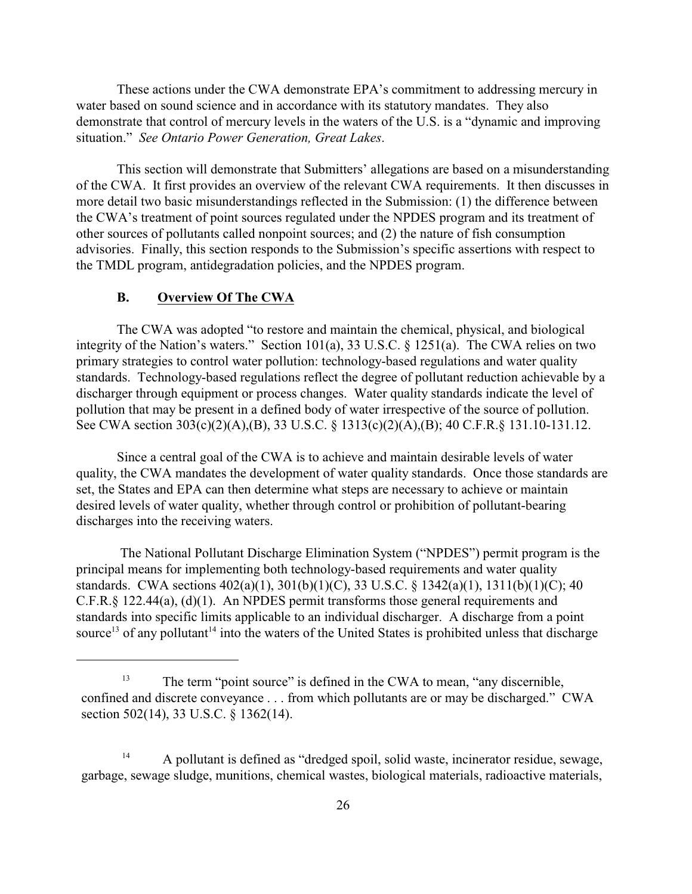These actions under the CWA demonstrate EPA's commitment to addressing mercury in water based on sound science and in accordance with its statutory mandates. They also demonstrate that control of mercury levels in the waters of the U.S. is a "dynamic and improving situation." *See Ontario Power Generation, Great Lakes*.

This section will demonstrate that Submitters' allegations are based on a misunderstanding of the CWA. It first provides an overview of the relevant CWA requirements. It then discusses in more detail two basic misunderstandings reflected in the Submission: (1) the difference between the CWA's treatment of point sources regulated under the NPDES program and its treatment of other sources of pollutants called nonpoint sources; and (2) the nature of fish consumption advisories. Finally, this section responds to the Submission's specific assertions with respect to the TMDL program, antidegradation policies, and the NPDES program.

### B. Overview Of The CWA

The CWA was adopted "to restore and maintain the chemical, physical, and biological integrity of the Nation's waters." Section 101(a), 33 U.S.C. § 1251(a). The CWA relies on two primary strategies to control water pollution: technology-based regulations and water quality standards. Technology-based regulations reflect the degree of pollutant reduction achievable by a discharger through equipment or process changes. Water quality standards indicate the level of pollution that may be present in a defined body of water irrespective of the source of pollution. See CWA section 303(c)(2)(A),(B), 33 U.S.C. § 1313(c)(2)(A),(B); 40 C.F.R.§ 131.10-131.12.

Since a central goal of the CWA is to achieve and maintain desirable levels of water quality, the CWA mandates the development of water quality standards. Once those standards are set, the States and EPA can then determine what steps are necessary to achieve or maintain desired levels of water quality, whether through control or prohibition of pollutant-bearing discharges into the receiving waters.

The National Pollutant Discharge Elimination System ("NPDES") permit program is the principal means for implementing both technology-based requirements and water quality standards. CWA sections 402(a)(1), 301(b)(1)(C), 33 U.S.C. § 1342(a)(1), 1311(b)(1)(C); 40 C.F.R.§ 122.44(a), (d)(1). An NPDES permit transforms those general requirements and standards into specific limits applicable to an individual discharger. A discharge from a point source[13] of any pollutant[14] into the waters of the United States is prohibited unless that discharge

---

[13] The term "point source" is defined in the CWA to mean, "any discernible, confined and discrete conveyance . . . from which pollutants are or may be discharged." CWA section 502(14), 33 U.S.C. § 1362(14).

[14] A pollutant is defined as "dredged spoil, solid waste, incinerator residue, sewage, garbage, sewage sludge, munitions, chemical wastes, biological materials, radioactive materials,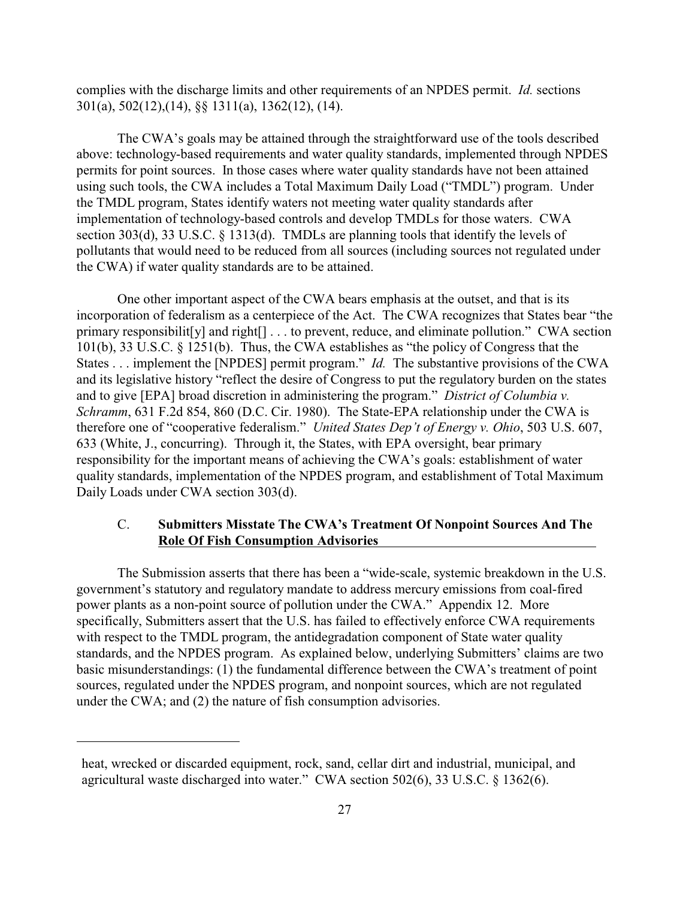complies with the discharge limits and other requirements of an NPDES permit. *Id.* sections 301(a), 502(12),(14), §§ 1311(a), 1362(12), (14).

The CWA's goals may be attained through the straightforward use of the tools described above: technology-based requirements and water quality standards, implemented through NPDES permits for point sources. In those cases where water quality standards have not been attained using such tools, the CWA includes a Total Maximum Daily Load ("TMDL") program. Under the TMDL program, States identify waters not meeting water quality standards after implementation of technology-based controls and develop TMDLs for those waters. CWA section 303(d), 33 U.S.C. § 1313(d). TMDLs are planning tools that identify the levels of pollutants that would need to be reduced from all sources (including sources not regulated under the CWA) if water quality standards are to be attained.

One other important aspect of the CWA bears emphasis at the outset, and that is its incorporation of federalism as a centerpiece of the Act. The CWA recognizes that States bear "the primary responsibilit[y] and right[] . . . to prevent, reduce, and eliminate pollution." CWA section 101(b), 33 U.S.C. § 1251(b). Thus, the CWA establishes as "the policy of Congress that the States . . . implement the [NPDES] permit program." *Id.* The substantive provisions of the CWA and its legislative history "reflect the desire of Congress to put the regulatory burden on the states and to give [EPA] broad discretion in administering the program." *District of Columbia v. Schramm*, 631 F.2d 854, 860 (D.C. Cir. 1980). The State-EPA relationship under the CWA is therefore one of "cooperative federalism." *United States Dep't of Energy v. Ohio*, 503 U.S. 607, 633 (White, J., concurring). Through it, the States, with EPA oversight, bear primary responsibility for the important means of achieving the CWA's goals: establishment of water quality standards, implementation of the NPDES program, and establishment of Total Maximum Daily Loads under CWA section 303(d).

### C. Submitters Misstate The CWA's Treatment Of Nonpoint Sources And The Role Of Fish Consumption Advisories

The Submission asserts that there has been a "wide-scale, systemic breakdown in the U.S. government's statutory and regulatory mandate to address mercury emissions from coal-fired power plants as a non-point source of pollution under the CWA." Appendix 12. More specifically, Submitters assert that the U.S. has failed to effectively enforce CWA requirements with respect to the TMDL program, the antidegradation component of State water quality standards, and the NPDES program. As explained below, underlying Submitters' claims are two basic misunderstandings: (1) the fundamental difference between the CWA's treatment of point sources, regulated under the NPDES program, and nonpoint sources, which are not regulated under the CWA; and (2) the nature of fish consumption advisories.

heat, wrecked or discarded equipment, rock, sand, cellar dirt and industrial, municipal, and agricultural waste discharged into water." CWA section 502(6), 33 U.S.C. § 1362(6).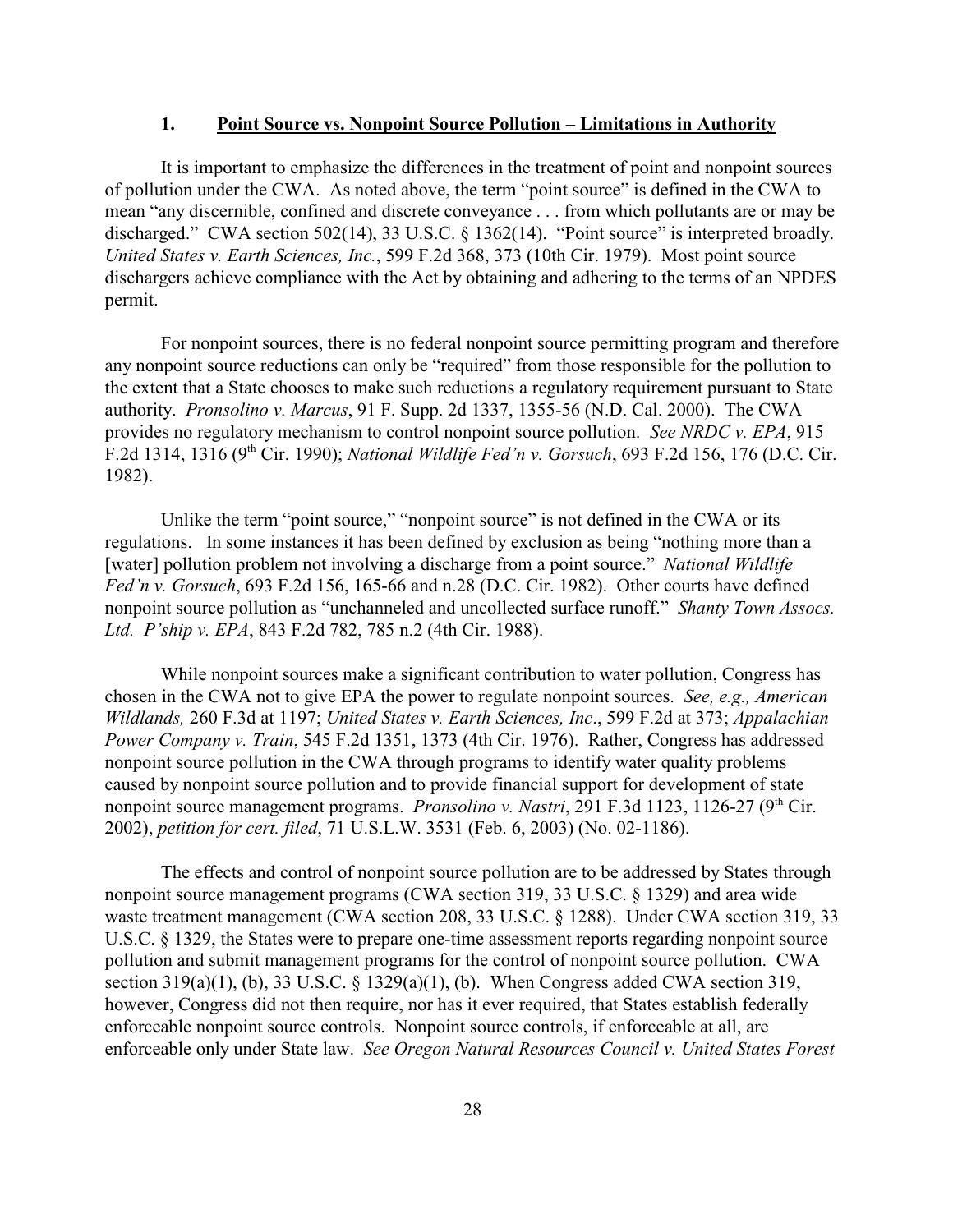### 1. **Point Source vs. Nonpoint Source Pollution – Limitations in Authority**

It is important to emphasize the differences in the treatment of point and nonpoint sources of pollution under the CWA. As noted above, the term "point source" is defined in the CWA to mean "any discernible, confined and discrete conveyance . . . from which pollutants are or may be discharged." CWA section 502(14), 33 U.S.C. § 1362(14). "Point source" is interpreted broadly. *United States v. Earth Sciences, Inc.*, 599 F.2d 368, 373 (10th Cir. 1979). Most point source dischargers achieve compliance with the Act by obtaining and adhering to the terms of an NPDES permit.

For nonpoint sources, there is no federal nonpoint source permitting program and therefore any nonpoint source reductions can only be "required" from those responsible for the pollution to the extent that a State chooses to make such reductions a regulatory requirement pursuant to State authority. *Pronsolino v. Marcus*, 91 F. Supp. 2d 1337, 1355-56 (N.D. Cal. 2000). The CWA provides no regulatory mechanism to control nonpoint source pollution. *See NRDC v. EPA*, 915 F.2d 1314, 1316 (9th Cir. 1990); *National Wildlife Fed'n v. Gorsuch*, 693 F.2d 156, 176 (D.C. Cir. 1982).

Unlike the term "point source," "nonpoint source" is not defined in the CWA or its regulations. In some instances it has been defined by exclusion as being "nothing more than a [water] pollution problem not involving a discharge from a point source." *National Wildlife Fed'n v. Gorsuch*, 693 F.2d 156, 165-66 and n.28 (D.C. Cir. 1982). Other courts have defined nonpoint source pollution as "unchanneled and uncollected surface runoff." *Shanty Town Assocs. Ltd. P'ship v. EPA*, 843 F.2d 782, 785 n.2 (4th Cir. 1988).

While nonpoint sources make a significant contribution to water pollution, Congress has chosen in the CWA not to give EPA the power to regulate nonpoint sources. *See, e.g., American Wildlands,* 260 F.3d at 1197; *United States v. Earth Sciences, Inc*., 599 F.2d at 373; *Appalachian Power Company v. Train*, 545 F.2d 1351, 1373 (4th Cir. 1976). Rather, Congress has addressed nonpoint source pollution in the CWA through programs to identify water quality problems caused by nonpoint source pollution and to provide financial support for development of state nonpoint source management programs. *Pronsolino v. Nastri*, 291 F.3d 1123, 1126-27 (9th Cir. 2002), *petition for cert. filed*, 71 U.S.L.W. 3531 (Feb. 6, 2003) (No. 02-1186).

The effects and control of nonpoint source pollution are to be addressed by States through nonpoint source management programs (CWA section 319, 33 U.S.C. § 1329) and area wide waste treatment management (CWA section 208, 33 U.S.C. § 1288). Under CWA section 319, 33 U.S.C. § 1329, the States were to prepare one-time assessment reports regarding nonpoint source pollution and submit management programs for the control of nonpoint source pollution. CWA section 319(a)(1), (b), 33 U.S.C. § 1329(a)(1), (b). When Congress added CWA section 319, however, Congress did not then require, nor has it ever required, that States establish federally enforceable nonpoint source controls. Nonpoint source controls, if enforceable at all, are enforceable only under State law. *See Oregon Natural Resources Council v. United States Forest*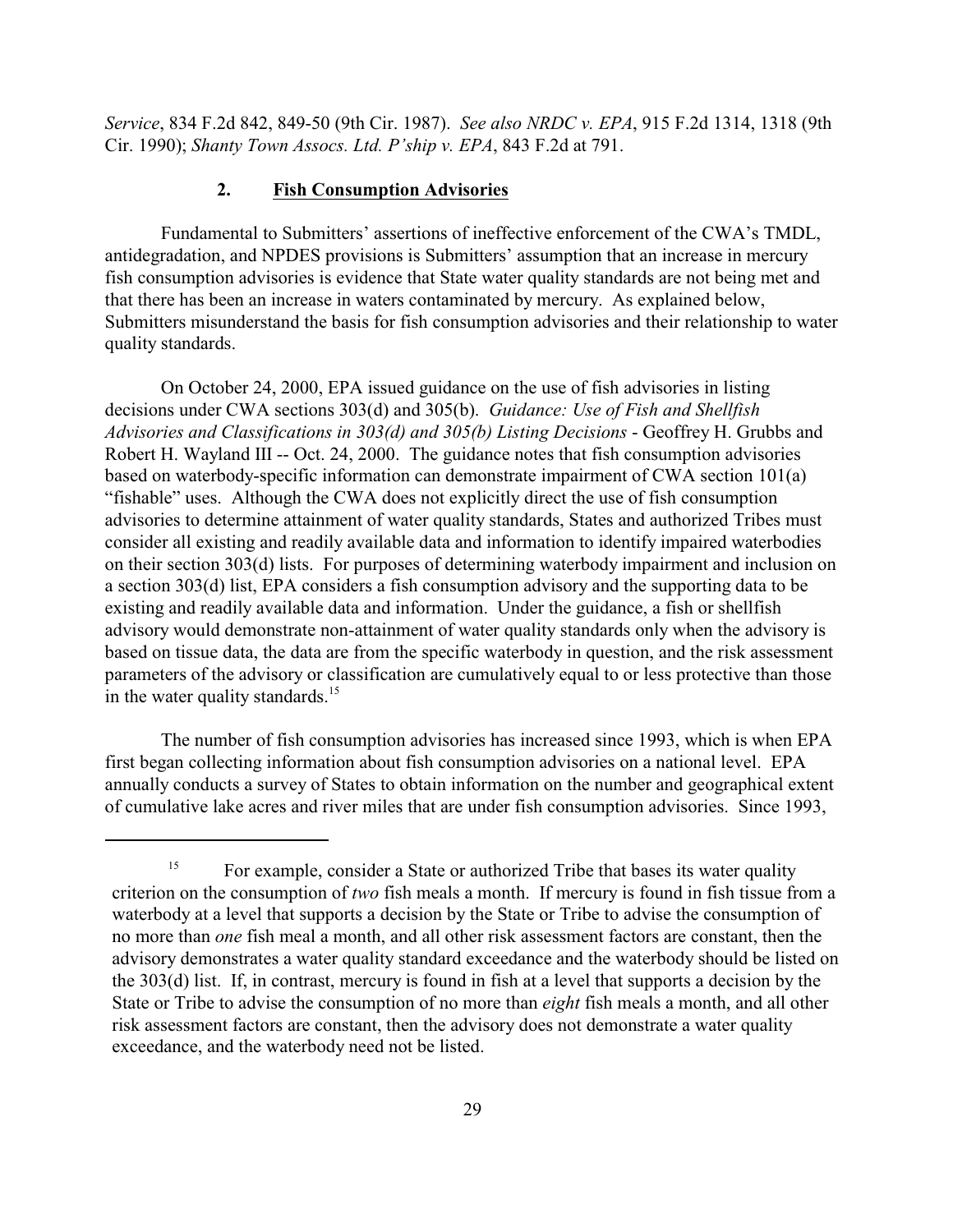*Service*, 834 F.2d 842, 849-50 (9th Cir. 1987). *See also NRDC v. EPA*, 915 F.2d 1314, 1318 (9th Cir. 1990); *Shanty Town Assocs. Ltd. P'ship v. EPA*, 843 F.2d at 791.

### 2. Fish Consumption Advisories

Fundamental to Submitters' assertions of ineffective enforcement of the CWA's TMDL, antidegradation, and NPDES provisions is Submitters' assumption that an increase in mercury fish consumption advisories is evidence that State water quality standards are not being met and that there has been an increase in waters contaminated by mercury. As explained below, Submitters misunderstand the basis for fish consumption advisories and their relationship to water quality standards.

On October 24, 2000, EPA issued guidance on the use of fish advisories in listing decisions under CWA sections 303(d) and 305(b). *Guidance: Use of Fish and Shellfish Advisories and Classifications in 303(d) and 305(b) Listing Decisions* - Geoffrey H. Grubbs and Robert H. Wayland III -- Oct. 24, 2000. The guidance notes that fish consumption advisories based on waterbody-specific information can demonstrate impairment of CWA section 101(a) "fishable" uses. Although the CWA does not explicitly direct the use of fish consumption advisories to determine attainment of water quality standards, States and authorized Tribes must consider all existing and readily available data and information to identify impaired waterbodies on their section 303(d) lists. For purposes of determining waterbody impairment and inclusion on a section 303(d) list, EPA considers a fish consumption advisory and the supporting data to be existing and readily available data and information. Under the guidance, a fish or shellfish advisory would demonstrate non-attainment of water quality standards only when the advisory is based on tissue data, the data are from the specific waterbody in question, and the risk assessment parameters of the advisory or classification are cumulatively equal to or less protective than those in the water quality standards.[15]

The number of fish consumption advisories has increased since 1993, which is when EPA first began collecting information about fish consumption advisories on a national level. EPA annually conducts a survey of States to obtain information on the number and geographical extent of cumulative lake acres and river miles that are under fish consumption advisories. Since 1993,

---

[15] For example, consider a State or authorized Tribe that bases its water quality criterion on the consumption of *two* fish meals a month. If mercury is found in fish tissue from a waterbody at a level that supports a decision by the State or Tribe to advise the consumption of no more than *one* fish meal a month, and all other risk assessment factors are constant, then the advisory demonstrates a water quality standard exceedance and the waterbody should be listed on the 303(d) list. If, in contrast, mercury is found in fish at a level that supports a decision by the State or Tribe to advise the consumption of no more than *eight* fish meals a month, and all other risk assessment factors are constant, then the advisory does not demonstrate a water quality exceedance, and the waterbody need not be listed.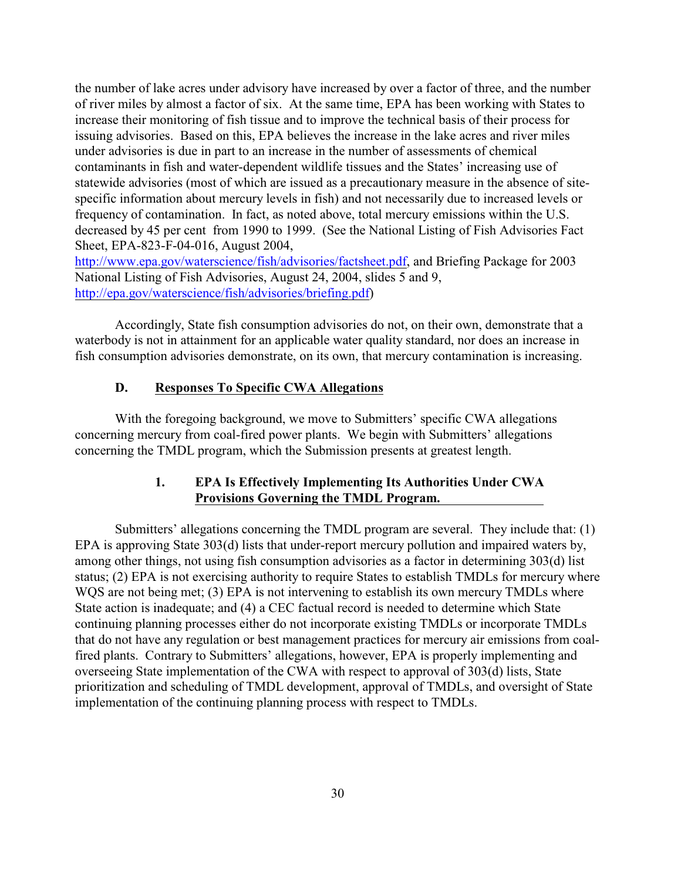the number of lake acres under advisory have increased by over a factor of three, and the number of river miles by almost a factor of six. At the same time, EPA has been working with States to increase their monitoring of fish tissue and to improve the technical basis of their process for issuing advisories. Based on this, EPA believes the increase in the lake acres and river miles under advisories is due in part to an increase in the number of assessments of chemical contaminants in fish and water-dependent wildlife tissues and the States' increasing use of statewide advisories (most of which are issued as a precautionary measure in the absence of site-specific information about mercury levels in fish) and not necessarily due to increased levels or frequency of contamination. In fact, as noted above, total mercury emissions within the U.S. decreased by 45 per cent from 1990 to 1999. (See the National Listing of Fish Advisories Fact Sheet, EPA-823-F-04-016, August 2004, http://www.epa.gov/waterscience/fish/advisories/factsheet.pdf, and Briefing Package for 2003 National Listing of Fish Advisories, August 24, 2004, slides 5 and 9, http://epa.gov/waterscience/fish/advisories/briefing.pdf)

Accordingly, State fish consumption advisories do not, on their own, demonstrate that a waterbody is not in attainment for an applicable water quality standard, nor does an increase in fish consumption advisories demonstrate, on its own, that mercury contamination is increasing.

### D. Responses To Specific CWA Allegations

With the foregoing background, we move to Submitters' specific CWA allegations concerning mercury from coal-fired power plants. We begin with Submitters' allegations concerning the TMDL program, which the Submission presents at greatest length.

#### 1. EPA Is Effectively Implementing Its Authorities Under CWA Provisions Governing the TMDL Program.

Submitters' allegations concerning the TMDL program are several. They include that: (1) EPA is approving State 303(d) lists that under-report mercury pollution and impaired waters by, among other things, not using fish consumption advisories as a factor in determining 303(d) list status; (2) EPA is not exercising authority to require States to establish TMDLs for mercury where WQS are not being met; (3) EPA is not intervening to establish its own mercury TMDLs where State action is inadequate; and (4) a CEC factual record is needed to determine which State continuing planning processes either do not incorporate existing TMDLs or incorporate TMDLs that do not have any regulation or best management practices for mercury air emissions from coal-fired plants. Contrary to Submitters' allegations, however, EPA is properly implementing and overseeing State implementation of the CWA with respect to approval of 303(d) lists, State prioritization and scheduling of TMDL development, approval of TMDLs, and oversight of State implementation of the continuing planning process with respect to TMDLs.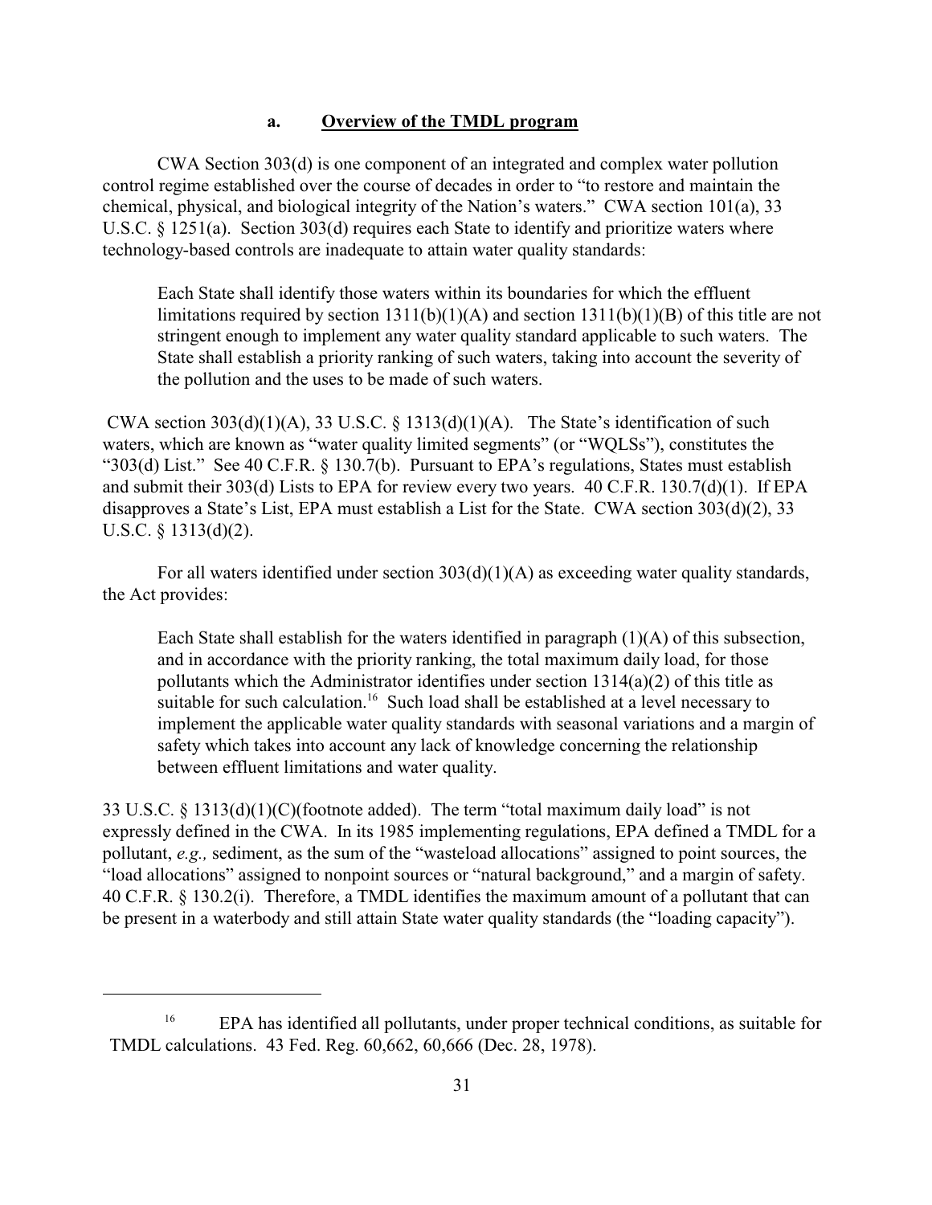### a. **Overview of the TMDL program**

CWA Section 303(d) is one component of an integrated and complex water pollution control regime established over the course of decades in order to "to restore and maintain the chemical, physical, and biological integrity of the Nation's waters." CWA section 101(a), 33 U.S.C. § 1251(a). Section 303(d) requires each State to identify and prioritize waters where technology-based controls are inadequate to attain water quality standards:

> Each State shall identify those waters within its boundaries for which the effluent limitations required by section 1311(b)(1)(A) and section 1311(b)(1)(B) of this title are not stringent enough to implement any water quality standard applicable to such waters. The State shall establish a priority ranking of such waters, taking into account the severity of the pollution and the uses to be made of such waters.

CWA section 303(d)(1)(A), 33 U.S.C. § 1313(d)(1)(A). The State's identification of such waters, which are known as "water quality limited segments" (or "WQLSs"), constitutes the "303(d) List." See 40 C.F.R. § 130.7(b). Pursuant to EPA's regulations, States must establish and submit their 303(d) Lists to EPA for review every two years. 40 C.F.R. 130.7(d)(1). If EPA disapproves a State's List, EPA must establish a List for the State. CWA section 303(d)(2), 33 U.S.C. § 1313(d)(2).

For all waters identified under section 303(d)(1)(A) as exceeding water quality standards, the Act provides:

> Each State shall establish for the waters identified in paragraph (1)(A) of this subsection, and in accordance with the priority ranking, the total maximum daily load, for those pollutants which the Administrator identifies under section 1314(a)(2) of this title as suitable for such calculation.[16] Such load shall be established at a level necessary to implement the applicable water quality standards with seasonal variations and a margin of safety which takes into account any lack of knowledge concerning the relationship between effluent limitations and water quality.

33 U.S.C. § 1313(d)(1)(C)(footnote added). The term "total maximum daily load" is not expressly defined in the CWA. In its 1985 implementing regulations, EPA defined a TMDL for a pollutant, *e.g.,* sediment, as the sum of the "wasteload allocations" assigned to point sources, the "load allocations" assigned to nonpoint sources or "natural background," and a margin of safety. 40 C.F.R. § 130.2(i). Therefore, a TMDL identifies the maximum amount of a pollutant that can be present in a waterbody and still attain State water quality standards (the "loading capacity").

---

[16] EPA has identified all pollutants, under proper technical conditions, as suitable for TMDL calculations. 43 Fed. Reg. 60,662, 60,666 (Dec. 28, 1978).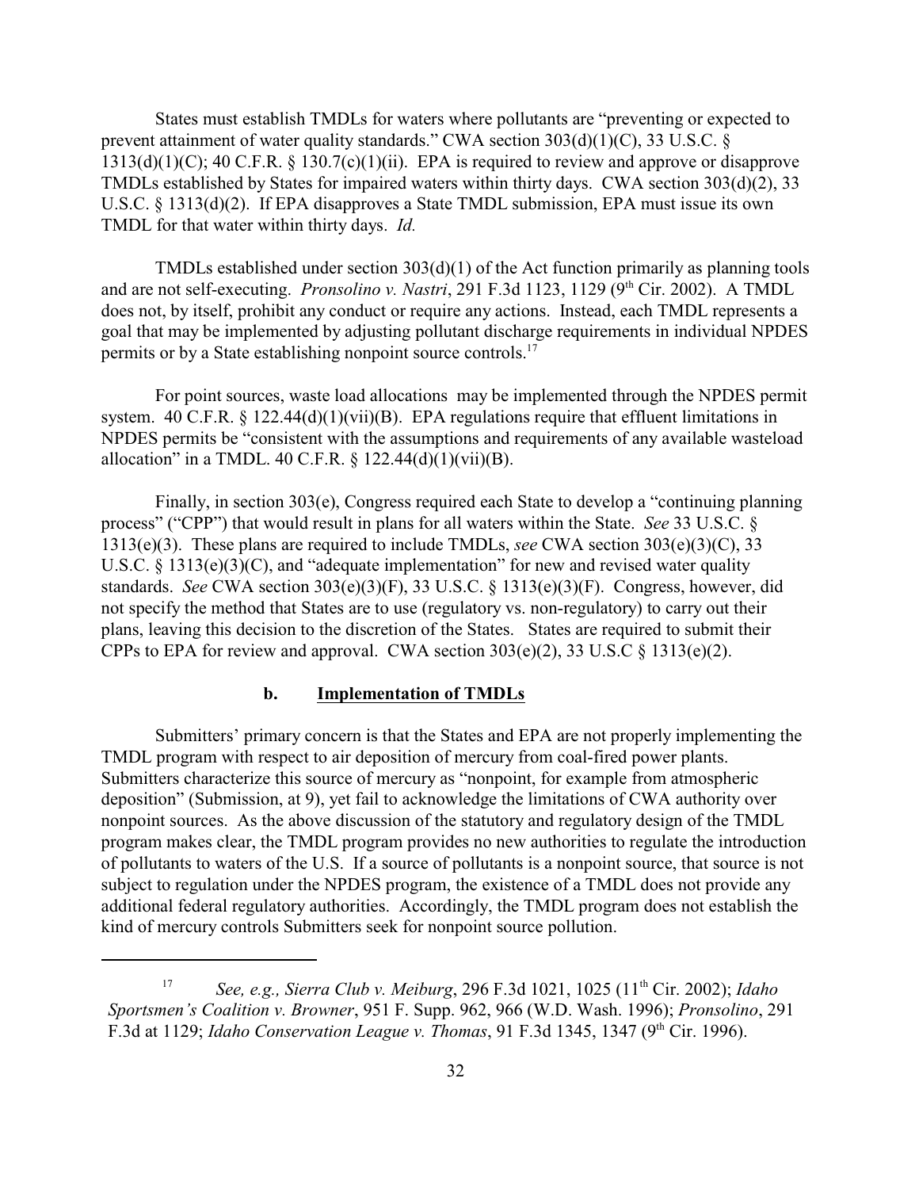States must establish TMDLs for waters where pollutants are "preventing or expected to prevent attainment of water quality standards." CWA section 303(d)(1)(C), 33 U.S.C. § 1313(d)(1)(C); 40 C.F.R. § 130.7(c)(1)(ii). EPA is required to review and approve or disapprove TMDLs established by States for impaired waters within thirty days. CWA section 303(d)(2), 33 U.S.C. § 1313(d)(2). If EPA disapproves a State TMDL submission, EPA must issue its own TMDL for that water within thirty days. *Id.*

TMDLs established under section 303(d)(1) of the Act function primarily as planning tools and are not self-executing. *Pronsolino v. Nastri*, 291 F.3d 1123, 1129 (9th Cir. 2002). A TMDL does not, by itself, prohibit any conduct or require any actions. Instead, each TMDL represents a goal that may be implemented by adjusting pollutant discharge requirements in individual NPDES permits or by a State establishing nonpoint source controls.[17]

For point sources, waste load allocations may be implemented through the NPDES permit system. 40 C.F.R. § 122.44(d)(1)(vii)(B). EPA regulations require that effluent limitations in NPDES permits be "consistent with the assumptions and requirements of any available wasteload allocation" in a TMDL. 40 C.F.R. § 122.44(d)(1)(vii)(B).

Finally, in section 303(e), Congress required each State to develop a "continuing planning process" ("CPP") that would result in plans for all waters within the State. *See* 33 U.S.C. § 1313(e)(3). These plans are required to include TMDLs, *see* CWA section 303(e)(3)(C), 33 U.S.C. § 1313(e)(3)(C), and "adequate implementation" for new and revised water quality standards. *See* CWA section 303(e)(3)(F), 33 U.S.C. § 1313(e)(3)(F). Congress, however, did not specify the method that States are to use (regulatory vs. non-regulatory) to carry out their plans, leaving this decision to the discretion of the States. States are required to submit their CPPs to EPA for review and approval. CWA section 303(e)(2), 33 U.S.C § 1313(e)(2).

**b. <u>Implementation of TMDLs</u>**

Submitters' primary concern is that the States and EPA are not properly implementing the TMDL program with respect to air deposition of mercury from coal-fired power plants. Submitters characterize this source of mercury as "nonpoint, for example from atmospheric deposition" (Submission, at 9), yet fail to acknowledge the limitations of CWA authority over nonpoint sources. As the above discussion of the statutory and regulatory design of the TMDL program makes clear, the TMDL program provides no new authorities to regulate the introduction of pollutants to waters of the U.S. If a source of pollutants is a nonpoint source, that source is not subject to regulation under the NPDES program, the existence of a TMDL does not provide any additional federal regulatory authorities. Accordingly, the TMDL program does not establish the kind of mercury controls Submitters seek for nonpoint source pollution.

---

[17] *See, e.g., Sierra Club v. Meiburg*, 296 F.3d 1021, 1025 (11th Cir. 2002); *Idaho Sportsmen's Coalition v. Browner*, 951 F. Supp. 962, 966 (W.D. Wash. 1996); *Pronsolino*, 291 F.3d at 1129; *Idaho Conservation League v. Thomas*, 91 F.3d 1345, 1347 (9th Cir. 1996).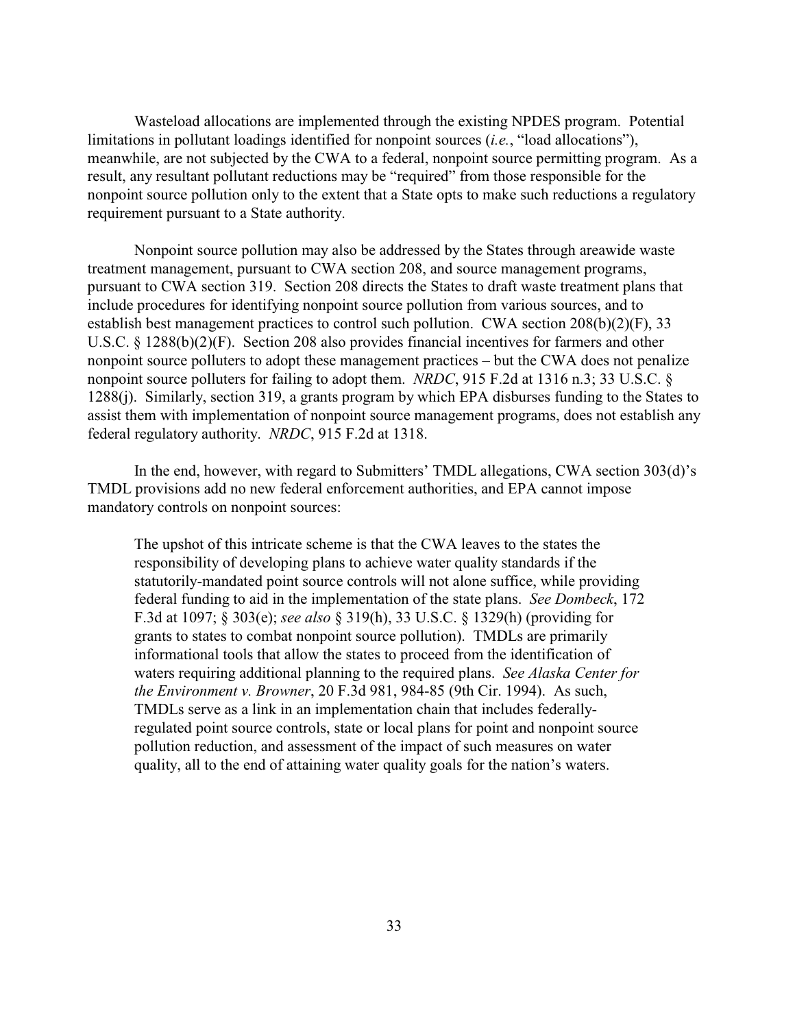Wasteload allocations are implemented through the existing NPDES program. Potential limitations in pollutant loadings identified for nonpoint sources (*i.e.*, "load allocations"), meanwhile, are not subjected by the CWA to a federal, nonpoint source permitting program. As a result, any resultant pollutant reductions may be "required" from those responsible for the nonpoint source pollution only to the extent that a State opts to make such reductions a regulatory requirement pursuant to a State authority.

Nonpoint source pollution may also be addressed by the States through areawide waste treatment management, pursuant to CWA section 208, and source management programs, pursuant to CWA section 319. Section 208 directs the States to draft waste treatment plans that include procedures for identifying nonpoint source pollution from various sources, and to establish best management practices to control such pollution. CWA section 208(b)(2)(F), 33 U.S.C. § 1288(b)(2)(F). Section 208 also provides financial incentives for farmers and other nonpoint source polluters to adopt these management practices – but the CWA does not penalize nonpoint source polluters for failing to adopt them. *NRDC*, 915 F.2d at 1316 n.3; 33 U.S.C. § 1288(j). Similarly, section 319, a grants program by which EPA disburses funding to the States to assist them with implementation of nonpoint source management programs, does not establish any federal regulatory authority. *NRDC*, 915 F.2d at 1318.

In the end, however, with regard to Submitters' TMDL allegations, CWA section 303(d)'s TMDL provisions add no new federal enforcement authorities, and EPA cannot impose mandatory controls on nonpoint sources:

> The upshot of this intricate scheme is that the CWA leaves to the states the responsibility of developing plans to achieve water quality standards if the statutorily-mandated point source controls will not alone suffice, while providing federal funding to aid in the implementation of the state plans. *See Dombeck*, 172 F.3d at 1097; § 303(e); *see also* § 319(h), 33 U.S.C. § 1329(h) (providing for grants to states to combat nonpoint source pollution). TMDLs are primarily informational tools that allow the states to proceed from the identification of waters requiring additional planning to the required plans. *See Alaska Center for the Environment v. Browner*, 20 F.3d 981, 984-85 (9th Cir. 1994). As such, TMDLs serve as a link in an implementation chain that includes federally-regulated point source controls, state or local plans for point and nonpoint source pollution reduction, and assessment of the impact of such measures on water quality, all to the end of attaining water quality goals for the nation's waters.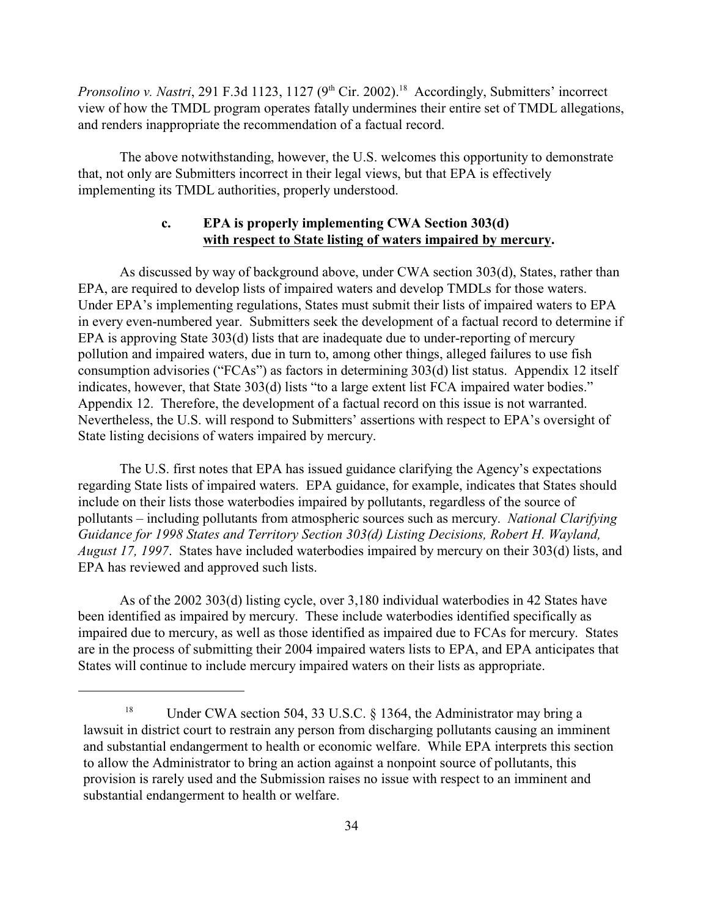*Pronsolino v. Nastri*, 291 F.3d 1123, 1127 (9th Cir. 2002).[18] Accordingly, Submitters' incorrect view of how the TMDL program operates fatally undermines their entire set of TMDL allegations, and renders inappropriate the recommendation of a factual record.

The above notwithstanding, however, the U.S. welcomes this opportunity to demonstrate that, not only are Submitters incorrect in their legal views, but that EPA is effectively implementing its TMDL authorities, properly understood.

### c. EPA is properly implementing CWA Section 303(d) with respect to State listing of waters impaired by mercury.

As discussed by way of background above, under CWA section 303(d), States, rather than EPA, are required to develop lists of impaired waters and develop TMDLs for those waters. Under EPA's implementing regulations, States must submit their lists of impaired waters to EPA in every even-numbered year. Submitters seek the development of a factual record to determine if EPA is approving State 303(d) lists that are inadequate due to under-reporting of mercury pollution and impaired waters, due in turn to, among other things, alleged failures to use fish consumption advisories ("FCAs") as factors in determining 303(d) list status. Appendix 12 itself indicates, however, that State 303(d) lists "to a large extent list FCA impaired water bodies." Appendix 12. Therefore, the development of a factual record on this issue is not warranted. Nevertheless, the U.S. will respond to Submitters' assertions with respect to EPA's oversight of State listing decisions of waters impaired by mercury.

The U.S. first notes that EPA has issued guidance clarifying the Agency's expectations regarding State lists of impaired waters. EPA guidance, for example, indicates that States should include on their lists those waterbodies impaired by pollutants, regardless of the source of pollutants – including pollutants from atmospheric sources such as mercury. *National Clarifying Guidance for 1998 States and Territory Section 303(d) Listing Decisions, Robert H. Wayland, August 17, 1997*. States have included waterbodies impaired by mercury on their 303(d) lists, and EPA has reviewed and approved such lists.

As of the 2002 303(d) listing cycle, over 3,180 individual waterbodies in 42 States have been identified as impaired by mercury. These include waterbodies identified specifically as impaired due to mercury, as well as those identified as impaired due to FCAs for mercury. States are in the process of submitting their 2004 impaired waters lists to EPA, and EPA anticipates that States will continue to include mercury impaired waters on their lists as appropriate.

---

[18] Under CWA section 504, 33 U.S.C. § 1364, the Administrator may bring a lawsuit in district court to restrain any person from discharging pollutants causing an imminent and substantial endangerment to health or economic welfare. While EPA interprets this section to allow the Administrator to bring an action against a nonpoint source of pollutants, this provision is rarely used and the Submission raises no issue with respect to an imminent and substantial endangerment to health or welfare.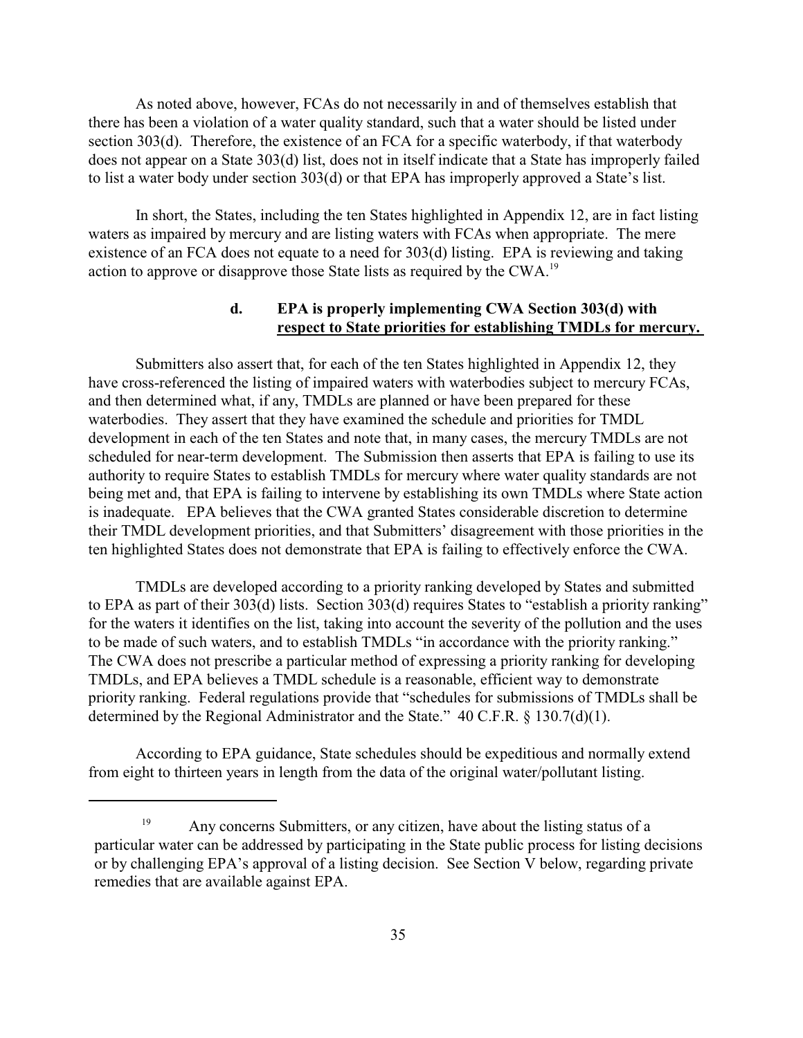As noted above, however, FCAs do not necessarily in and of themselves establish that there has been a violation of a water quality standard, such that a water should be listed under section 303(d). Therefore, the existence of an FCA for a specific waterbody, if that waterbody does not appear on a State 303(d) list, does not in itself indicate that a State has improperly failed to list a water body under section 303(d) or that EPA has improperly approved a State's list.

In short, the States, including the ten States highlighted in Appendix 12, are in fact listing waters as impaired by mercury and are listing waters with FCAs when appropriate. The mere existence of an FCA does not equate to a need for 303(d) listing. EPA is reviewing and taking action to approve or disapprove those State lists as required by the CWA.[19]

#### d. EPA is properly implementing CWA Section 303(d) with respect to State priorities for establishing TMDLs for mercury.

Submitters also assert that, for each of the ten States highlighted in Appendix 12, they have cross-referenced the listing of impaired waters with waterbodies subject to mercury FCAs, and then determined what, if any, TMDLs are planned or have been prepared for these waterbodies. They assert that they have examined the schedule and priorities for TMDL development in each of the ten States and note that, in many cases, the mercury TMDLs are not scheduled for near-term development. The Submission then asserts that EPA is failing to use its authority to require States to establish TMDLs for mercury where water quality standards are not being met and, that EPA is failing to intervene by establishing its own TMDLs where State action is inadequate. EPA believes that the CWA granted States considerable discretion to determine their TMDL development priorities, and that Submitters' disagreement with those priorities in the ten highlighted States does not demonstrate that EPA is failing to effectively enforce the CWA.

TMDLs are developed according to a priority ranking developed by States and submitted to EPA as part of their 303(d) lists. Section 303(d) requires States to "establish a priority ranking" for the waters it identifies on the list, taking into account the severity of the pollution and the uses to be made of such waters, and to establish TMDLs "in accordance with the priority ranking." The CWA does not prescribe a particular method of expressing a priority ranking for developing TMDLs, and EPA believes a TMDL schedule is a reasonable, efficient way to demonstrate priority ranking. Federal regulations provide that "schedules for submissions of TMDLs shall be determined by the Regional Administrator and the State." 40 C.F.R. § 130.7(d)(1).

According to EPA guidance, State schedules should be expeditious and normally extend from eight to thirteen years in length from the data of the original water/pollutant listing.

---

[19] Any concerns Submitters, or any citizen, have about the listing status of a particular water can be addressed by participating in the State public process for listing decisions or by challenging EPA's approval of a listing decision. See Section V below, regarding private remedies that are available against EPA.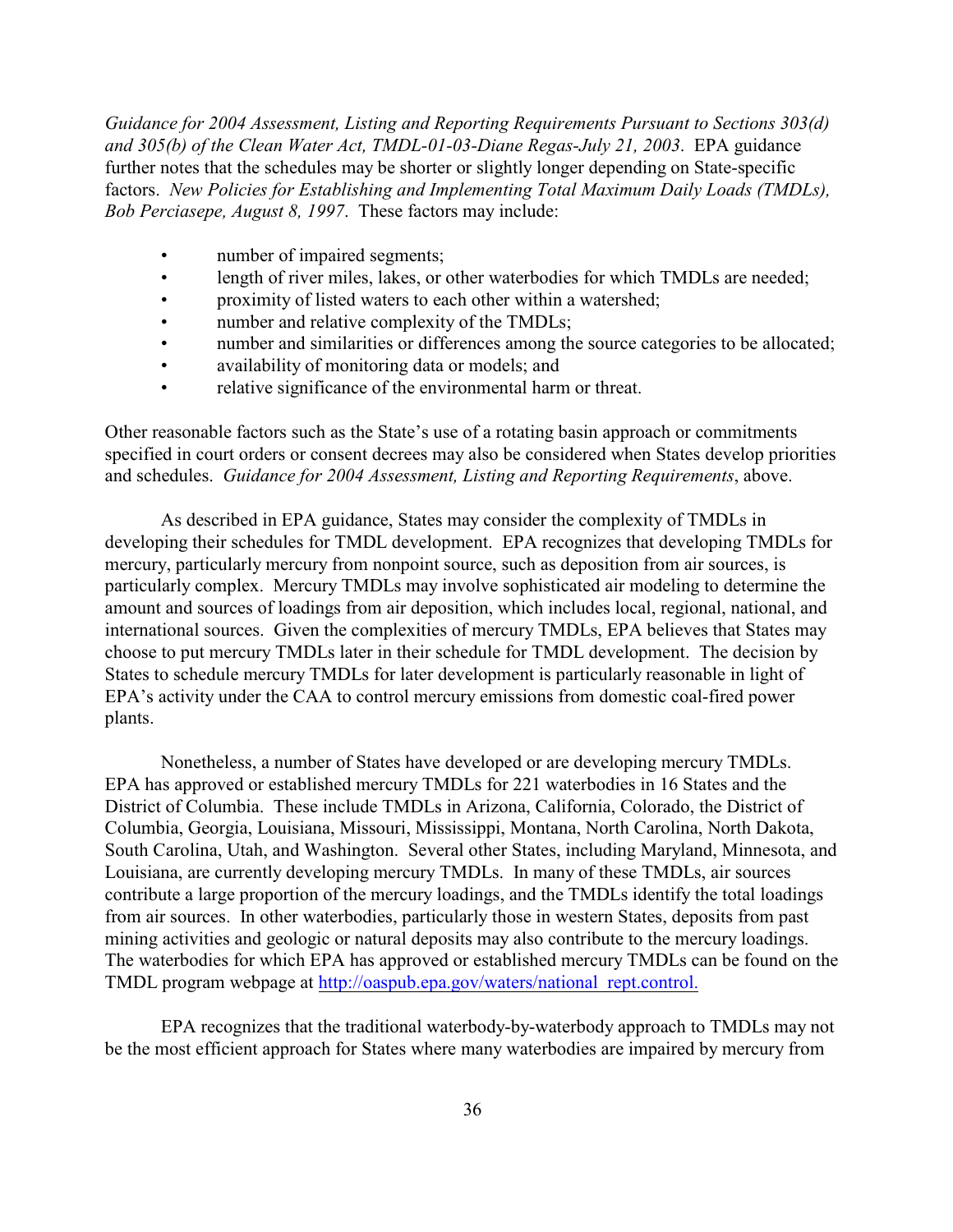*Guidance for 2004 Assessment, Listing and Reporting Requirements Pursuant to Sections 303(d) and 305(b) of the Clean Water Act, TMDL-01-03-Diane Regas-July 21, 2003*. EPA guidance further notes that the schedules may be shorter or slightly longer depending on State-specific factors. *New Policies for Establishing and Implementing Total Maximum Daily Loads (TMDLs), Bob Perciasepe, August 8, 1997*. These factors may include:

- number of impaired segments;
- length of river miles, lakes, or other waterbodies for which TMDLs are needed;
- proximity of listed waters to each other within a watershed;
- number and relative complexity of the TMDLs;
- number and similarities or differences among the source categories to be allocated;
- availability of monitoring data or models; and
- relative significance of the environmental harm or threat.

Other reasonable factors such as the State's use of a rotating basin approach or commitments specified in court orders or consent decrees may also be considered when States develop priorities and schedules. *Guidance for 2004 Assessment, Listing and Reporting Requirements*, above.

As described in EPA guidance, States may consider the complexity of TMDLs in developing their schedules for TMDL development. EPA recognizes that developing TMDLs for mercury, particularly mercury from nonpoint source, such as deposition from air sources, is particularly complex. Mercury TMDLs may involve sophisticated air modeling to determine the amount and sources of loadings from air deposition, which includes local, regional, national, and international sources. Given the complexities of mercury TMDLs, EPA believes that States may choose to put mercury TMDLs later in their schedule for TMDL development. The decision by States to schedule mercury TMDLs for later development is particularly reasonable in light of EPA's activity under the CAA to control mercury emissions from domestic coal-fired power plants.

Nonetheless, a number of States have developed or are developing mercury TMDLs. EPA has approved or established mercury TMDLs for 221 waterbodies in 16 States and the District of Columbia. These include TMDLs in Arizona, California, Colorado, the District of Columbia, Georgia, Louisiana, Missouri, Mississippi, Montana, North Carolina, North Dakota, South Carolina, Utah, and Washington. Several other States, including Maryland, Minnesota, and Louisiana, are currently developing mercury TMDLs. In many of these TMDLs, air sources contribute a large proportion of the mercury loadings, and the TMDLs identify the total loadings from air sources. In other waterbodies, particularly those in western States, deposits from past mining activities and geologic or natural deposits may also contribute to the mercury loadings. The waterbodies for which EPA has approved or established mercury TMDLs can be found on the TMDL program webpage at http://oaspub.epa.gov/waters/national_rept.control.

EPA recognizes that the traditional waterbody-by-waterbody approach to TMDLs may not be the most efficient approach for States where many waterbodies are impaired by mercury from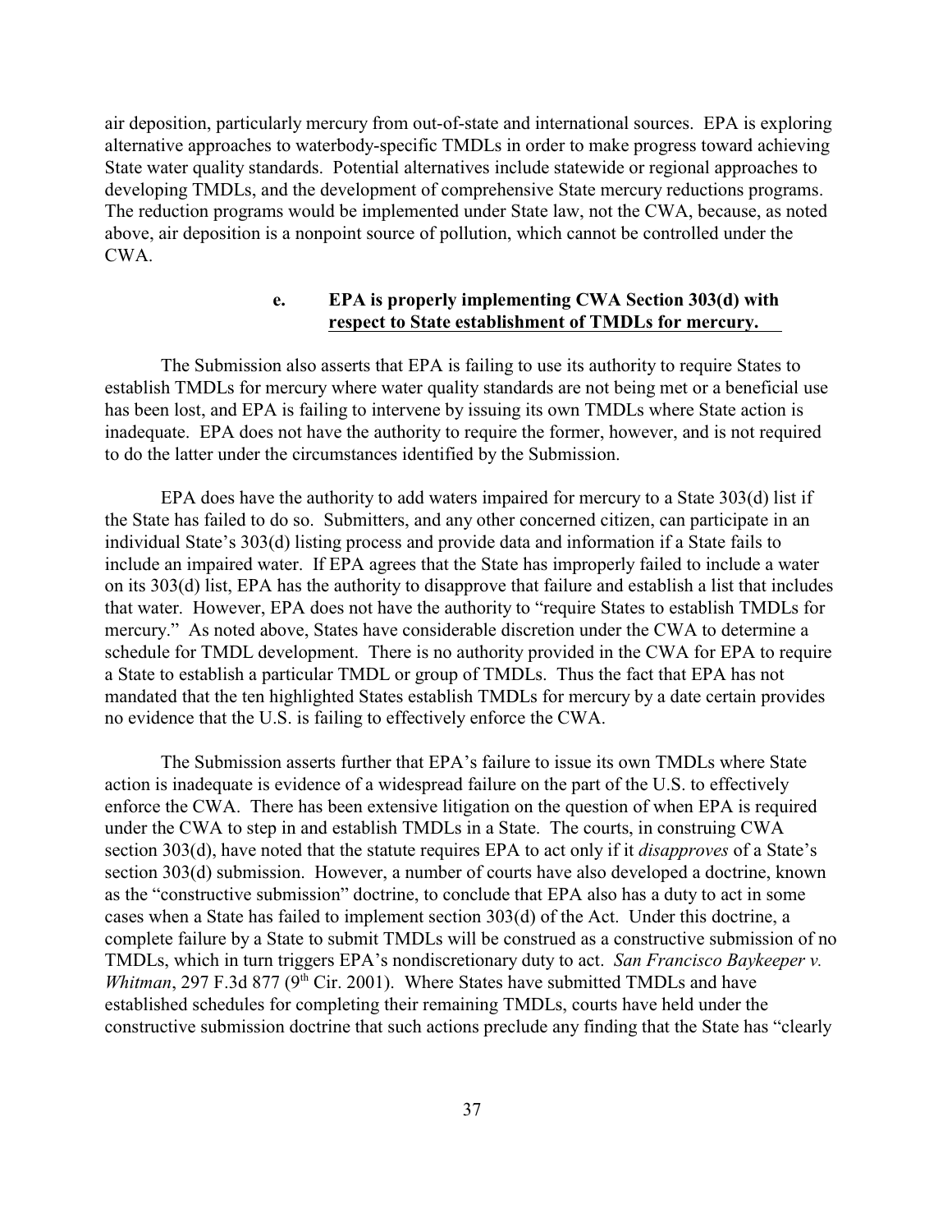air deposition, particularly mercury from out-of-state and international sources. EPA is exploring alternative approaches to waterbody-specific TMDLs in order to make progress toward achieving State water quality standards. Potential alternatives include statewide or regional approaches to developing TMDLs, and the development of comprehensive State mercury reductions programs. The reduction programs would be implemented under State law, not the CWA, because, as noted above, air deposition is a nonpoint source of pollution, which cannot be controlled under the CWA.

#### e. **<u>EPA is properly implementing CWA Section 303(d) with respect to State establishment of TMDLs for mercury.</u>**

The Submission also asserts that EPA is failing to use its authority to require States to establish TMDLs for mercury where water quality standards are not being met or a beneficial use has been lost, and EPA is failing to intervene by issuing its own TMDLs where State action is inadequate. EPA does not have the authority to require the former, however, and is not required to do the latter under the circumstances identified by the Submission.

EPA does have the authority to add waters impaired for mercury to a State 303(d) list if the State has failed to do so. Submitters, and any other concerned citizen, can participate in an individual State's 303(d) listing process and provide data and information if a State fails to include an impaired water. If EPA agrees that the State has improperly failed to include a water on its 303(d) list, EPA has the authority to disapprove that failure and establish a list that includes that water. However, EPA does not have the authority to "require States to establish TMDLs for mercury." As noted above, States have considerable discretion under the CWA to determine a schedule for TMDL development. There is no authority provided in the CWA for EPA to require a State to establish a particular TMDL or group of TMDLs. Thus the fact that EPA has not mandated that the ten highlighted States establish TMDLs for mercury by a date certain provides no evidence that the U.S. is failing to effectively enforce the CWA.

The Submission asserts further that EPA's failure to issue its own TMDLs where State action is inadequate is evidence of a widespread failure on the part of the U.S. to effectively enforce the CWA. There has been extensive litigation on the question of when EPA is required under the CWA to step in and establish TMDLs in a State. The courts, in construing CWA section 303(d), have noted that the statute requires EPA to act only if it *disapproves* of a State's section 303(d) submission. However, a number of courts have also developed a doctrine, known as the "constructive submission" doctrine, to conclude that EPA also has a duty to act in some cases when a State has failed to implement section 303(d) of the Act. Under this doctrine, a complete failure by a State to submit TMDLs will be construed as a constructive submission of no TMDLs, which in turn triggers EPA's nondiscretionary duty to act. *San Francisco Baykeeper v. Whitman*, 297 F.3d 877 (9th Cir. 2001). Where States have submitted TMDLs and have established schedules for completing their remaining TMDLs, courts have held under the constructive submission doctrine that such actions preclude any finding that the State has "clearly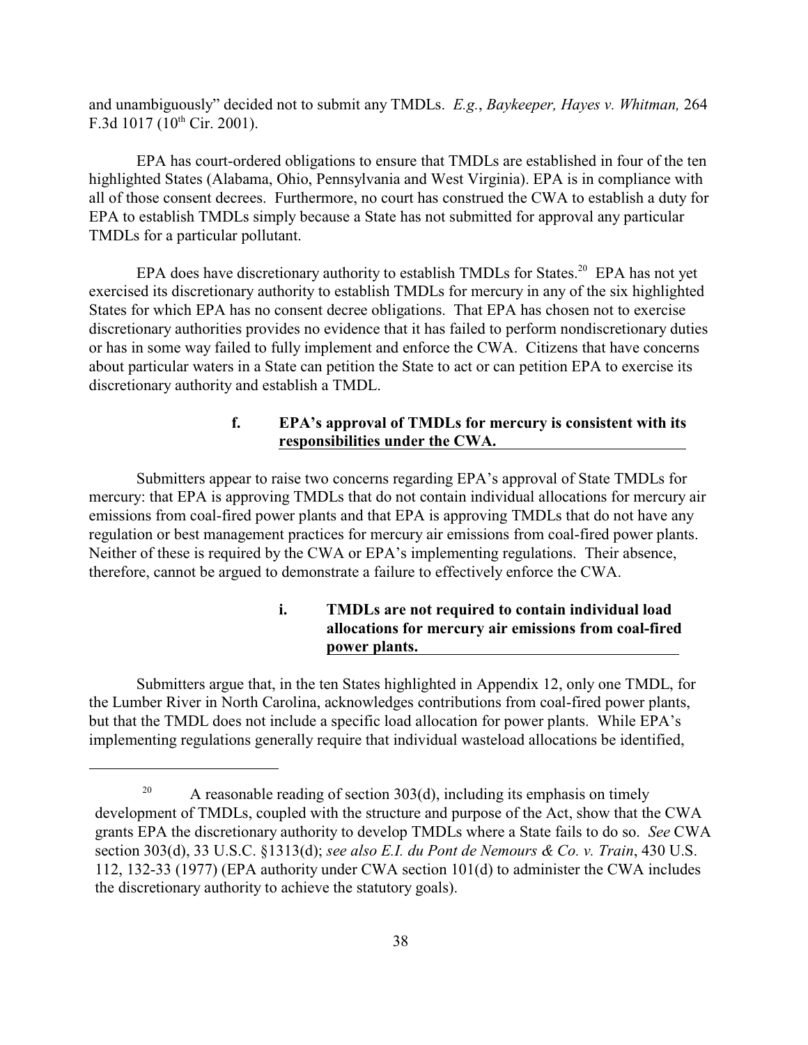and unambiguously" decided not to submit any TMDLs. *E.g.*, *Baykeeper, Hayes v. Whitman,* 264 F.3d 1017 (10th Cir. 2001).

EPA has court-ordered obligations to ensure that TMDLs are established in four of the ten highlighted States (Alabama, Ohio, Pennsylvania and West Virginia). EPA is in compliance with all of those consent decrees. Furthermore, no court has construed the CWA to establish a duty for EPA to establish TMDLs simply because a State has not submitted for approval any particular TMDLs for a particular pollutant.

EPA does have discretionary authority to establish TMDLs for States.[20] EPA has not yet exercised its discretionary authority to establish TMDLs for mercury in any of the six highlighted States for which EPA has no consent decree obligations. That EPA has chosen not to exercise discretionary authorities provides no evidence that it has failed to perform nondiscretionary duties or has in some way failed to fully implement and enforce the CWA. Citizens that have concerns about particular waters in a State can petition the State to act or can petition EPA to exercise its discretionary authority and establish a TMDL.

#### f. EPA's approval of TMDLs for mercury is consistent with its responsibilities under the CWA.

Submitters appear to raise two concerns regarding EPA's approval of State TMDLs for mercury: that EPA is approving TMDLs that do not contain individual allocations for mercury air emissions from coal-fired power plants and that EPA is approving TMDLs that do not have any regulation or best management practices for mercury air emissions from coal-fired power plants. Neither of these is required by the CWA or EPA's implementing regulations. Their absence, therefore, cannot be argued to demonstrate a failure to effectively enforce the CWA.

##### i. TMDLs are not required to contain individual load allocations for mercury air emissions from coal-fired power plants.

Submitters argue that, in the ten States highlighted in Appendix 12, only one TMDL, for the Lumber River in North Carolina, acknowledges contributions from coal-fired power plants, but that the TMDL does not include a specific load allocation for power plants. While EPA's implementing regulations generally require that individual wasteload allocations be identified,

---

[20] A reasonable reading of section 303(d), including its emphasis on timely development of TMDLs, coupled with the structure and purpose of the Act, show that the CWA grants EPA the discretionary authority to develop TMDLs where a State fails to do so. *See* CWA section 303(d), 33 U.S.C. §1313(d); *see also E.I. du Pont de Nemours & Co. v. Train*, 430 U.S. 112, 132-33 (1977) (EPA authority under CWA section 101(d) to administer the CWA includes the discretionary authority to achieve the statutory goals).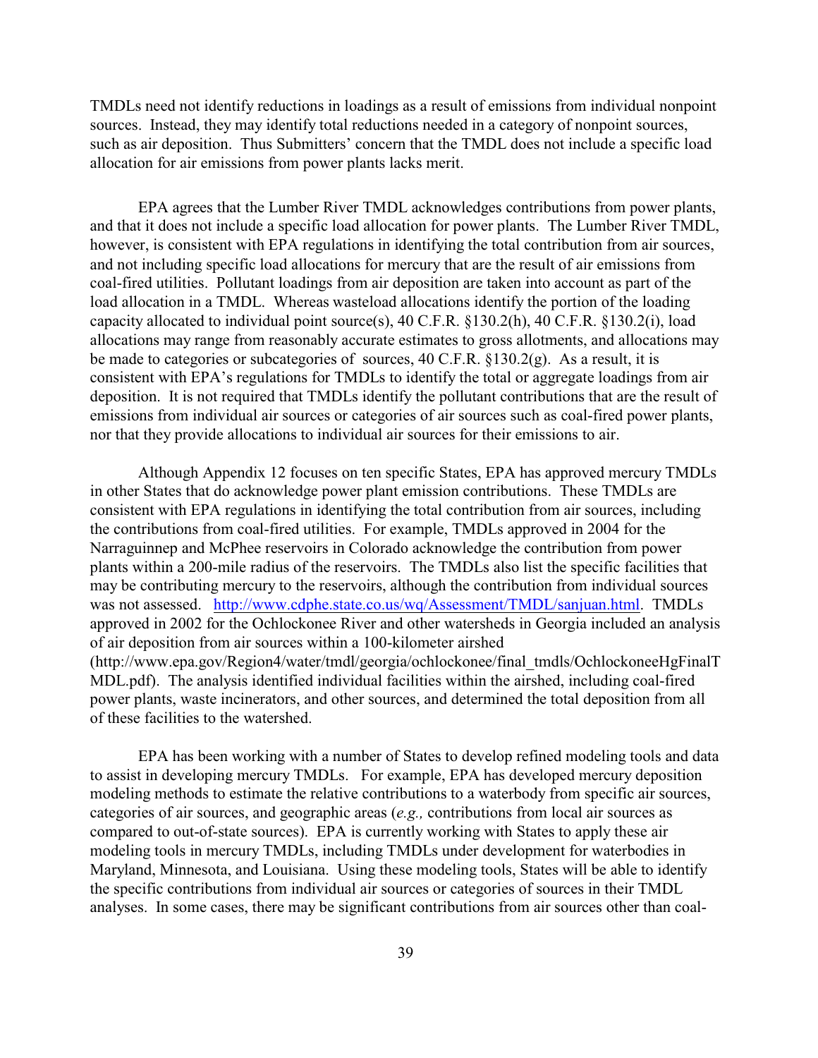TMDLs need not identify reductions in loadings as a result of emissions from individual nonpoint sources. Instead, they may identify total reductions needed in a category of nonpoint sources, such as air deposition. Thus Submitters' concern that the TMDL does not include a specific load allocation for air emissions from power plants lacks merit.

EPA agrees that the Lumber River TMDL acknowledges contributions from power plants, and that it does not include a specific load allocation for power plants. The Lumber River TMDL, however, is consistent with EPA regulations in identifying the total contribution from air sources, and not including specific load allocations for mercury that are the result of air emissions from coal-fired utilities. Pollutant loadings from air deposition are taken into account as part of the load allocation in a TMDL. Whereas wasteload allocations identify the portion of the loading capacity allocated to individual point source(s), 40 C.F.R. §130.2(h), 40 C.F.R. §130.2(i), load allocations may range from reasonably accurate estimates to gross allotments, and allocations may be made to categories or subcategories of sources, 40 C.F.R. §130.2(g). As a result, it is consistent with EPA's regulations for TMDLs to identify the total or aggregate loadings from air deposition. It is not required that TMDLs identify the pollutant contributions that are the result of emissions from individual air sources or categories of air sources such as coal-fired power plants, nor that they provide allocations to individual air sources for their emissions to air.

Although Appendix 12 focuses on ten specific States, EPA has approved mercury TMDLs in other States that do acknowledge power plant emission contributions. These TMDLs are consistent with EPA regulations in identifying the total contribution from air sources, including the contributions from coal-fired utilities. For example, TMDLs approved in 2004 for the Narraguinnep and McPhee reservoirs in Colorado acknowledge the contribution from power plants within a 200-mile radius of the reservoirs. The TMDLs also list the specific facilities that may be contributing mercury to the reservoirs, although the contribution from individual sources was not assessed. http://www.cdphe.state.co.us/wq/Assessment/TMDL/sanjuan.html. TMDLs approved in 2002 for the Ochlockonee River and other watersheds in Georgia included an analysis of air deposition from air sources within a 100-kilometer airshed (http://www.epa.gov/Region4/water/tmdl/georgia/ochlockonee/final_tmdls/OchlockoneeHgFinalTMDL.pdf). The analysis identified individual facilities within the airshed, including coal-fired power plants, waste incinerators, and other sources, and determined the total deposition from all of these facilities to the watershed.

EPA has been working with a number of States to develop refined modeling tools and data to assist in developing mercury TMDLs. For example, EPA has developed mercury deposition modeling methods to estimate the relative contributions to a waterbody from specific air sources, categories of air sources, and geographic areas (*e.g.,* contributions from local air sources as compared to out-of-state sources). EPA is currently working with States to apply these air modeling tools in mercury TMDLs, including TMDLs under development for waterbodies in Maryland, Minnesota, and Louisiana. Using these modeling tools, States will be able to identify the specific contributions from individual air sources or categories of sources in their TMDL analyses. In some cases, there may be significant contributions from air sources other than coal-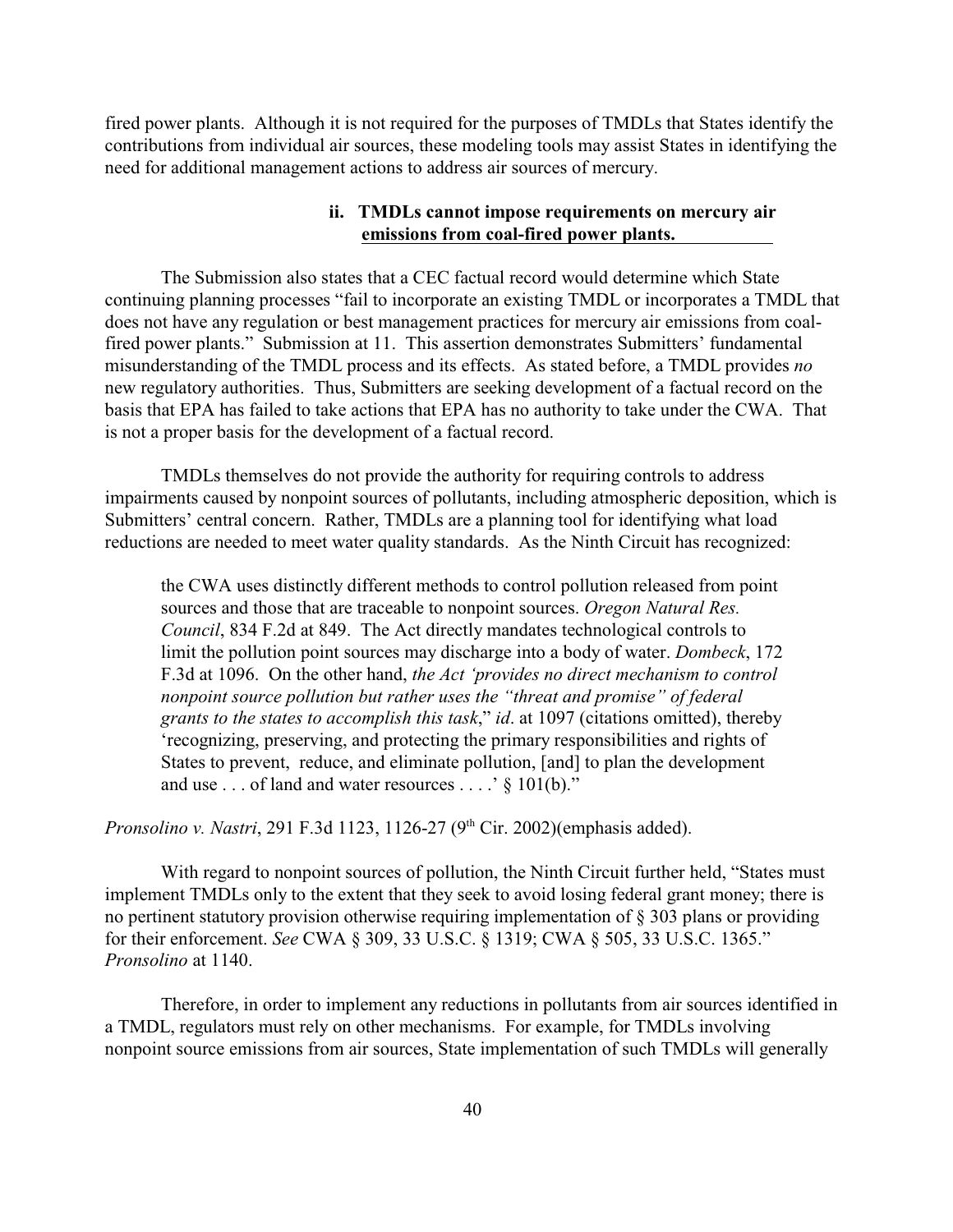fired power plants. Although it is not required for the purposes of TMDLs that States identify the contributions from individual air sources, these modeling tools may assist States in identifying the need for additional management actions to address air sources of mercury.

#### ii. TMDLs cannot impose requirements on mercury air emissions from coal-fired power plants.

The Submission also states that a CEC factual record would determine which State continuing planning processes "fail to incorporate an existing TMDL or incorporates a TMDL that does not have any regulation or best management practices for mercury air emissions from coal-fired power plants." Submission at 11. This assertion demonstrates Submitters' fundamental misunderstanding of the TMDL process and its effects. As stated before, a TMDL provides *no* new regulatory authorities. Thus, Submitters are seeking development of a factual record on the basis that EPA has failed to take actions that EPA has no authority to take under the CWA. That is not a proper basis for the development of a factual record.

TMDLs themselves do not provide the authority for requiring controls to address impairments caused by nonpoint sources of pollutants, including atmospheric deposition, which is Submitters' central concern. Rather, TMDLs are a planning tool for identifying what load reductions are needed to meet water quality standards. As the Ninth Circuit has recognized:

> the CWA uses distinctly different methods to control pollution released from point sources and those that are traceable to nonpoint sources. *Oregon Natural Res. Council*, 834 F.2d at 849. The Act directly mandates technological controls to limit the pollution point sources may discharge into a body of water. *Dombeck*, 172 F.3d at 1096. On the other hand, *the Act 'provides no direct mechanism to control nonpoint source pollution but rather uses the "threat and promise" of federal grants to the states to accomplish this task*," *id*. at 1097 (citations omitted), thereby 'recognizing, preserving, and protecting the primary responsibilities and rights of States to prevent, reduce, and eliminate pollution, [and] to plan the development and use . . . of land and water resources . . . .' § 101(b)."

*Pronsolino v. Nastri*, 291 F.3d 1123, 1126-27 (9th Cir. 2002)(emphasis added).

With regard to nonpoint sources of pollution, the Ninth Circuit further held, "States must implement TMDLs only to the extent that they seek to avoid losing federal grant money; there is no pertinent statutory provision otherwise requiring implementation of § 303 plans or providing for their enforcement. *See* CWA § 309, 33 U.S.C. § 1319; CWA § 505, 33 U.S.C. 1365." *Pronsolino* at 1140.

Therefore, in order to implement any reductions in pollutants from air sources identified in a TMDL, regulators must rely on other mechanisms. For example, for TMDLs involving nonpoint source emissions from air sources, State implementation of such TMDLs will generally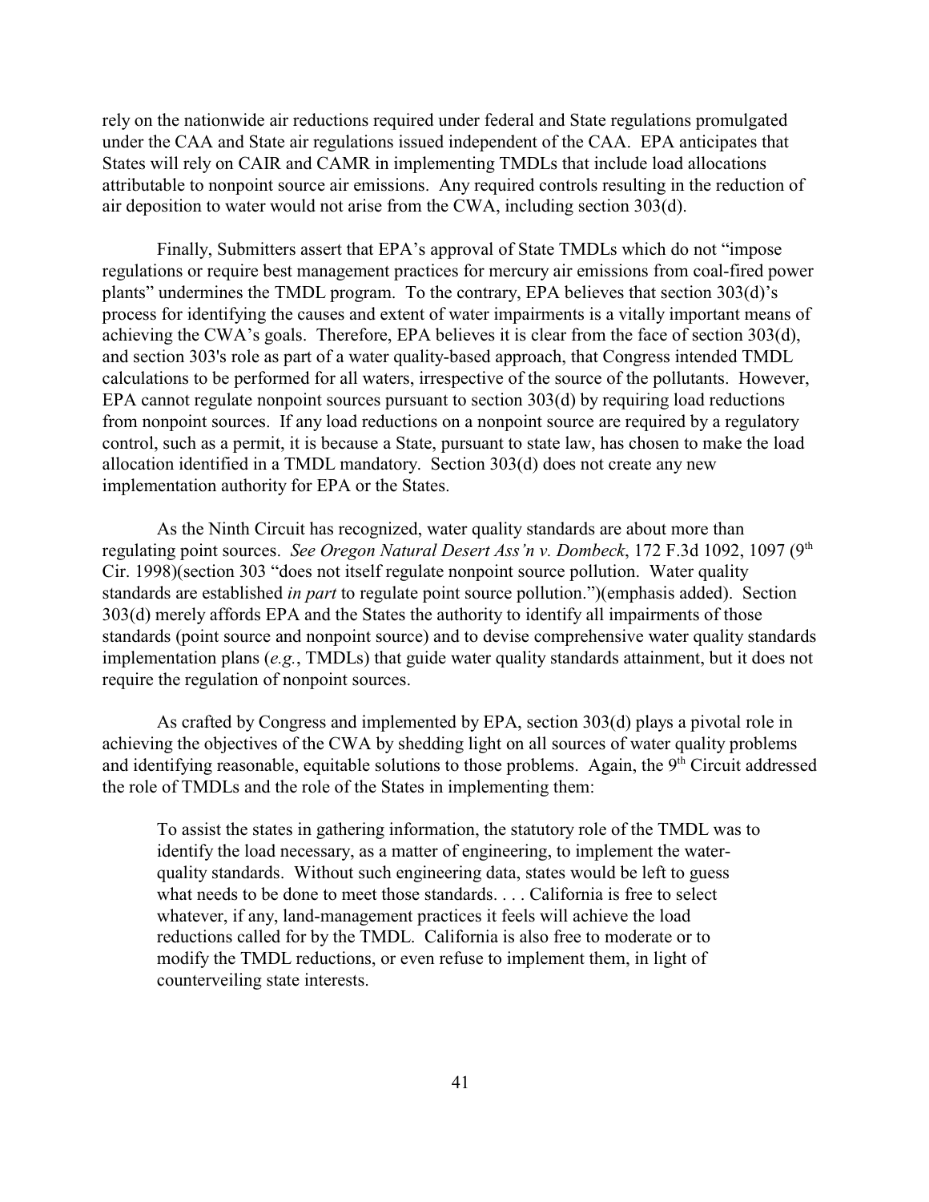rely on the nationwide air reductions required under federal and State regulations promulgated under the CAA and State air regulations issued independent of the CAA. EPA anticipates that States will rely on CAIR and CAMR in implementing TMDLs that include load allocations attributable to nonpoint source air emissions. Any required controls resulting in the reduction of air deposition to water would not arise from the CWA, including section 303(d).

Finally, Submitters assert that EPA's approval of State TMDLs which do not "impose regulations or require best management practices for mercury air emissions from coal-fired power plants" undermines the TMDL program. To the contrary, EPA believes that section 303(d)'s process for identifying the causes and extent of water impairments is a vitally important means of achieving the CWA's goals. Therefore, EPA believes it is clear from the face of section 303(d), and section 303's role as part of a water quality-based approach, that Congress intended TMDL calculations to be performed for all waters, irrespective of the source of the pollutants. However, EPA cannot regulate nonpoint sources pursuant to section 303(d) by requiring load reductions from nonpoint sources. If any load reductions on a nonpoint source are required by a regulatory control, such as a permit, it is because a State, pursuant to state law, has chosen to make the load allocation identified in a TMDL mandatory. Section 303(d) does not create any new implementation authority for EPA or the States.

As the Ninth Circuit has recognized, water quality standards are about more than regulating point sources. *See Oregon Natural Desert Ass'n v. Dombeck*, 172 F.3d 1092, 1097 (9th Cir. 1998)(section 303 "does not itself regulate nonpoint source pollution. Water quality standards are established *in part* to regulate point source pollution.")(emphasis added). Section 303(d) merely affords EPA and the States the authority to identify all impairments of those standards (point source and nonpoint source) and to devise comprehensive water quality standards implementation plans (*e.g.*, TMDLs) that guide water quality standards attainment, but it does not require the regulation of nonpoint sources.

As crafted by Congress and implemented by EPA, section 303(d) plays a pivotal role in achieving the objectives of the CWA by shedding light on all sources of water quality problems and identifying reasonable, equitable solutions to those problems. Again, the 9th Circuit addressed the role of TMDLs and the role of the States in implementing them:

> To assist the states in gathering information, the statutory role of the TMDL was to identify the load necessary, as a matter of engineering, to implement the water-quality standards. Without such engineering data, states would be left to guess what needs to be done to meet those standards. . . . California is free to select whatever, if any, land-management practices it feels will achieve the load reductions called for by the TMDL. California is also free to moderate or to modify the TMDL reductions, or even refuse to implement them, in light of counterveiling state interests.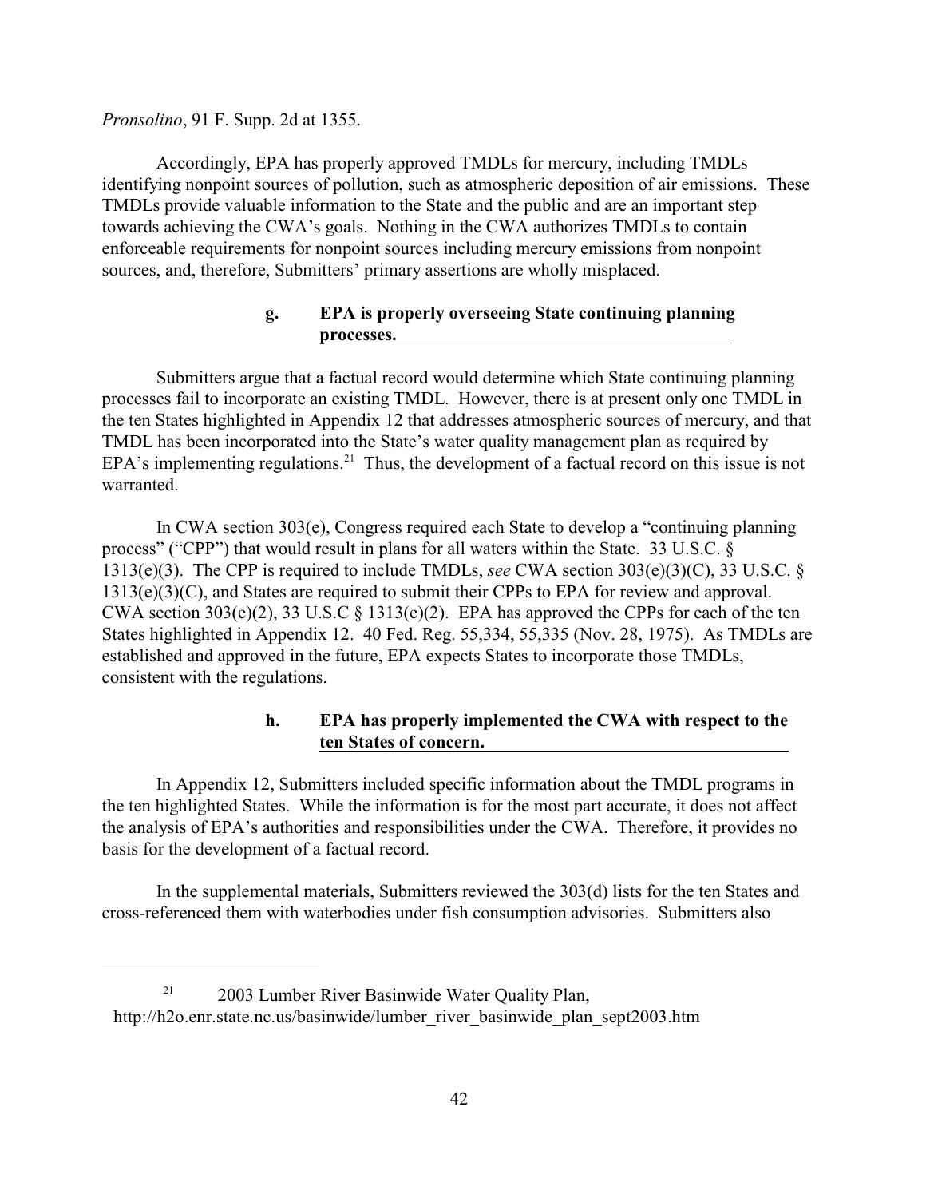*Pronsolino*, 91 F. Supp. 2d at 1355.

Accordingly, EPA has properly approved TMDLs for mercury, including TMDLs identifying nonpoint sources of pollution, such as atmospheric deposition of air emissions. These TMDLs provide valuable information to the State and the public and are an important step towards achieving the CWA's goals. Nothing in the CWA authorizes TMDLs to contain enforceable requirements for nonpoint sources including mercury emissions from nonpoint sources, and, therefore, Submitters' primary assertions are wholly misplaced.

#### g. EPA is properly overseeing State continuing planning processes.

Submitters argue that a factual record would determine which State continuing planning processes fail to incorporate an existing TMDL. However, there is at present only one TMDL in the ten States highlighted in Appendix 12 that addresses atmospheric sources of mercury, and that TMDL has been incorporated into the State's water quality management plan as required by EPA's implementing regulations.[21] Thus, the development of a factual record on this issue is not warranted.

In CWA section 303(e), Congress required each State to develop a "continuing planning process" ("CPP") that would result in plans for all waters within the State. 33 U.S.C. § 1313(e)(3). The CPP is required to include TMDLs, *see* CWA section 303(e)(3)(C), 33 U.S.C. § 1313(e)(3)(C), and States are required to submit their CPPs to EPA for review and approval. CWA section 303(e)(2), 33 U.S.C § 1313(e)(2). EPA has approved the CPPs for each of the ten States highlighted in Appendix 12. 40 Fed. Reg. 55,334, 55,335 (Nov. 28, 1975). As TMDLs are established and approved in the future, EPA expects States to incorporate those TMDLs, consistent with the regulations.

#### h. EPA has properly implemented the CWA with respect to the ten States of concern.

In Appendix 12, Submitters included specific information about the TMDL programs in the ten highlighted States. While the information is for the most part accurate, it does not affect the analysis of EPA's authorities and responsibilities under the CWA. Therefore, it provides no basis for the development of a factual record.

In the supplemental materials, Submitters reviewed the 303(d) lists for the ten States and cross-referenced them with waterbodies under fish consumption advisories. Submitters also

---

[21] 2003 Lumber River Basinwide Water Quality Plan, http://h2o.enr.state.nc.us/basinwide/lumber_river_basinwide_plan_sept2003.htm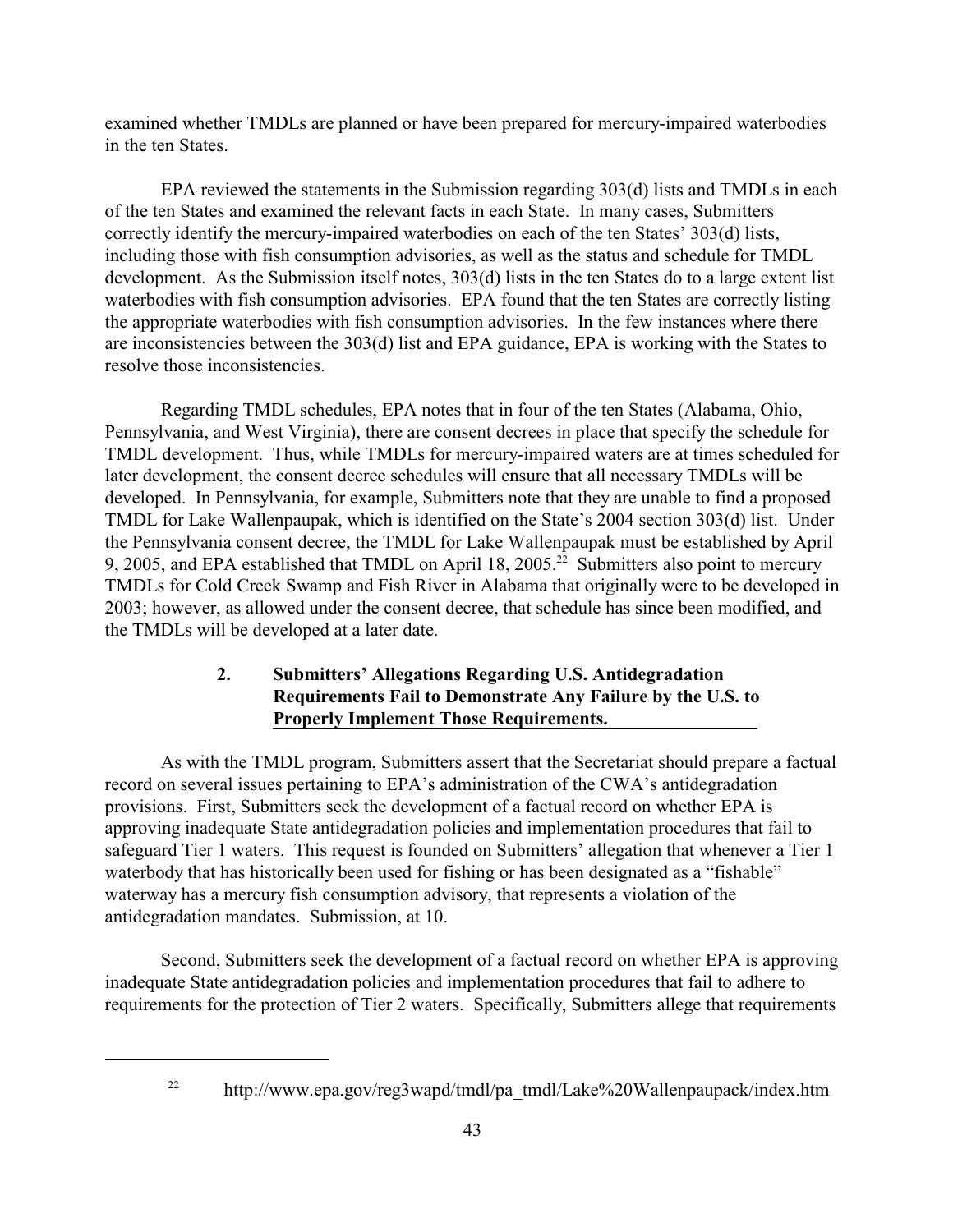examined whether TMDLs are planned or have been prepared for mercury-impaired waterbodies in the ten States.

EPA reviewed the statements in the Submission regarding 303(d) lists and TMDLs in each of the ten States and examined the relevant facts in each State. In many cases, Submitters correctly identify the mercury-impaired waterbodies on each of the ten States' 303(d) lists, including those with fish consumption advisories, as well as the status and schedule for TMDL development. As the Submission itself notes, 303(d) lists in the ten States do to a large extent list waterbodies with fish consumption advisories. EPA found that the ten States are correctly listing the appropriate waterbodies with fish consumption advisories. In the few instances where there are inconsistencies between the 303(d) list and EPA guidance, EPA is working with the States to resolve those inconsistencies.

Regarding TMDL schedules, EPA notes that in four of the ten States (Alabama, Ohio, Pennsylvania, and West Virginia), there are consent decrees in place that specify the schedule for TMDL development. Thus, while TMDLs for mercury-impaired waters are at times scheduled for later development, the consent decree schedules will ensure that all necessary TMDLs will be developed. In Pennsylvania, for example, Submitters note that they are unable to find a proposed TMDL for Lake Wallenpaupak, which is identified on the State's 2004 section 303(d) list. Under the Pennsylvania consent decree, the TMDL for Lake Wallenpaupak must be established by April 9, 2005, and EPA established that TMDL on April 18, 2005.[22] Submitters also point to mercury TMDLs for Cold Creek Swamp and Fish River in Alabama that originally were to be developed in 2003; however, as allowed under the consent decree, that schedule has since been modified, and the TMDLs will be developed at a later date.

### 2. Submitters' Allegations Regarding U.S. Antidegradation Requirements Fail to Demonstrate Any Failure by the U.S. to Properly Implement Those Requirements.

As with the TMDL program, Submitters assert that the Secretariat should prepare a factual record on several issues pertaining to EPA's administration of the CWA's antidegradation provisions. First, Submitters seek the development of a factual record on whether EPA is approving inadequate State antidegradation policies and implementation procedures that fail to safeguard Tier 1 waters. This request is founded on Submitters' allegation that whenever a Tier 1 waterbody that has historically been used for fishing or has been designated as a "fishable" waterway has a mercury fish consumption advisory, that represents a violation of the antidegradation mandates. Submission, at 10.

Second, Submitters seek the development of a factual record on whether EPA is approving inadequate State antidegradation policies and implementation procedures that fail to adhere to requirements for the protection of Tier 2 waters. Specifically, Submitters allege that requirements

---

[22] http://www.epa.gov/reg3wapd/tmdl/pa_tmdl/Lake%20Wallenpaupack/index.htm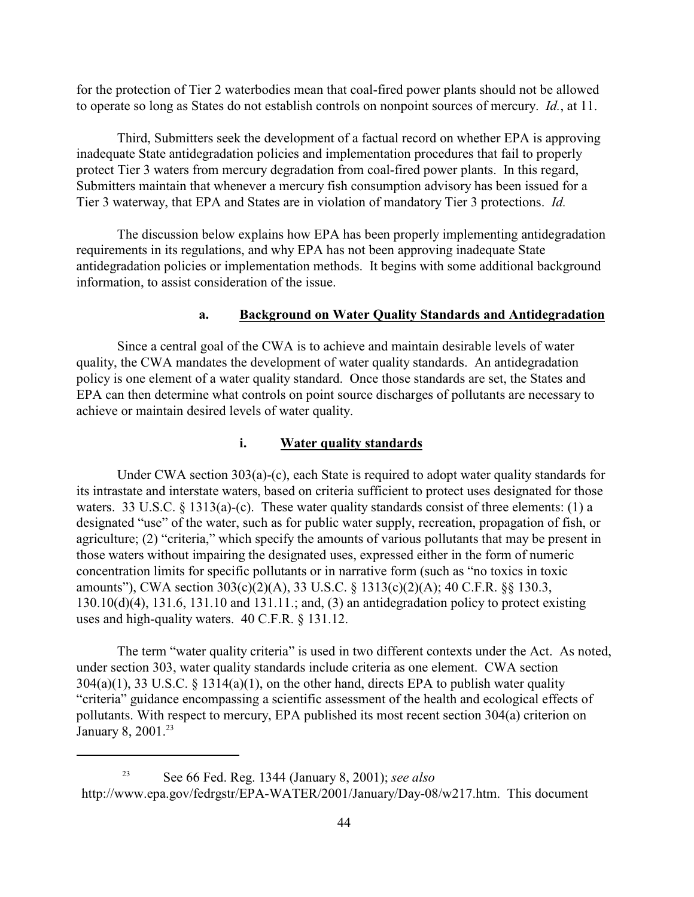for the protection of Tier 2 waterbodies mean that coal-fired power plants should not be allowed to operate so long as States do not establish controls on nonpoint sources of mercury. *Id.*, at 11.

Third, Submitters seek the development of a factual record on whether EPA is approving inadequate State antidegradation policies and implementation procedures that fail to properly protect Tier 3 waters from mercury degradation from coal-fired power plants. In this regard, Submitters maintain that whenever a mercury fish consumption advisory has been issued for a Tier 3 waterway, that EPA and States are in violation of mandatory Tier 3 protections. *Id.*

The discussion below explains how EPA has been properly implementing antidegradation requirements in its regulations, and why EPA has not been approving inadequate State antidegradation policies or implementation methods. It begins with some additional background information, to assist consideration of the issue.

### a. Background on Water Quality Standards and Antidegradation

Since a central goal of the CWA is to achieve and maintain desirable levels of water quality, the CWA mandates the development of water quality standards. An antidegradation policy is one element of a water quality standard. Once those standards are set, the States and EPA can then determine what controls on point source discharges of pollutants are necessary to achieve or maintain desired levels of water quality.

#### i. Water quality standards

Under CWA section 303(a)-(c), each State is required to adopt water quality standards for its intrastate and interstate waters, based on criteria sufficient to protect uses designated for those waters. 33 U.S.C. § 1313(a)-(c). These water quality standards consist of three elements: (1) a designated "use" of the water, such as for public water supply, recreation, propagation of fish, or agriculture; (2) "criteria," which specify the amounts of various pollutants that may be present in those waters without impairing the designated uses, expressed either in the form of numeric concentration limits for specific pollutants or in narrative form (such as "no toxics in toxic amounts"), CWA section 303(c)(2)(A), 33 U.S.C. § 1313(c)(2)(A); 40 C.F.R. §§ 130.3, 130.10(d)(4), 131.6, 131.10 and 131.11.; and, (3) an antidegradation policy to protect existing uses and high-quality waters. 40 C.F.R. § 131.12.

The term "water quality criteria" is used in two different contexts under the Act. As noted, under section 303, water quality standards include criteria as one element. CWA section 304(a)(1), 33 U.S.C. § 1314(a)(1), on the other hand, directs EPA to publish water quality "criteria" guidance encompassing a scientific assessment of the health and ecological effects of pollutants. With respect to mercury, EPA published its most recent section 304(a) criterion on January 8, 2001.[23]

---

[23] See 66 Fed. Reg. 1344 (January 8, 2001); *see also* http://www.epa.gov/fedrgstr/EPA-WATER/2001/January/Day-08/w217.htm. This document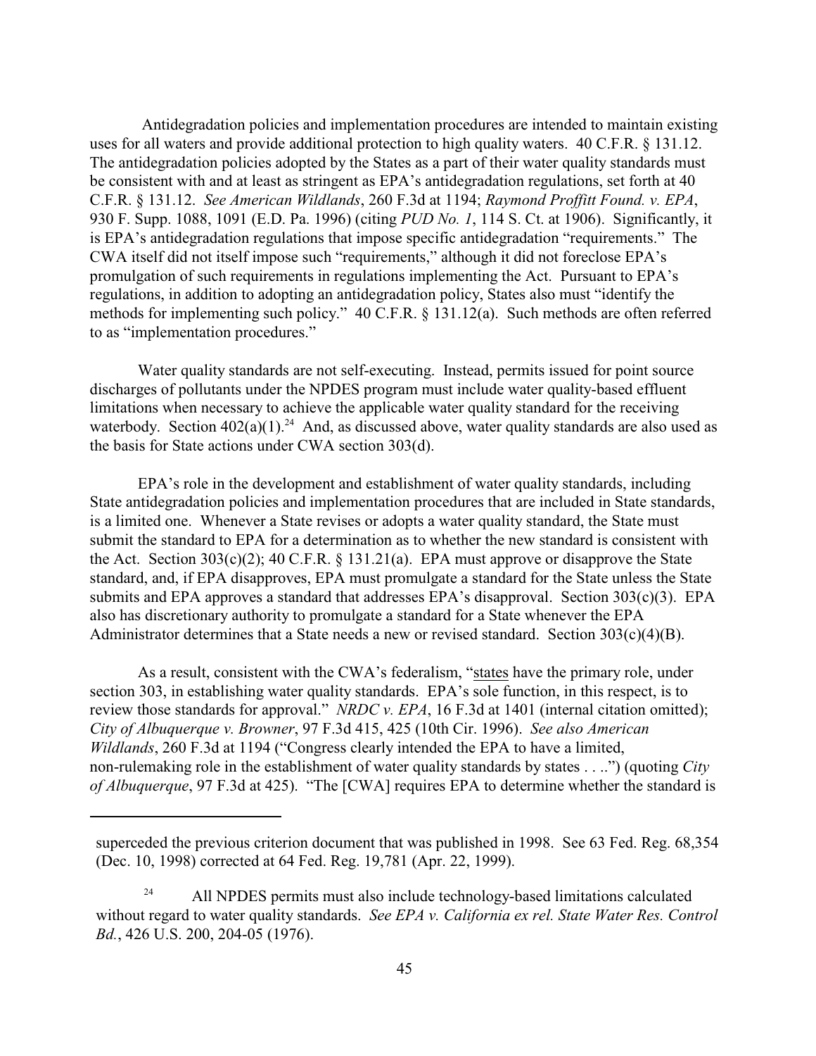Antidegradation policies and implementation procedures are intended to maintain existing uses for all waters and provide additional protection to high quality waters. 40 C.F.R. § 131.12. The antidegradation policies adopted by the States as a part of their water quality standards must be consistent with and at least as stringent as EPA's antidegradation regulations, set forth at 40 C.F.R. § 131.12. *See American Wildlands*, 260 F.3d at 1194; *Raymond Proffitt Found. v. EPA*, 930 F. Supp. 1088, 1091 (E.D. Pa. 1996) (citing *PUD No. 1*, 114 S. Ct. at 1906). Significantly, it is EPA's antidegradation regulations that impose specific antidegradation "requirements." The CWA itself did not itself impose such "requirements," although it did not foreclose EPA's promulgation of such requirements in regulations implementing the Act. Pursuant to EPA's regulations, in addition to adopting an antidegradation policy, States also must "identify the methods for implementing such policy." 40 C.F.R. § 131.12(a). Such methods are often referred to as "implementation procedures."

Water quality standards are not self-executing. Instead, permits issued for point source discharges of pollutants under the NPDES program must include water quality-based effluent limitations when necessary to achieve the applicable water quality standard for the receiving waterbody. Section 402(a)(1).[24] And, as discussed above, water quality standards are also used as the basis for State actions under CWA section 303(d).

EPA's role in the development and establishment of water quality standards, including State antidegradation policies and implementation procedures that are included in State standards, is a limited one. Whenever a State revises or adopts a water quality standard, the State must submit the standard to EPA for a determination as to whether the new standard is consistent with the Act. Section 303(c)(2); 40 C.F.R. § 131.21(a). EPA must approve or disapprove the State standard, and, if EPA disapproves, EPA must promulgate a standard for the State unless the State submits and EPA approves a standard that addresses EPA's disapproval. Section 303(c)(3). EPA also has discretionary authority to promulgate a standard for a State whenever the EPA Administrator determines that a State needs a new or revised standard. Section 303(c)(4)(B).

As a result, consistent with the CWA's federalism, "states have the primary role, under section 303, in establishing water quality standards. EPA's sole function, in this respect, is to review those standards for approval." *NRDC v. EPA*, 16 F.3d at 1401 (internal citation omitted); *City of Albuquerque v. Browner*, 97 F.3d 415, 425 (10th Cir. 1996). *See also American Wildlands*, 260 F.3d at 1194 ("Congress clearly intended the EPA to have a limited, non-rulemaking role in the establishment of water quality standards by states . . ..") (quoting *City of Albuquerque*, 97 F.3d at 425). "The [CWA] requires EPA to determine whether the standard is

---

superceded the previous criterion document that was published in 1998. See 63 Fed. Reg. 68,354 (Dec. 10, 1998) corrected at 64 Fed. Reg. 19,781 (Apr. 22, 1999).

[24] All NPDES permits must also include technology-based limitations calculated without regard to water quality standards. *See EPA v. California ex rel. State Water Res. Control Bd.*, 426 U.S. 200, 204-05 (1976).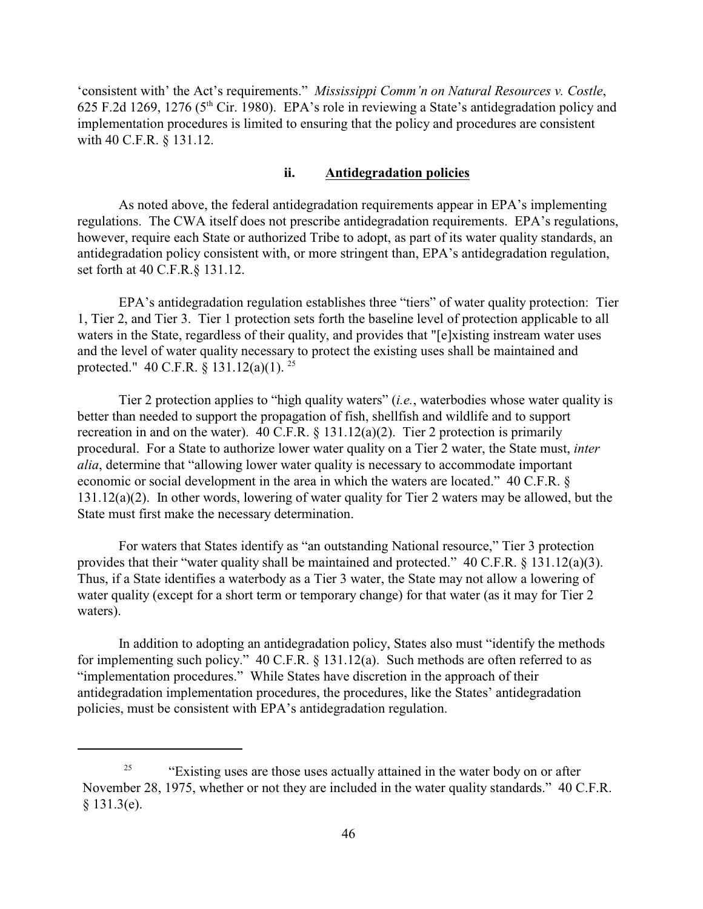‘consistent with’ the Act’s requirements.” *Mississippi Comm’n on Natural Resources v. Costle*, 625 F.2d 1269, 1276 (5th Cir. 1980). EPA’s role in reviewing a State’s antidegradation policy and implementation procedures is limited to ensuring that the policy and procedures are consistent with 40 C.F.R. § 131.12.

### ii. Antidegradation policies

As noted above, the federal antidegradation requirements appear in EPA’s implementing regulations. The CWA itself does not prescribe antidegradation requirements. EPA’s regulations, however, require each State or authorized Tribe to adopt, as part of its water quality standards, an antidegradation policy consistent with, or more stringent than, EPA’s antidegradation regulation, set forth at 40 C.F.R.§ 131.12.

EPA’s antidegradation regulation establishes three “tiers” of water quality protection: Tier 1, Tier 2, and Tier 3. Tier 1 protection sets forth the baseline level of protection applicable to all waters in the State, regardless of their quality, and provides that "[e]xisting instream water uses and the level of water quality necessary to protect the existing uses shall be maintained and protected." 40 C.F.R. § 131.12(a)(1). [25]

Tier 2 protection applies to “high quality waters” (*i.e.*, waterbodies whose water quality is better than needed to support the propagation of fish, shellfish and wildlife and to support recreation in and on the water). 40 C.F.R. § 131.12(a)(2). Tier 2 protection is primarily procedural. For a State to authorize lower water quality on a Tier 2 water, the State must, *inter alia*, determine that “allowing lower water quality is necessary to accommodate important economic or social development in the area in which the waters are located.” 40 C.F.R. § 131.12(a)(2). In other words, lowering of water quality for Tier 2 waters may be allowed, but the State must first make the necessary determination.

For waters that States identify as “an outstanding National resource,” Tier 3 protection provides that their “water quality shall be maintained and protected.” 40 C.F.R. § 131.12(a)(3). Thus, if a State identifies a waterbody as a Tier 3 water, the State may not allow a lowering of water quality (except for a short term or temporary change) for that water (as it may for Tier 2 waters).

In addition to adopting an antidegradation policy, States also must “identify the methods for implementing such policy.” 40 C.F.R. § 131.12(a). Such methods are often referred to as “implementation procedures.” While States have discretion in the approach of their antidegradation implementation procedures, the procedures, like the States’ antidegradation policies, must be consistent with EPA’s antidegradation regulation.

---

[25] “Existing uses are those uses actually attained in the water body on or after November 28, 1975, whether or not they are included in the water quality standards.” 40 C.F.R. § 131.3(e).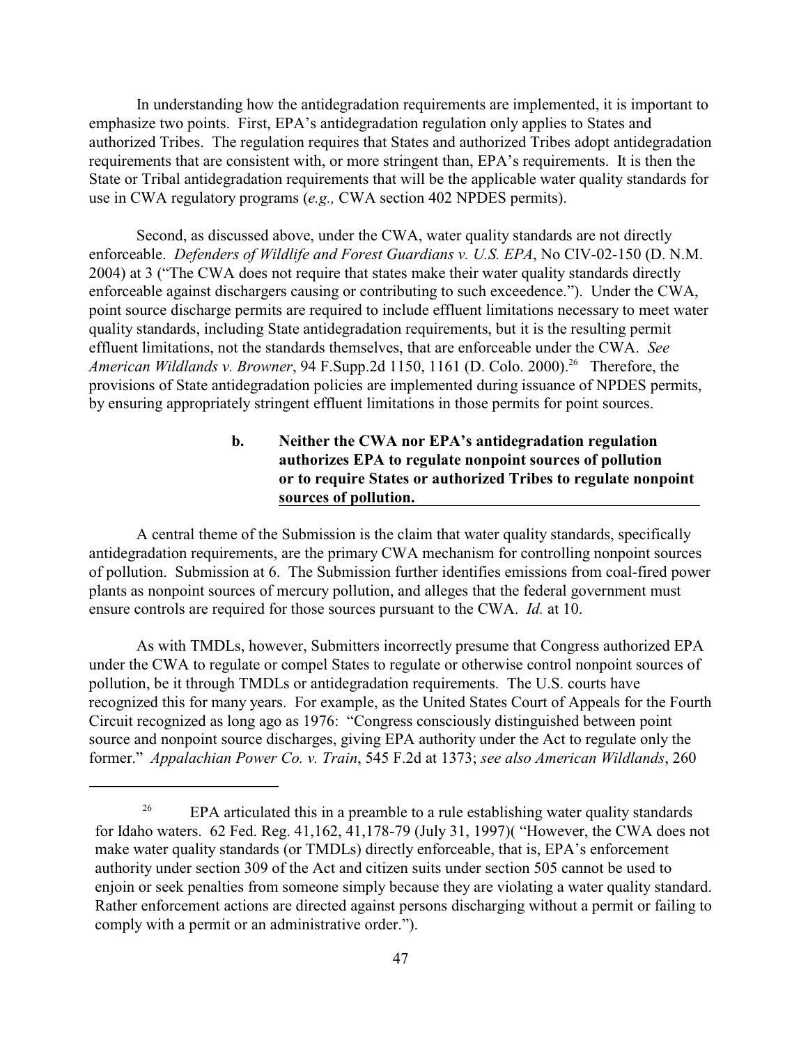In understanding how the antidegradation requirements are implemented, it is important to emphasize two points. First, EPA's antidegradation regulation only applies to States and authorized Tribes. The regulation requires that States and authorized Tribes adopt antidegradation requirements that are consistent with, or more stringent than, EPA's requirements. It is then the State or Tribal antidegradation requirements that will be the applicable water quality standards for use in CWA regulatory programs (*e.g.,* CWA section 402 NPDES permits).

Second, as discussed above, under the CWA, water quality standards are not directly enforceable. *Defenders of Wildlife and Forest Guardians v. U.S. EPA*, No CIV-02-150 (D. N.M. 2004) at 3 ("The CWA does not require that states make their water quality standards directly enforceable against dischargers causing or contributing to such exceedence."). Under the CWA, point source discharge permits are required to include effluent limitations necessary to meet water quality standards, including State antidegradation requirements, but it is the resulting permit effluent limitations, not the standards themselves, that are enforceable under the CWA. *See American Wildlands v. Browner*, 94 F.Supp.2d 1150, 1161 (D. Colo. 2000).[26] Therefore, the provisions of State antidegradation policies are implemented during issuance of NPDES permits, by ensuring appropriately stringent effluent limitations in those permits for point sources.

**b. Neither the CWA nor EPA's antidegradation regulation authorizes EPA to regulate nonpoint sources of pollution or to require States or authorized Tribes to regulate nonpoint sources of pollution.**

A central theme of the Submission is the claim that water quality standards, specifically antidegradation requirements, are the primary CWA mechanism for controlling nonpoint sources of pollution. Submission at 6. The Submission further identifies emissions from coal-fired power plants as nonpoint sources of mercury pollution, and alleges that the federal government must ensure controls are required for those sources pursuant to the CWA. *Id.* at 10.

As with TMDLs, however, Submitters incorrectly presume that Congress authorized EPA under the CWA to regulate or compel States to regulate or otherwise control nonpoint sources of pollution, be it through TMDLs or antidegradation requirements. The U.S. courts have recognized this for many years. For example, as the United States Court of Appeals for the Fourth Circuit recognized as long ago as 1976: "Congress consciously distinguished between point source and nonpoint source discharges, giving EPA authority under the Act to regulate only the former." *Appalachian Power Co. v. Train*, 545 F.2d at 1373; *see also American Wildlands*, 260

[26] EPA articulated this in a preamble to a rule establishing water quality standards for Idaho waters. 62 Fed. Reg. 41,162, 41,178-79 (July 31, 1997)( "However, the CWA does not make water quality standards (or TMDLs) directly enforceable, that is, EPA's enforcement authority under section 309 of the Act and citizen suits under section 505 cannot be used to enjoin or seek penalties from someone simply because they are violating a water quality standard. Rather enforcement actions are directed against persons discharging without a permit or failing to comply with a permit or an administrative order.").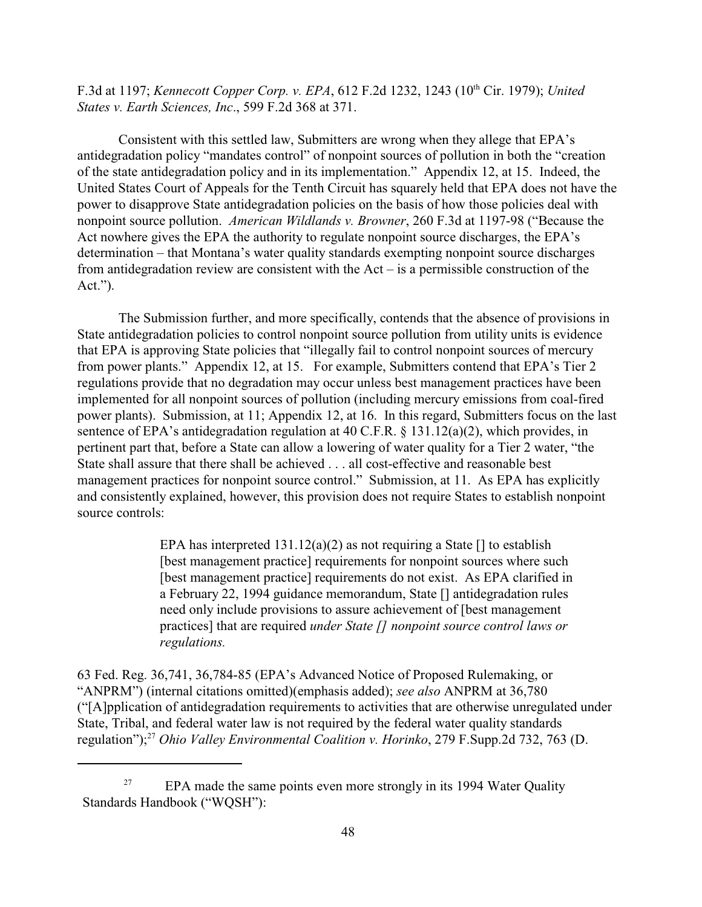F.3d at 1197; *Kennecott Copper Corp. v. EPA*, 612 F.2d 1232, 1243 (10th Cir. 1979); *United States v. Earth Sciences, Inc*., 599 F.2d 368 at 371.

Consistent with this settled law, Submitters are wrong when they allege that EPA's antidegradation policy "mandates control" of nonpoint sources of pollution in both the "creation of the state antidegradation policy and in its implementation." Appendix 12, at 15. Indeed, the United States Court of Appeals for the Tenth Circuit has squarely held that EPA does not have the power to disapprove State antidegradation policies on the basis of how those policies deal with nonpoint source pollution. *American Wildlands v. Browner*, 260 F.3d at 1197-98 ("Because the Act nowhere gives the EPA the authority to regulate nonpoint source discharges, the EPA's determination – that Montana's water quality standards exempting nonpoint source discharges from antidegradation review are consistent with the Act – is a permissible construction of the Act.").

The Submission further, and more specifically, contends that the absence of provisions in State antidegradation policies to control nonpoint source pollution from utility units is evidence that EPA is approving State policies that "illegally fail to control nonpoint sources of mercury from power plants." Appendix 12, at 15. For example, Submitters contend that EPA's Tier 2 regulations provide that no degradation may occur unless best management practices have been implemented for all nonpoint sources of pollution (including mercury emissions from coal-fired power plants). Submission, at 11; Appendix 12, at 16. In this regard, Submitters focus on the last sentence of EPA's antidegradation regulation at 40 C.F.R. § 131.12(a)(2), which provides, in pertinent part that, before a State can allow a lowering of water quality for a Tier 2 water, "the State shall assure that there shall be achieved . . . all cost-effective and reasonable best management practices for nonpoint source control." Submission, at 11. As EPA has explicitly and consistently explained, however, this provision does not require States to establish nonpoint source controls:

> EPA has interpreted 131.12(a)(2) as not requiring a State [] to establish [best management practice] requirements for nonpoint sources where such [best management practice] requirements do not exist. As EPA clarified in a February 22, 1994 guidance memorandum, State [] antidegradation rules need only include provisions to assure achievement of [best management practices] that are required *under State [] nonpoint source control laws or regulations.*

63 Fed. Reg. 36,741, 36,784-85 (EPA's Advanced Notice of Proposed Rulemaking, or "ANPRM") (internal citations omitted)(emphasis added); *see also* ANPRM at 36,780 ("[A]pplication of antidegradation requirements to activities that are otherwise unregulated under State, Tribal, and federal water law is not required by the federal water quality standards regulation");[27] *Ohio Valley Environmental Coalition v. Horinko*, 279 F.Supp.2d 732, 763 (D.

---

[27] EPA made the same points even more strongly in its 1994 Water Quality Standards Handbook ("WQSH"):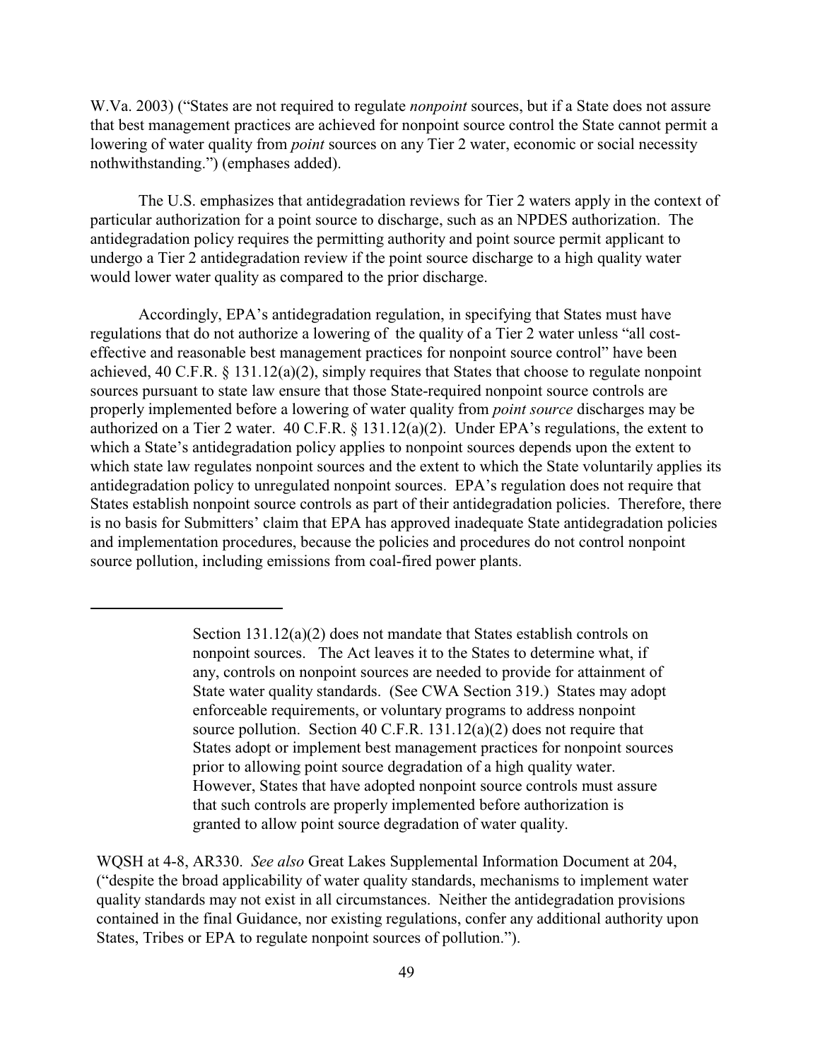W.Va. 2003) ("States are not required to regulate *nonpoint* sources, but if a State does not assure that best management practices are achieved for nonpoint source control the State cannot permit a lowering of water quality from *point* sources on any Tier 2 water, economic or social necessity nothwithstanding.") (emphases added).

The U.S. emphasizes that antidegradation reviews for Tier 2 waters apply in the context of particular authorization for a point source to discharge, such as an NPDES authorization. The antidegradation policy requires the permitting authority and point source permit applicant to undergo a Tier 2 antidegradation review if the point source discharge to a high quality water would lower water quality as compared to the prior discharge.

Accordingly, EPA's antidegradation regulation, in specifying that States must have regulations that do not authorize a lowering of the quality of a Tier 2 water unless "all cost-effective and reasonable best management practices for nonpoint source control" have been achieved, 40 C.F.R. § 131.12(a)(2), simply requires that States that choose to regulate nonpoint sources pursuant to state law ensure that those State-required nonpoint source controls are properly implemented before a lowering of water quality from *point source* discharges may be authorized on a Tier 2 water. 40 C.F.R. § 131.12(a)(2). Under EPA's regulations, the extent to which a State's antidegradation policy applies to nonpoint sources depends upon the extent to which state law regulates nonpoint sources and the extent to which the State voluntarily applies its antidegradation policy to unregulated nonpoint sources. EPA's regulation does not require that States establish nonpoint source controls as part of their antidegradation policies. Therefore, there is no basis for Submitters' claim that EPA has approved inadequate State antidegradation policies and implementation procedures, because the policies and procedures do not control nonpoint source pollution, including emissions from coal-fired power plants.

---

> Section 131.12(a)(2) does not mandate that States establish controls on nonpoint sources. The Act leaves it to the States to determine what, if any, controls on nonpoint sources are needed to provide for attainment of State water quality standards. (See CWA Section 319.) States may adopt enforceable requirements, or voluntary programs to address nonpoint source pollution. Section 40 C.F.R. 131.12(a)(2) does not require that States adopt or implement best management practices for nonpoint sources prior to allowing point source degradation of a high quality water. However, States that have adopted nonpoint source controls must assure that such controls are properly implemented before authorization is granted to allow point source degradation of water quality.

WQSH at 4-8, AR330. *See also* Great Lakes Supplemental Information Document at 204, ("despite the broad applicability of water quality standards, mechanisms to implement water quality standards may not exist in all circumstances. Neither the antidegradation provisions contained in the final Guidance, nor existing regulations, confer any additional authority upon States, Tribes or EPA to regulate nonpoint sources of pollution.").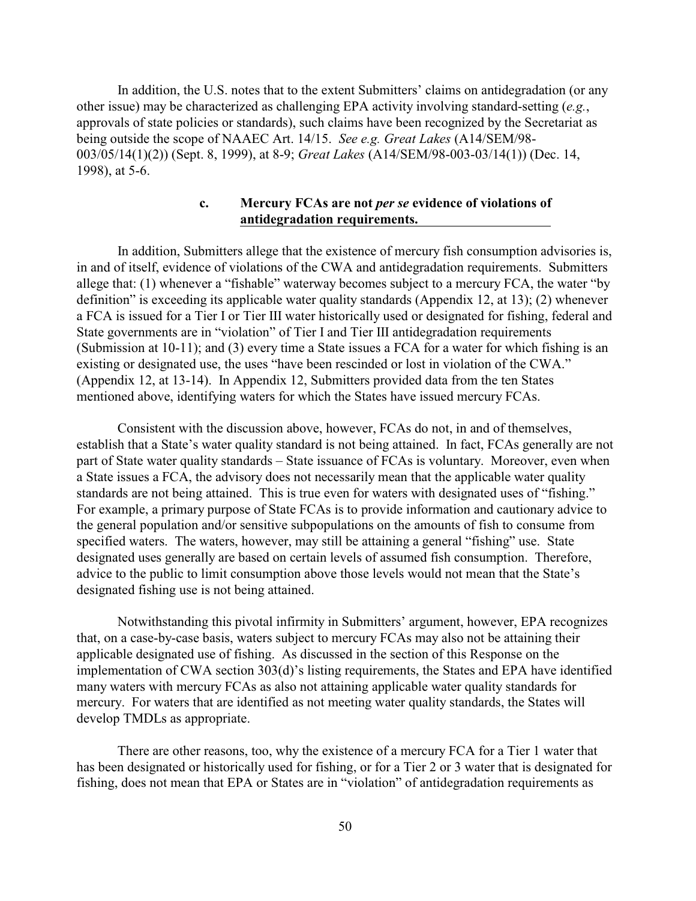In addition, the U.S. notes that to the extent Submitters' claims on antidegradation (or any other issue) may be characterized as challenging EPA activity involving standard-setting (*e.g.*, approvals of state policies or standards), such claims have been recognized by the Secretariat as being outside the scope of NAAEC Art. 14/15. *See e.g. Great Lakes* (A14/SEM/98-003/05/14(1)(2)) (Sept. 8, 1999), at 8-9; *Great Lakes* (A14/SEM/98-003-03/14(1)) (Dec. 14, 1998), at 5-6.

#### c. Mercury FCAs are not *per se* evidence of violations of antidegradation requirements.

In addition, Submitters allege that the existence of mercury fish consumption advisories is, in and of itself, evidence of violations of the CWA and antidegradation requirements. Submitters allege that: (1) whenever a "fishable" waterway becomes subject to a mercury FCA, the water "by definition" is exceeding its applicable water quality standards (Appendix 12, at 13); (2) whenever a FCA is issued for a Tier I or Tier III water historically used or designated for fishing, federal and State governments are in "violation" of Tier I and Tier III antidegradation requirements (Submission at 10-11); and (3) every time a State issues a FCA for a water for which fishing is an existing or designated use, the uses "have been rescinded or lost in violation of the CWA." (Appendix 12, at 13-14). In Appendix 12, Submitters provided data from the ten States mentioned above, identifying waters for which the States have issued mercury FCAs.

Consistent with the discussion above, however, FCAs do not, in and of themselves, establish that a State's water quality standard is not being attained. In fact, FCAs generally are not part of State water quality standards – State issuance of FCAs is voluntary. Moreover, even when a State issues a FCA, the advisory does not necessarily mean that the applicable water quality standards are not being attained. This is true even for waters with designated uses of "fishing." For example, a primary purpose of State FCAs is to provide information and cautionary advice to the general population and/or sensitive subpopulations on the amounts of fish to consume from specified waters. The waters, however, may still be attaining a general "fishing" use. State designated uses generally are based on certain levels of assumed fish consumption. Therefore, advice to the public to limit consumption above those levels would not mean that the State's designated fishing use is not being attained.

Notwithstanding this pivotal infirmity in Submitters' argument, however, EPA recognizes that, on a case-by-case basis, waters subject to mercury FCAs may also not be attaining their applicable designated use of fishing. As discussed in the section of this Response on the implementation of CWA section 303(d)'s listing requirements, the States and EPA have identified many waters with mercury FCAs as also not attaining applicable water quality standards for mercury. For waters that are identified as not meeting water quality standards, the States will develop TMDLs as appropriate.

There are other reasons, too, why the existence of a mercury FCA for a Tier 1 water that has been designated or historically used for fishing, or for a Tier 2 or 3 water that is designated for fishing, does not mean that EPA or States are in "violation" of antidegradation requirements as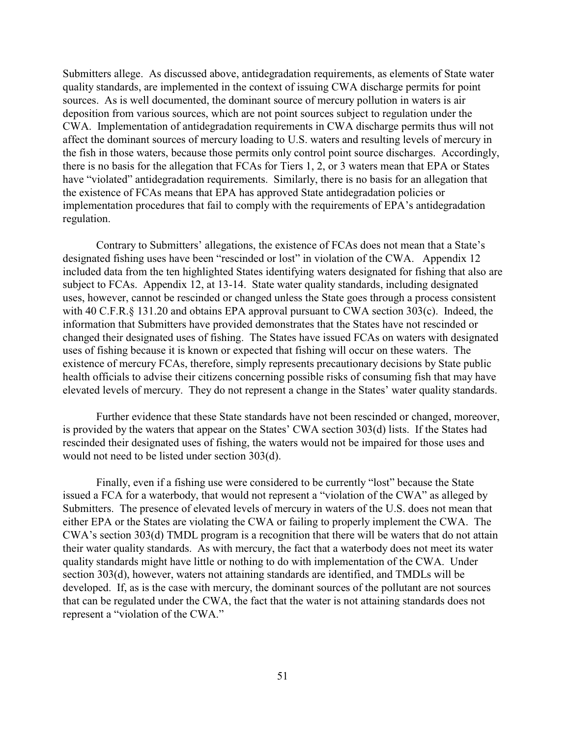Submitters allege. As discussed above, antidegradation requirements, as elements of State water quality standards, are implemented in the context of issuing CWA discharge permits for point sources. As is well documented, the dominant source of mercury pollution in waters is air deposition from various sources, which are not point sources subject to regulation under the CWA. Implementation of antidegradation requirements in CWA discharge permits thus will not affect the dominant sources of mercury loading to U.S. waters and resulting levels of mercury in the fish in those waters, because those permits only control point source discharges. Accordingly, there is no basis for the allegation that FCAs for Tiers 1, 2, or 3 waters mean that EPA or States have "violated" antidegradation requirements. Similarly, there is no basis for an allegation that the existence of FCAs means that EPA has approved State antidegradation policies or implementation procedures that fail to comply with the requirements of EPA's antidegradation regulation.

Contrary to Submitters' allegations, the existence of FCAs does not mean that a State's designated fishing uses have been "rescinded or lost" in violation of the CWA. Appendix 12 included data from the ten highlighted States identifying waters designated for fishing that also are subject to FCAs. Appendix 12, at 13-14. State water quality standards, including designated uses, however, cannot be rescinded or changed unless the State goes through a process consistent with 40 C.F.R.§ 131.20 and obtains EPA approval pursuant to CWA section 303(c). Indeed, the information that Submitters have provided demonstrates that the States have not rescinded or changed their designated uses of fishing. The States have issued FCAs on waters with designated uses of fishing because it is known or expected that fishing will occur on these waters. The existence of mercury FCAs, therefore, simply represents precautionary decisions by State public health officials to advise their citizens concerning possible risks of consuming fish that may have elevated levels of mercury. They do not represent a change in the States' water quality standards.

Further evidence that these State standards have not been rescinded or changed, moreover, is provided by the waters that appear on the States' CWA section 303(d) lists. If the States had rescinded their designated uses of fishing, the waters would not be impaired for those uses and would not need to be listed under section 303(d).

Finally, even if a fishing use were considered to be currently "lost" because the State issued a FCA for a waterbody, that would not represent a "violation of the CWA" as alleged by Submitters. The presence of elevated levels of mercury in waters of the U.S. does not mean that either EPA or the States are violating the CWA or failing to properly implement the CWA. The CWA's section 303(d) TMDL program is a recognition that there will be waters that do not attain their water quality standards. As with mercury, the fact that a waterbody does not meet its water quality standards might have little or nothing to do with implementation of the CWA. Under section 303(d), however, waters not attaining standards are identified, and TMDLs will be developed. If, as is the case with mercury, the dominant sources of the pollutant are not sources that can be regulated under the CWA, the fact that the water is not attaining standards does not represent a "violation of the CWA."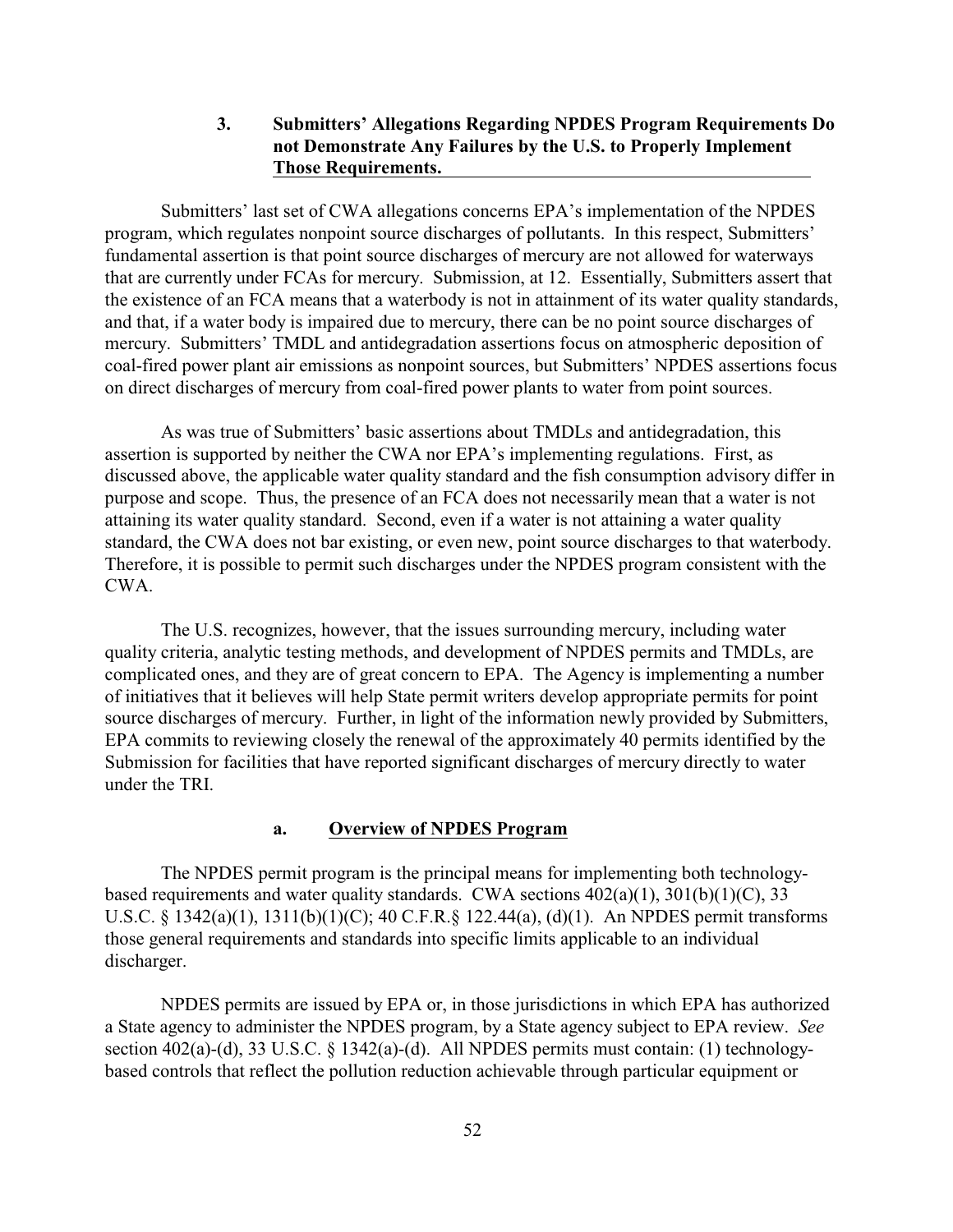### 3. Submitters' Allegations Regarding NPDES Program Requirements Do not Demonstrate Any Failures by the U.S. to Properly Implement Those Requirements.

Submitters' last set of CWA allegations concerns EPA's implementation of the NPDES program, which regulates nonpoint source discharges of pollutants. In this respect, Submitters' fundamental assertion is that point source discharges of mercury are not allowed for waterways that are currently under FCAs for mercury. Submission, at 12. Essentially, Submitters assert that the existence of an FCA means that a waterbody is not in attainment of its water quality standards, and that, if a water body is impaired due to mercury, there can be no point source discharges of mercury. Submitters' TMDL and antidegradation assertions focus on atmospheric deposition of coal-fired power plant air emissions as nonpoint sources, but Submitters' NPDES assertions focus on direct discharges of mercury from coal-fired power plants to water from point sources.

As was true of Submitters' basic assertions about TMDLs and antidegradation, this assertion is supported by neither the CWA nor EPA's implementing regulations. First, as discussed above, the applicable water quality standard and the fish consumption advisory differ in purpose and scope. Thus, the presence of an FCA does not necessarily mean that a water is not attaining its water quality standard. Second, even if a water is not attaining a water quality standard, the CWA does not bar existing, or even new, point source discharges to that waterbody. Therefore, it is possible to permit such discharges under the NPDES program consistent with the CWA.

The U.S. recognizes, however, that the issues surrounding mercury, including water quality criteria, analytic testing methods, and development of NPDES permits and TMDLs, are complicated ones, and they are of great concern to EPA. The Agency is implementing a number of initiatives that it believes will help State permit writers develop appropriate permits for point source discharges of mercury. Further, in light of the information newly provided by Submitters, EPA commits to reviewing closely the renewal of the approximately 40 permits identified by the Submission for facilities that have reported significant discharges of mercury directly to water under the TRI.

#### a. Overview of NPDES Program

The NPDES permit program is the principal means for implementing both technology-based requirements and water quality standards. CWA sections 402(a)(1), 301(b)(1)(C), 33 U.S.C. § 1342(a)(1), 1311(b)(1)(C); 40 C.F.R.§ 122.44(a), (d)(1). An NPDES permit transforms those general requirements and standards into specific limits applicable to an individual discharger.

NPDES permits are issued by EPA or, in those jurisdictions in which EPA has authorized a State agency to administer the NPDES program, by a State agency subject to EPA review. *See* section 402(a)-(d), 33 U.S.C. § 1342(a)-(d). All NPDES permits must contain: (1) technology-based controls that reflect the pollution reduction achievable through particular equipment or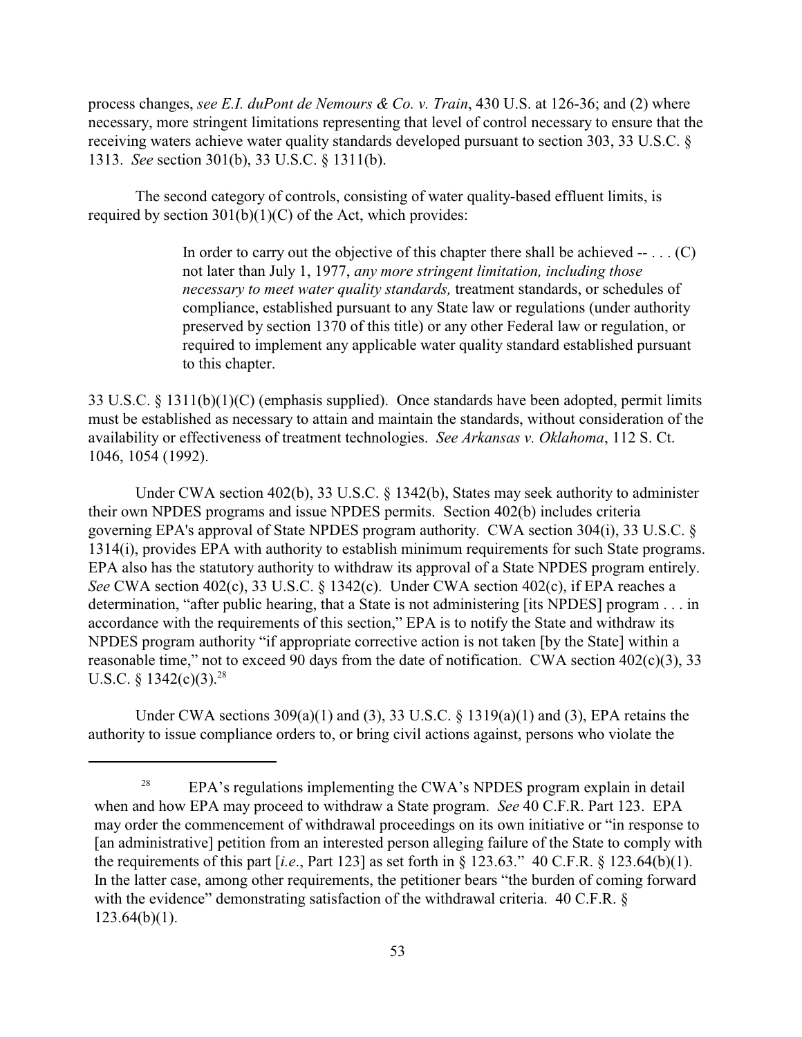process changes, *see E.I. duPont de Nemours & Co. v. Train*, 430 U.S. at 126-36; and (2) where necessary, more stringent limitations representing that level of control necessary to ensure that the receiving waters achieve water quality standards developed pursuant to section 303, 33 U.S.C. § 1313. *See* section 301(b), 33 U.S.C. § 1311(b).

The second category of controls, consisting of water quality-based effluent limits, is required by section 301(b)(1)(C) of the Act, which provides:

> In order to carry out the objective of this chapter there shall be achieved -- . . . (C) not later than July 1, 1977, *any more stringent limitation, including those necessary to meet water quality standards,* treatment standards, or schedules of compliance, established pursuant to any State law or regulations (under authority preserved by section 1370 of this title) or any other Federal law or regulation, or required to implement any applicable water quality standard established pursuant to this chapter.

33 U.S.C. § 1311(b)(1)(C) (emphasis supplied). Once standards have been adopted, permit limits must be established as necessary to attain and maintain the standards, without consideration of the availability or effectiveness of treatment technologies. *See Arkansas v. Oklahoma*, 112 S. Ct. 1046, 1054 (1992).

Under CWA section 402(b), 33 U.S.C. § 1342(b), States may seek authority to administer their own NPDES programs and issue NPDES permits. Section 402(b) includes criteria governing EPA's approval of State NPDES program authority. CWA section 304(i), 33 U.S.C. § 1314(i), provides EPA with authority to establish minimum requirements for such State programs. EPA also has the statutory authority to withdraw its approval of a State NPDES program entirely. *See* CWA section 402(c), 33 U.S.C. § 1342(c). Under CWA section 402(c), if EPA reaches a determination, "after public hearing, that a State is not administering [its NPDES] program . . . in accordance with the requirements of this section," EPA is to notify the State and withdraw its NPDES program authority "if appropriate corrective action is not taken [by the State] within a reasonable time," not to exceed 90 days from the date of notification. CWA section 402(c)(3), 33 U.S.C. § 1342(c)(3).[28]

Under CWA sections 309(a)(1) and (3), 33 U.S.C. § 1319(a)(1) and (3), EPA retains the authority to issue compliance orders to, or bring civil actions against, persons who violate the

---

[28] EPA's regulations implementing the CWA's NPDES program explain in detail when and how EPA may proceed to withdraw a State program. *See* 40 C.F.R. Part 123. EPA may order the commencement of withdrawal proceedings on its own initiative or "in response to [an administrative] petition from an interested person alleging failure of the State to comply with the requirements of this part [*i.e*., Part 123] as set forth in § 123.63." 40 C.F.R. § 123.64(b)(1). In the latter case, among other requirements, the petitioner bears "the burden of coming forward with the evidence" demonstrating satisfaction of the withdrawal criteria. 40 C.F.R. § 123.64(b)(1).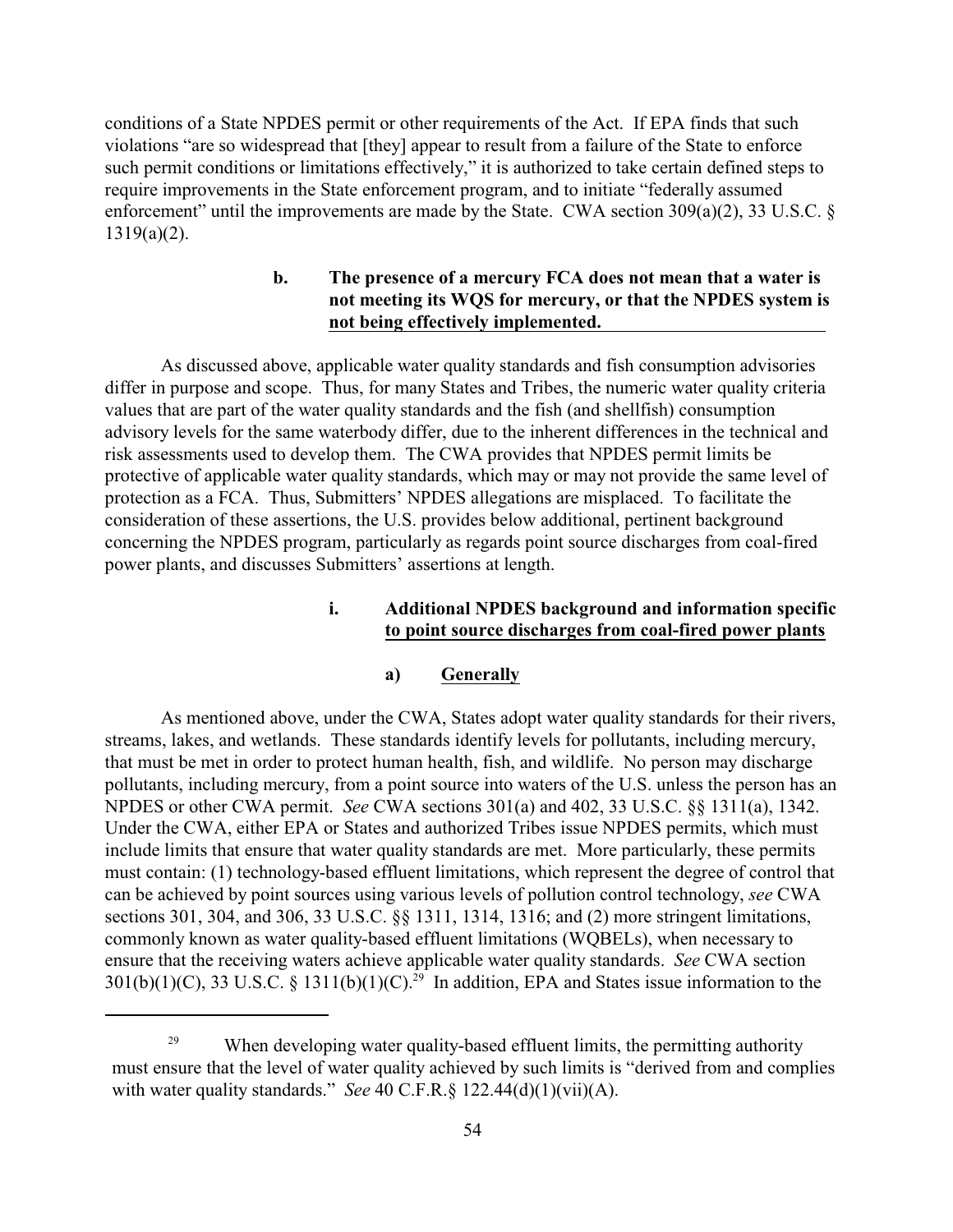conditions of a State NPDES permit or other requirements of the Act. If EPA finds that such violations "are so widespread that [they] appear to result from a failure of the State to enforce such permit conditions or limitations effectively," it is authorized to take certain defined steps to require improvements in the State enforcement program, and to initiate "federally assumed enforcement" until the improvements are made by the State. CWA section 309(a)(2), 33 U.S.C. § 1319(a)(2).

#### b. The presence of a mercury FCA does not mean that a water is not meeting its WQS for mercury, or that the NPDES system is not being effectively implemented.

As discussed above, applicable water quality standards and fish consumption advisories differ in purpose and scope. Thus, for many States and Tribes, the numeric water quality criteria values that are part of the water quality standards and the fish (and shellfish) consumption advisory levels for the same waterbody differ, due to the inherent differences in the technical and risk assessments used to develop them. The CWA provides that NPDES permit limits be protective of applicable water quality standards, which may or may not provide the same level of protection as a FCA. Thus, Submitters' NPDES allegations are misplaced. To facilitate the consideration of these assertions, the U.S. provides below additional, pertinent background concerning the NPDES program, particularly as regards point source discharges from coal-fired power plants, and discusses Submitters' assertions at length.

##### i. Additional NPDES background and information specific to point source discharges from coal-fired power plants

###### a) Generally

As mentioned above, under the CWA, States adopt water quality standards for their rivers, streams, lakes, and wetlands. These standards identify levels for pollutants, including mercury, that must be met in order to protect human health, fish, and wildlife. No person may discharge pollutants, including mercury, from a point source into waters of the U.S. unless the person has an NPDES or other CWA permit. *See* CWA sections 301(a) and 402, 33 U.S.C. §§ 1311(a), 1342. Under the CWA, either EPA or States and authorized Tribes issue NPDES permits, which must include limits that ensure that water quality standards are met. More particularly, these permits must contain: (1) technology-based effluent limitations, which represent the degree of control that can be achieved by point sources using various levels of pollution control technology, *see* CWA sections 301, 304, and 306, 33 U.S.C. §§ 1311, 1314, 1316; and (2) more stringent limitations, commonly known as water quality-based effluent limitations (WQBELs), when necessary to ensure that the receiving waters achieve applicable water quality standards. *See* CWA section 301(b)(1)(C), 33 U.S.C. § 1311(b)(1)(C).[29] In addition, EPA and States issue information to the

[29] When developing water quality-based effluent limits, the permitting authority must ensure that the level of water quality achieved by such limits is "derived from and complies with water quality standards." *See* 40 C.F.R.§ 122.44(d)(1)(vii)(A).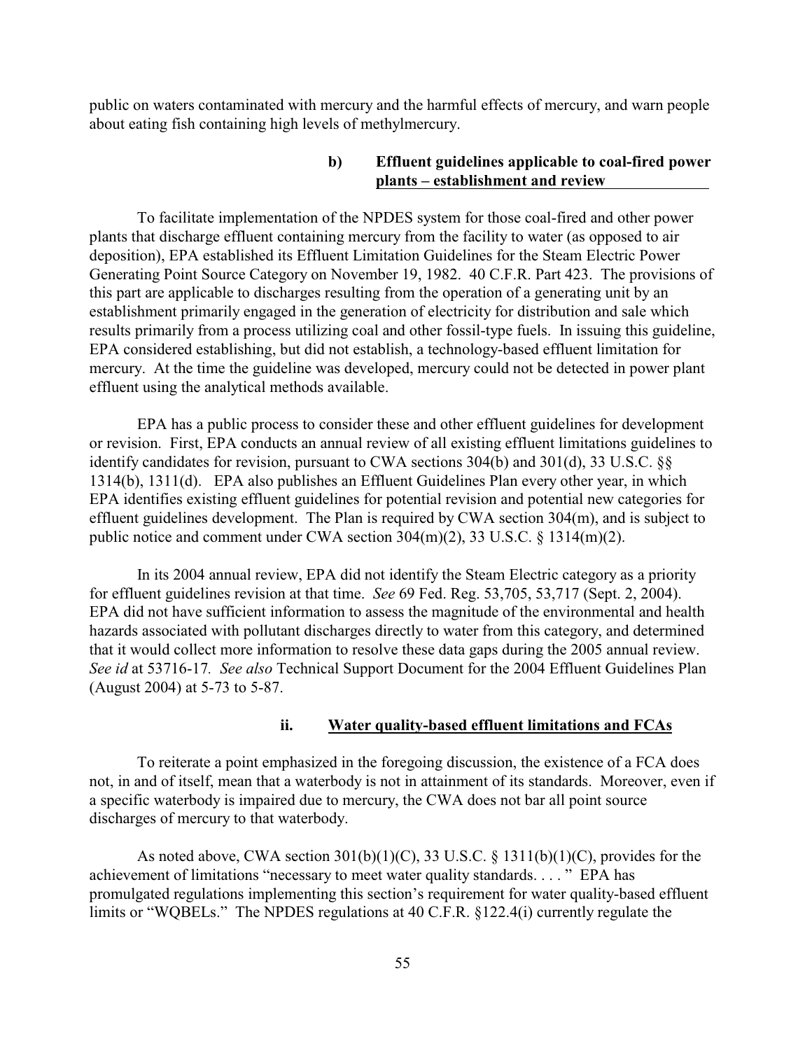public on waters contaminated with mercury and the harmful effects of mercury, and warn people about eating fish containing high levels of methylmercury.

#### b) Effluent guidelines applicable to coal-fired power plants – establishment and review

To facilitate implementation of the NPDES system for those coal-fired and other power plants that discharge effluent containing mercury from the facility to water (as opposed to air deposition), EPA established its Effluent Limitation Guidelines for the Steam Electric Power Generating Point Source Category on November 19, 1982. 40 C.F.R. Part 423. The provisions of this part are applicable to discharges resulting from the operation of a generating unit by an establishment primarily engaged in the generation of electricity for distribution and sale which results primarily from a process utilizing coal and other fossil-type fuels. In issuing this guideline, EPA considered establishing, but did not establish, a technology-based effluent limitation for mercury. At the time the guideline was developed, mercury could not be detected in power plant effluent using the analytical methods available.

EPA has a public process to consider these and other effluent guidelines for development or revision. First, EPA conducts an annual review of all existing effluent limitations guidelines to identify candidates for revision, pursuant to CWA sections 304(b) and 301(d), 33 U.S.C. §§ 1314(b), 1311(d). EPA also publishes an Effluent Guidelines Plan every other year, in which EPA identifies existing effluent guidelines for potential revision and potential new categories for effluent guidelines development. The Plan is required by CWA section 304(m), and is subject to public notice and comment under CWA section 304(m)(2), 33 U.S.C. § 1314(m)(2).

In its 2004 annual review, EPA did not identify the Steam Electric category as a priority for effluent guidelines revision at that time. *See* 69 Fed. Reg. 53,705, 53,717 (Sept. 2, 2004). EPA did not have sufficient information to assess the magnitude of the environmental and health hazards associated with pollutant discharges directly to water from this category, and determined that it would collect more information to resolve these data gaps during the 2005 annual review. *See id* at 53716-17*. See also* Technical Support Document for the 2004 Effluent Guidelines Plan (August 2004) at 5-73 to 5-87.

#### ii. Water quality-based effluent limitations and FCAs

To reiterate a point emphasized in the foregoing discussion, the existence of a FCA does not, in and of itself, mean that a waterbody is not in attainment of its standards. Moreover, even if a specific waterbody is impaired due to mercury, the CWA does not bar all point source discharges of mercury to that waterbody.

As noted above, CWA section 301(b)(1)(C), 33 U.S.C. § 1311(b)(1)(C), provides for the achievement of limitations "necessary to meet water quality standards. . . . " EPA has promulgated regulations implementing this section's requirement for water quality-based effluent limits or "WQBELs." The NPDES regulations at 40 C.F.R. §122.4(i) currently regulate the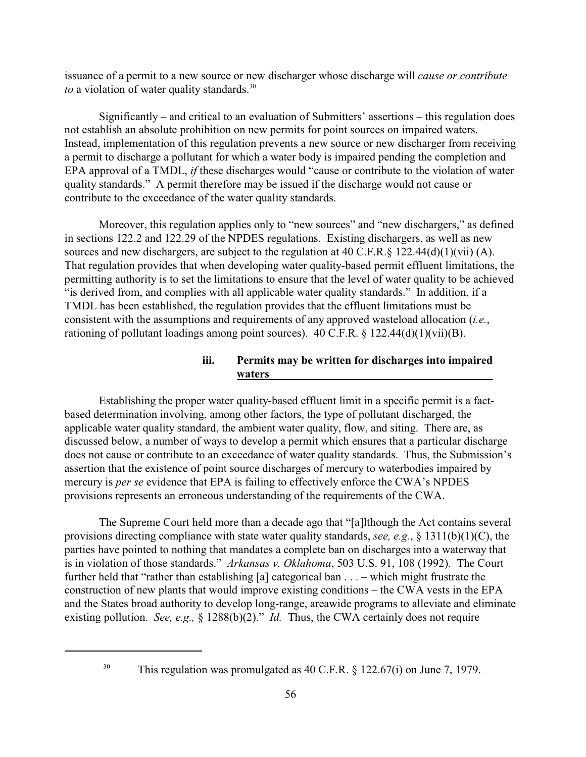issuance of a permit to a new source or new discharger whose discharge will *cause or contribute to* a violation of water quality standards.[30]

Significantly – and critical to an evaluation of Submitters' assertions – this regulation does not establish an absolute prohibition on new permits for point sources on impaired waters. Instead, implementation of this regulation prevents a new source or new discharger from receiving a permit to discharge a pollutant for which a water body is impaired pending the completion and EPA approval of a TMDL, *if* these discharges would "cause or contribute to the violation of water quality standards." A permit therefore may be issued if the discharge would not cause or contribute to the exceedance of the water quality standards.

Moreover, this regulation applies only to "new sources" and "new dischargers," as defined in sections 122.2 and 122.29 of the NPDES regulations. Existing dischargers, as well as new sources and new dischargers, are subject to the regulation at 40 C.F.R.§ 122.44(d)(1)(vii) (A). That regulation provides that when developing water quality-based permit effluent limitations, the permitting authority is to set the limitations to ensure that the level of water quality to be achieved "is derived from, and complies with all applicable water quality standards." In addition, if a TMDL has been established, the regulation provides that the effluent limitations must be consistent with the assumptions and requirements of any approved wasteload allocation (*i.e.*, rationing of pollutant loadings among point sources). 40 C.F.R. § 122.44(d)(1)(vii)(B).

#### iii. Permits may be written for discharges into impaired waters

Establishing the proper water quality-based effluent limit in a specific permit is a fact-based determination involving, among other factors, the type of pollutant discharged, the applicable water quality standard, the ambient water quality, flow, and siting. There are, as discussed below, a number of ways to develop a permit which ensures that a particular discharge does not cause or contribute to an exceedance of water quality standards. Thus, the Submission's assertion that the existence of point source discharges of mercury to waterbodies impaired by mercury is *per se* evidence that EPA is failing to effectively enforce the CWA's NPDES provisions represents an erroneous understanding of the requirements of the CWA.

The Supreme Court held more than a decade ago that "[a]lthough the Act contains several provisions directing compliance with state water quality standards, *see, e.g.*, § 1311(b)(1)(C), the parties have pointed to nothing that mandates a complete ban on discharges into a waterway that is in violation of those standards." *Arkansas v. Oklahoma*, 503 U.S. 91, 108 (1992). The Court further held that "rather than establishing [a] categorical ban . . . – which might frustrate the construction of new plants that would improve existing conditions – the CWA vests in the EPA and the States broad authority to develop long-range, areawide programs to alleviate and eliminate existing pollution. *See, e.g.,* § 1288(b)(2)." *Id.* Thus, the CWA certainly does not require

[30] This regulation was promulgated as 40 C.F.R. § 122.67(i) on June 7, 1979.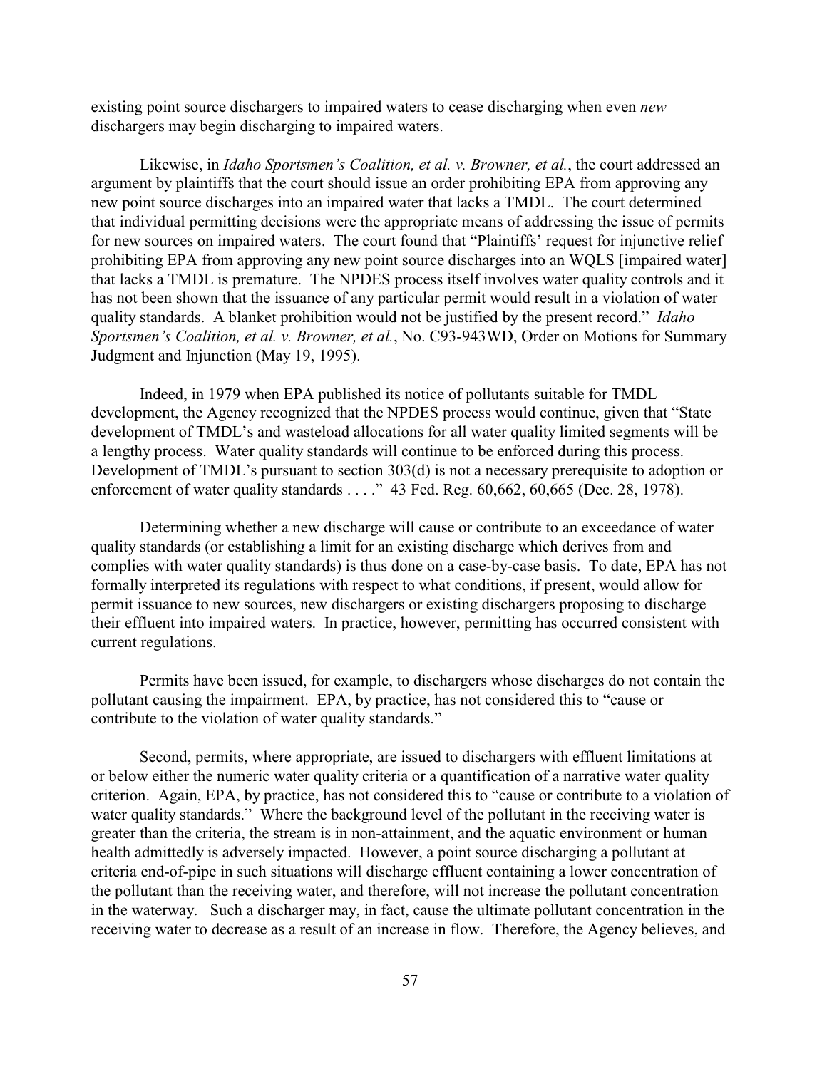existing point source dischargers to impaired waters to cease discharging when even *new* dischargers may begin discharging to impaired waters.

Likewise, in *Idaho Sportsmen's Coalition, et al. v. Browner, et al.*, the court addressed an argument by plaintiffs that the court should issue an order prohibiting EPA from approving any new point source discharges into an impaired water that lacks a TMDL. The court determined that individual permitting decisions were the appropriate means of addressing the issue of permits for new sources on impaired waters. The court found that "Plaintiffs' request for injunctive relief prohibiting EPA from approving any new point source discharges into an WQLS [impaired water] that lacks a TMDL is premature. The NPDES process itself involves water quality controls and it has not been shown that the issuance of any particular permit would result in a violation of water quality standards. A blanket prohibition would not be justified by the present record." *Idaho Sportsmen's Coalition, et al. v. Browner, et al.*, No. C93-943WD, Order on Motions for Summary Judgment and Injunction (May 19, 1995).

Indeed, in 1979 when EPA published its notice of pollutants suitable for TMDL development, the Agency recognized that the NPDES process would continue, given that "State development of TMDL's and wasteload allocations for all water quality limited segments will be a lengthy process. Water quality standards will continue to be enforced during this process. Development of TMDL's pursuant to section 303(d) is not a necessary prerequisite to adoption or enforcement of water quality standards . . . ." 43 Fed. Reg. 60,662, 60,665 (Dec. 28, 1978).

Determining whether a new discharge will cause or contribute to an exceedance of water quality standards (or establishing a limit for an existing discharge which derives from and complies with water quality standards) is thus done on a case-by-case basis. To date, EPA has not formally interpreted its regulations with respect to what conditions, if present, would allow for permit issuance to new sources, new dischargers or existing dischargers proposing to discharge their effluent into impaired waters. In practice, however, permitting has occurred consistent with current regulations.

Permits have been issued, for example, to dischargers whose discharges do not contain the pollutant causing the impairment. EPA, by practice, has not considered this to "cause or contribute to the violation of water quality standards."

Second, permits, where appropriate, are issued to dischargers with effluent limitations at or below either the numeric water quality criteria or a quantification of a narrative water quality criterion. Again, EPA, by practice, has not considered this to "cause or contribute to a violation of water quality standards." Where the background level of the pollutant in the receiving water is greater than the criteria, the stream is in non-attainment, and the aquatic environment or human health admittedly is adversely impacted. However, a point source discharging a pollutant at criteria end-of-pipe in such situations will discharge effluent containing a lower concentration of the pollutant than the receiving water, and therefore, will not increase the pollutant concentration in the waterway. Such a discharger may, in fact, cause the ultimate pollutant concentration in the receiving water to decrease as a result of an increase in flow. Therefore, the Agency believes, and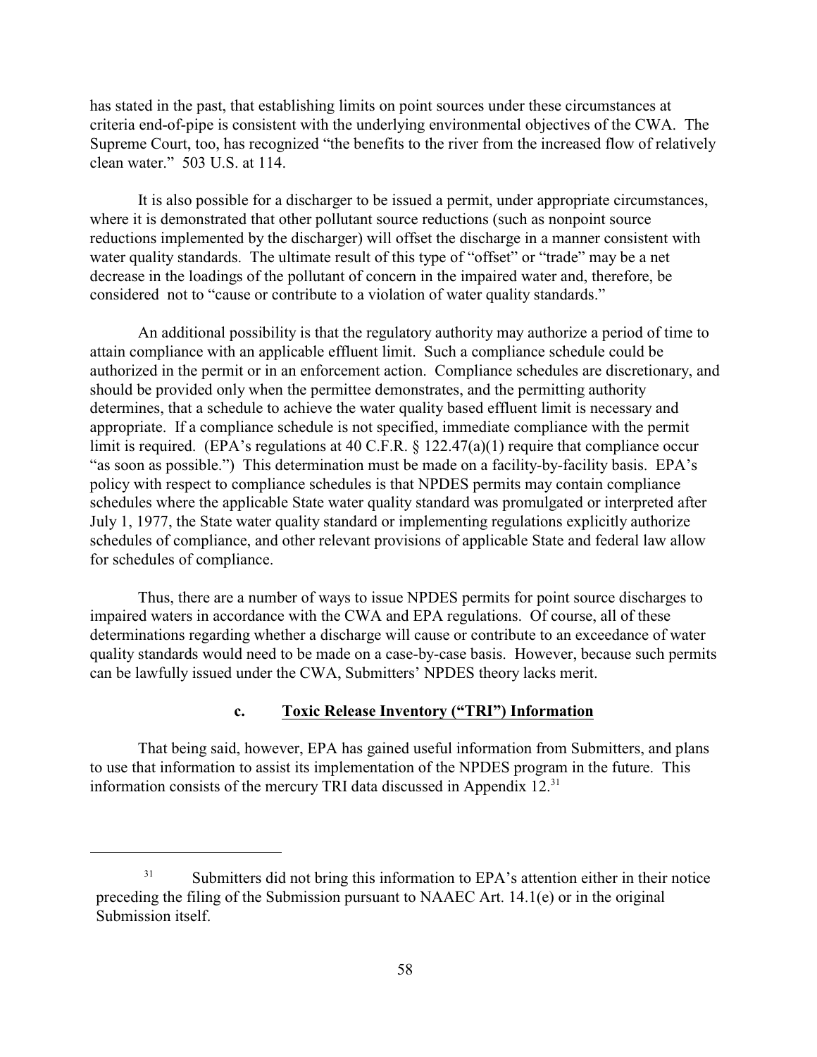has stated in the past, that establishing limits on point sources under these circumstances at criteria end-of-pipe is consistent with the underlying environmental objectives of the CWA. The Supreme Court, too, has recognized "the benefits to the river from the increased flow of relatively clean water." 503 U.S. at 114.

It is also possible for a discharger to be issued a permit, under appropriate circumstances, where it is demonstrated that other pollutant source reductions (such as nonpoint source reductions implemented by the discharger) will offset the discharge in a manner consistent with water quality standards. The ultimate result of this type of "offset" or "trade" may be a net decrease in the loadings of the pollutant of concern in the impaired water and, therefore, be considered not to "cause or contribute to a violation of water quality standards."

An additional possibility is that the regulatory authority may authorize a period of time to attain compliance with an applicable effluent limit. Such a compliance schedule could be authorized in the permit or in an enforcement action. Compliance schedules are discretionary, and should be provided only when the permittee demonstrates, and the permitting authority determines, that a schedule to achieve the water quality based effluent limit is necessary and appropriate. If a compliance schedule is not specified, immediate compliance with the permit limit is required. (EPA's regulations at 40 C.F.R. § 122.47(a)(1) require that compliance occur "as soon as possible.") This determination must be made on a facility-by-facility basis. EPA's policy with respect to compliance schedules is that NPDES permits may contain compliance schedules where the applicable State water quality standard was promulgated or interpreted after July 1, 1977, the State water quality standard or implementing regulations explicitly authorize schedules of compliance, and other relevant provisions of applicable State and federal law allow for schedules of compliance.

Thus, there are a number of ways to issue NPDES permits for point source discharges to impaired waters in accordance with the CWA and EPA regulations. Of course, all of these determinations regarding whether a discharge will cause or contribute to an exceedance of water quality standards would need to be made on a case-by-case basis. However, because such permits can be lawfully issued under the CWA, Submitters' NPDES theory lacks merit.

#### c. Toxic Release Inventory ("TRI") Information

That being said, however, EPA has gained useful information from Submitters, and plans to use that information to assist its implementation of the NPDES program in the future. This information consists of the mercury TRI data discussed in Appendix 12.[31]

---

[31] Submitters did not bring this information to EPA's attention either in their notice preceding the filing of the Submission pursuant to NAAEC Art. 14.1(e) or in the original Submission itself.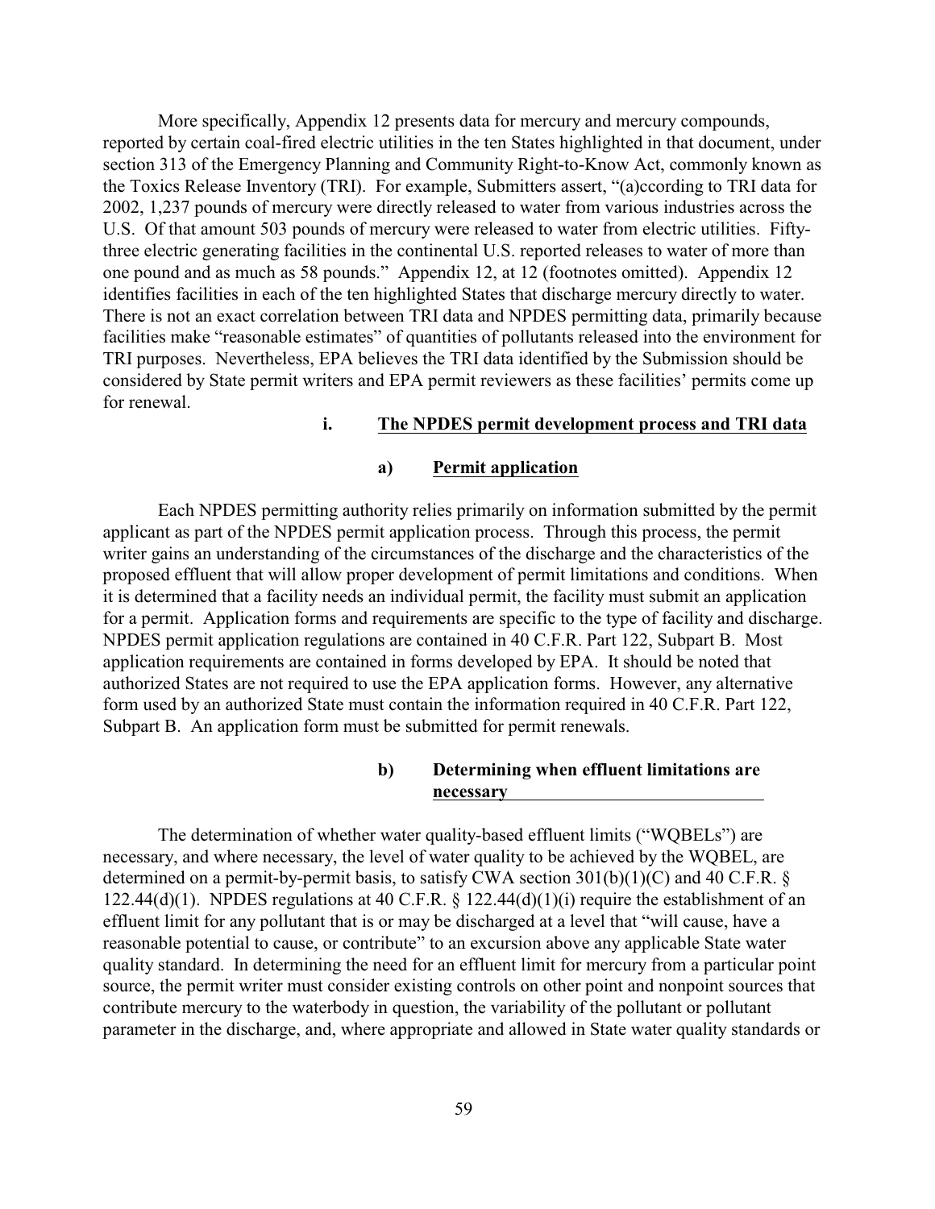More specifically, Appendix 12 presents data for mercury and mercury compounds, reported by certain coal-fired electric utilities in the ten States highlighted in that document, under section 313 of the Emergency Planning and Community Right-to-Know Act, commonly known as the Toxics Release Inventory (TRI). For example, Submitters assert, "(a)ccording to TRI data for 2002, 1,237 pounds of mercury were directly released to water from various industries across the U.S. Of that amount 503 pounds of mercury were released to water from electric utilities. Fifty-three electric generating facilities in the continental U.S. reported releases to water of more than one pound and as much as 58 pounds." Appendix 12, at 12 (footnotes omitted). Appendix 12 identifies facilities in each of the ten highlighted States that discharge mercury directly to water. There is not an exact correlation between TRI data and NPDES permitting data, primarily because facilities make "reasonable estimates" of quantities of pollutants released into the environment for TRI purposes. Nevertheless, EPA believes the TRI data identified by the Submission should be considered by State permit writers and EPA permit reviewers as these facilities' permits come up for renewal.

#### i. The NPDES permit development process and TRI data

##### a) Permit application

Each NPDES permitting authority relies primarily on information submitted by the permit applicant as part of the NPDES permit application process. Through this process, the permit writer gains an understanding of the circumstances of the discharge and the characteristics of the proposed effluent that will allow proper development of permit limitations and conditions. When it is determined that a facility needs an individual permit, the facility must submit an application for a permit. Application forms and requirements are specific to the type of facility and discharge. NPDES permit application regulations are contained in 40 C.F.R. Part 122, Subpart B. Most application requirements are contained in forms developed by EPA. It should be noted that authorized States are not required to use the EPA application forms. However, any alternative form used by an authorized State must contain the information required in 40 C.F.R. Part 122, Subpart B. An application form must be submitted for permit renewals.

##### b) Determining when effluent limitations are necessary

The determination of whether water quality-based effluent limits ("WQBELs") are necessary, and where necessary, the level of water quality to be achieved by the WQBEL, are determined on a permit-by-permit basis, to satisfy CWA section 301(b)(1)(C) and 40 C.F.R. § 122.44(d)(1). NPDES regulations at 40 C.F.R. § 122.44(d)(1)(i) require the establishment of an effluent limit for any pollutant that is or may be discharged at a level that "will cause, have a reasonable potential to cause, or contribute" to an excursion above any applicable State water quality standard. In determining the need for an effluent limit for mercury from a particular point source, the permit writer must consider existing controls on other point and nonpoint sources that contribute mercury to the waterbody in question, the variability of the pollutant or pollutant parameter in the discharge, and, where appropriate and allowed in State water quality standards or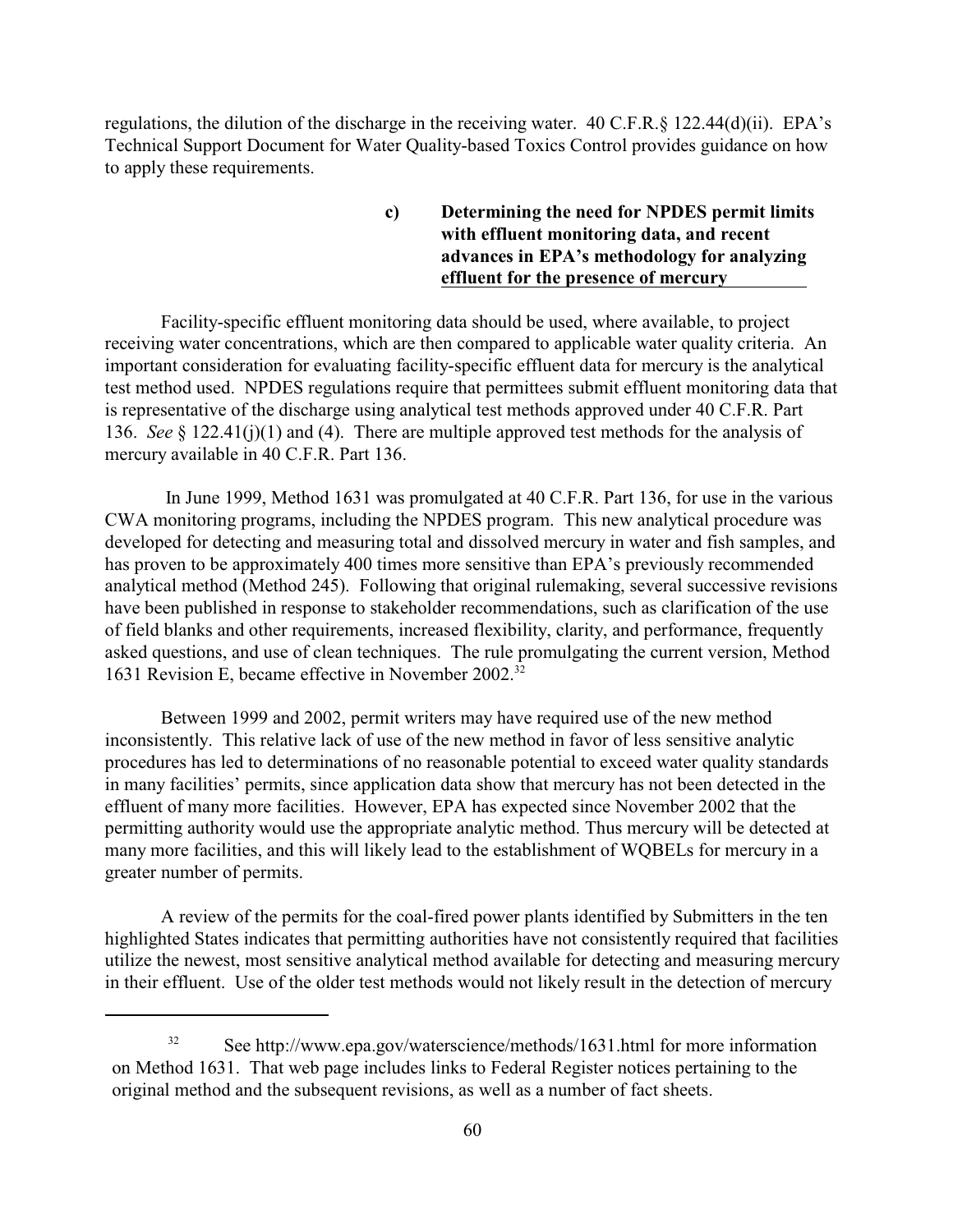regulations, the dilution of the discharge in the receiving water. 40 C.F.R.§ 122.44(d)(ii). EPA's Technical Support Document for Water Quality-based Toxics Control provides guidance on how to apply these requirements.

#### c) Determining the need for NPDES permit limits with effluent monitoring data, and recent advances in EPA's methodology for analyzing effluent for the presence of mercury

Facility-specific effluent monitoring data should be used, where available, to project receiving water concentrations, which are then compared to applicable water quality criteria. An important consideration for evaluating facility-specific effluent data for mercury is the analytical test method used. NPDES regulations require that permittees submit effluent monitoring data that is representative of the discharge using analytical test methods approved under 40 C.F.R. Part 136. *See* § 122.41(j)(1) and (4). There are multiple approved test methods for the analysis of mercury available in 40 C.F.R. Part 136.

In June 1999, Method 1631 was promulgated at 40 C.F.R. Part 136, for use in the various CWA monitoring programs, including the NPDES program. This new analytical procedure was developed for detecting and measuring total and dissolved mercury in water and fish samples, and has proven to be approximately 400 times more sensitive than EPA's previously recommended analytical method (Method 245). Following that original rulemaking, several successive revisions have been published in response to stakeholder recommendations, such as clarification of the use of field blanks and other requirements, increased flexibility, clarity, and performance, frequently asked questions, and use of clean techniques. The rule promulgating the current version, Method 1631 Revision E, became effective in November 2002.[32]

Between 1999 and 2002, permit writers may have required use of the new method inconsistently. This relative lack of use of the new method in favor of less sensitive analytic procedures has led to determinations of no reasonable potential to exceed water quality standards in many facilities' permits, since application data show that mercury has not been detected in the effluent of many more facilities. However, EPA has expected since November 2002 that the permitting authority would use the appropriate analytic method. Thus mercury will be detected at many more facilities, and this will likely lead to the establishment of WQBELs for mercury in a greater number of permits.

A review of the permits for the coal-fired power plants identified by Submitters in the ten highlighted States indicates that permitting authorities have not consistently required that facilities utilize the newest, most sensitive analytical method available for detecting and measuring mercury in their effluent. Use of the older test methods would not likely result in the detection of mercury

---

[32] See http://www.epa.gov/waterscience/methods/1631.html for more information on Method 1631. That web page includes links to Federal Register notices pertaining to the original method and the subsequent revisions, as well as a number of fact sheets.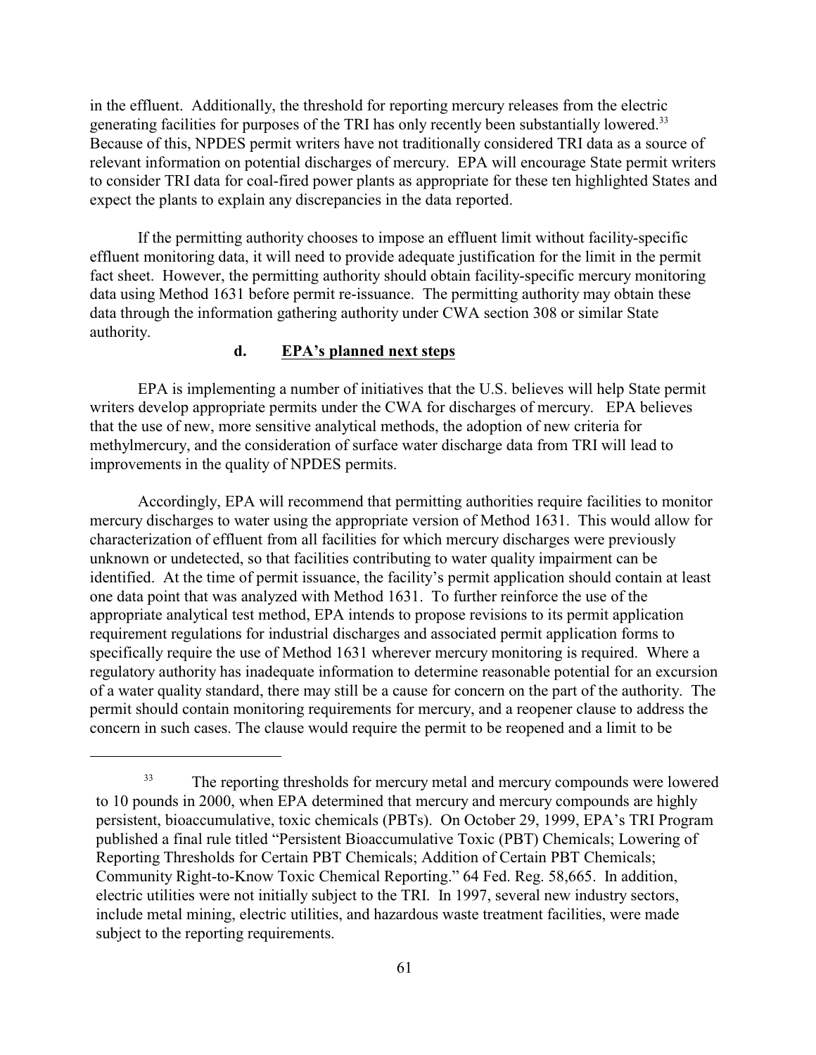in the effluent. Additionally, the threshold for reporting mercury releases from the electric generating facilities for purposes of the TRI has only recently been substantially lowered.[33] Because of this, NPDES permit writers have not traditionally considered TRI data as a source of relevant information on potential discharges of mercury. EPA will encourage State permit writers to consider TRI data for coal-fired power plants as appropriate for these ten highlighted States and expect the plants to explain any discrepancies in the data reported.

If the permitting authority chooses to impose an effluent limit without facility-specific effluent monitoring data, it will need to provide adequate justification for the limit in the permit fact sheet. However, the permitting authority should obtain facility-specific mercury monitoring data using Method 1631 before permit re-issuance. The permitting authority may obtain these data through the information gathering authority under CWA section 308 or similar State authority.

#### d. EPA's planned next steps

EPA is implementing a number of initiatives that the U.S. believes will help State permit writers develop appropriate permits under the CWA for discharges of mercury. EPA believes that the use of new, more sensitive analytical methods, the adoption of new criteria for methylmercury, and the consideration of surface water discharge data from TRI will lead to improvements in the quality of NPDES permits.

Accordingly, EPA will recommend that permitting authorities require facilities to monitor mercury discharges to water using the appropriate version of Method 1631. This would allow for characterization of effluent from all facilities for which mercury discharges were previously unknown or undetected, so that facilities contributing to water quality impairment can be identified. At the time of permit issuance, the facility's permit application should contain at least one data point that was analyzed with Method 1631. To further reinforce the use of the appropriate analytical test method, EPA intends to propose revisions to its permit application requirement regulations for industrial discharges and associated permit application forms to specifically require the use of Method 1631 wherever mercury monitoring is required. Where a regulatory authority has inadequate information to determine reasonable potential for an excursion of a water quality standard, there may still be a cause for concern on the part of the authority. The permit should contain monitoring requirements for mercury, and a reopener clause to address the concern in such cases. The clause would require the permit to be reopened and a limit to be

---

[33] The reporting thresholds for mercury metal and mercury compounds were lowered to 10 pounds in 2000, when EPA determined that mercury and mercury compounds are highly persistent, bioaccumulative, toxic chemicals (PBTs). On October 29, 1999, EPA's TRI Program published a final rule titled "Persistent Bioaccumulative Toxic (PBT) Chemicals; Lowering of Reporting Thresholds for Certain PBT Chemicals; Addition of Certain PBT Chemicals; Community Right-to-Know Toxic Chemical Reporting." 64 Fed. Reg. 58,665. In addition, electric utilities were not initially subject to the TRI. In 1997, several new industry sectors, include metal mining, electric utilities, and hazardous waste treatment facilities, were made subject to the reporting requirements.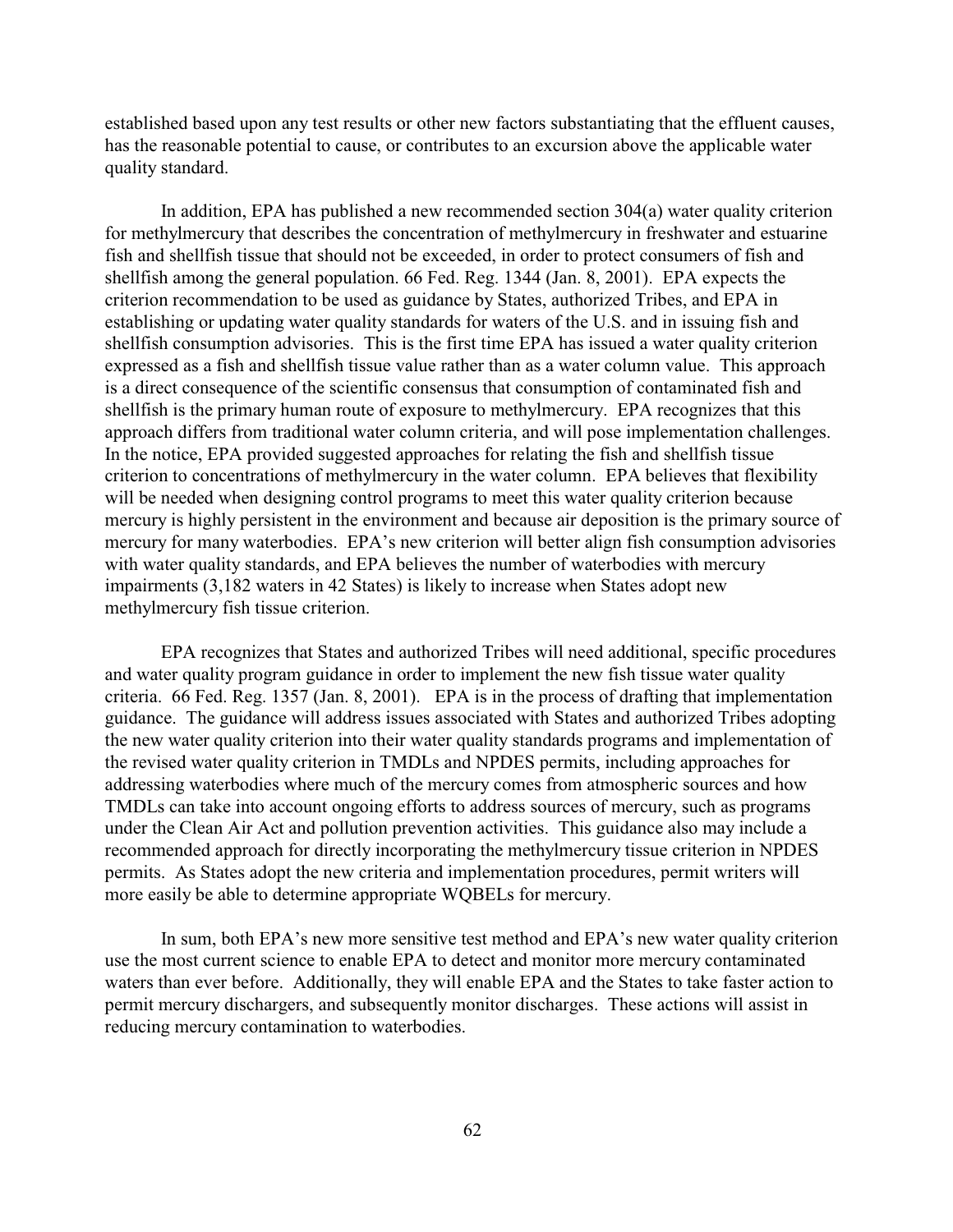established based upon any test results or other new factors substantiating that the effluent causes, has the reasonable potential to cause, or contributes to an excursion above the applicable water quality standard.

In addition, EPA has published a new recommended section 304(a) water quality criterion for methylmercury that describes the concentration of methylmercury in freshwater and estuarine fish and shellfish tissue that should not be exceeded, in order to protect consumers of fish and shellfish among the general population. 66 Fed. Reg. 1344 (Jan. 8, 2001). EPA expects the criterion recommendation to be used as guidance by States, authorized Tribes, and EPA in establishing or updating water quality standards for waters of the U.S. and in issuing fish and shellfish consumption advisories. This is the first time EPA has issued a water quality criterion expressed as a fish and shellfish tissue value rather than as a water column value. This approach is a direct consequence of the scientific consensus that consumption of contaminated fish and shellfish is the primary human route of exposure to methylmercury. EPA recognizes that this approach differs from traditional water column criteria, and will pose implementation challenges. In the notice, EPA provided suggested approaches for relating the fish and shellfish tissue criterion to concentrations of methylmercury in the water column. EPA believes that flexibility will be needed when designing control programs to meet this water quality criterion because mercury is highly persistent in the environment and because air deposition is the primary source of mercury for many waterbodies. EPA's new criterion will better align fish consumption advisories with water quality standards, and EPA believes the number of waterbodies with mercury impairments (3,182 waters in 42 States) is likely to increase when States adopt new methylmercury fish tissue criterion.

EPA recognizes that States and authorized Tribes will need additional, specific procedures and water quality program guidance in order to implement the new fish tissue water quality criteria. 66 Fed. Reg. 1357 (Jan. 8, 2001). EPA is in the process of drafting that implementation guidance. The guidance will address issues associated with States and authorized Tribes adopting the new water quality criterion into their water quality standards programs and implementation of the revised water quality criterion in TMDLs and NPDES permits, including approaches for addressing waterbodies where much of the mercury comes from atmospheric sources and how TMDLs can take into account ongoing efforts to address sources of mercury, such as programs under the Clean Air Act and pollution prevention activities. This guidance also may include a recommended approach for directly incorporating the methylmercury tissue criterion in NPDES permits. As States adopt the new criteria and implementation procedures, permit writers will more easily be able to determine appropriate WQBELs for mercury.

In sum, both EPA's new more sensitive test method and EPA's new water quality criterion use the most current science to enable EPA to detect and monitor more mercury contaminated waters than ever before. Additionally, they will enable EPA and the States to take faster action to permit mercury dischargers, and subsequently monitor discharges. These actions will assist in reducing mercury contamination to waterbodies.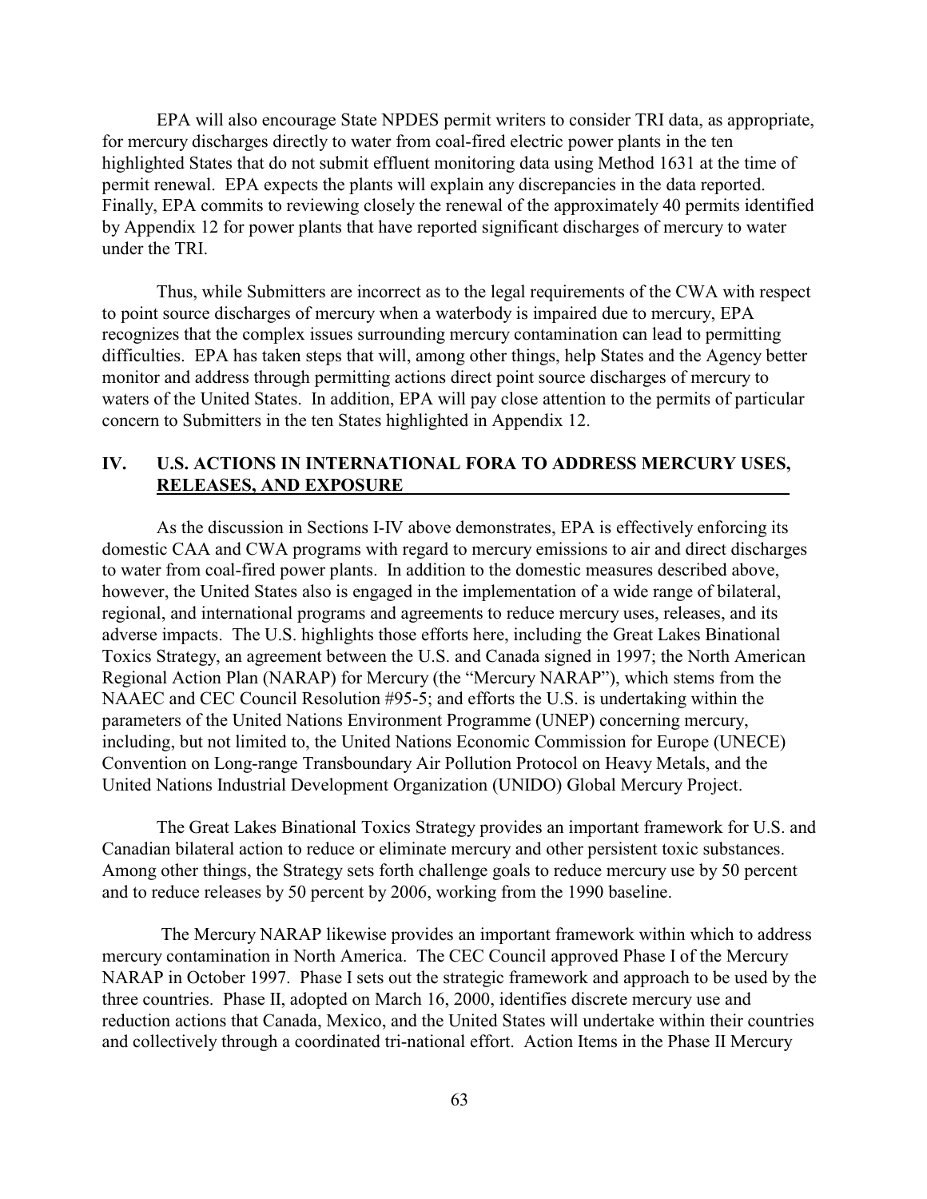EPA will also encourage State NPDES permit writers to consider TRI data, as appropriate, for mercury discharges directly to water from coal-fired electric power plants in the ten highlighted States that do not submit effluent monitoring data using Method 1631 at the time of permit renewal. EPA expects the plants will explain any discrepancies in the data reported. Finally, EPA commits to reviewing closely the renewal of the approximately 40 permits identified by Appendix 12 for power plants that have reported significant discharges of mercury to water under the TRI.

Thus, while Submitters are incorrect as to the legal requirements of the CWA with respect to point source discharges of mercury when a waterbody is impaired due to mercury, EPA recognizes that the complex issues surrounding mercury contamination can lead to permitting difficulties. EPA has taken steps that will, among other things, help States and the Agency better monitor and address through permitting actions direct point source discharges of mercury to waters of the United States. In addition, EPA will pay close attention to the permits of particular concern to Submitters in the ten States highlighted in Appendix 12.

## IV. U.S. ACTIONS IN INTERNATIONAL FORA TO ADDRESS MERCURY USES, RELEASES, AND EXPOSURE

As the discussion in Sections I-IV above demonstrates, EPA is effectively enforcing its domestic CAA and CWA programs with regard to mercury emissions to air and direct discharges to water from coal-fired power plants. In addition to the domestic measures described above, however, the United States also is engaged in the implementation of a wide range of bilateral, regional, and international programs and agreements to reduce mercury uses, releases, and its adverse impacts. The U.S. highlights those efforts here, including the Great Lakes Binational Toxics Strategy, an agreement between the U.S. and Canada signed in 1997; the North American Regional Action Plan (NARAP) for Mercury (the "Mercury NARAP"), which stems from the NAAEC and CEC Council Resolution #95-5; and efforts the U.S. is undertaking within the parameters of the United Nations Environment Programme (UNEP) concerning mercury, including, but not limited to, the United Nations Economic Commission for Europe (UNECE) Convention on Long-range Transboundary Air Pollution Protocol on Heavy Metals, and the United Nations Industrial Development Organization (UNIDO) Global Mercury Project.

The Great Lakes Binational Toxics Strategy provides an important framework for U.S. and Canadian bilateral action to reduce or eliminate mercury and other persistent toxic substances. Among other things, the Strategy sets forth challenge goals to reduce mercury use by 50 percent and to reduce releases by 50 percent by 2006, working from the 1990 baseline.

The Mercury NARAP likewise provides an important framework within which to address mercury contamination in North America. The CEC Council approved Phase I of the Mercury NARAP in October 1997. Phase I sets out the strategic framework and approach to be used by the three countries. Phase II, adopted on March 16, 2000, identifies discrete mercury use and reduction actions that Canada, Mexico, and the United States will undertake within their countries and collectively through a coordinated tri-national effort. Action Items in the Phase II Mercury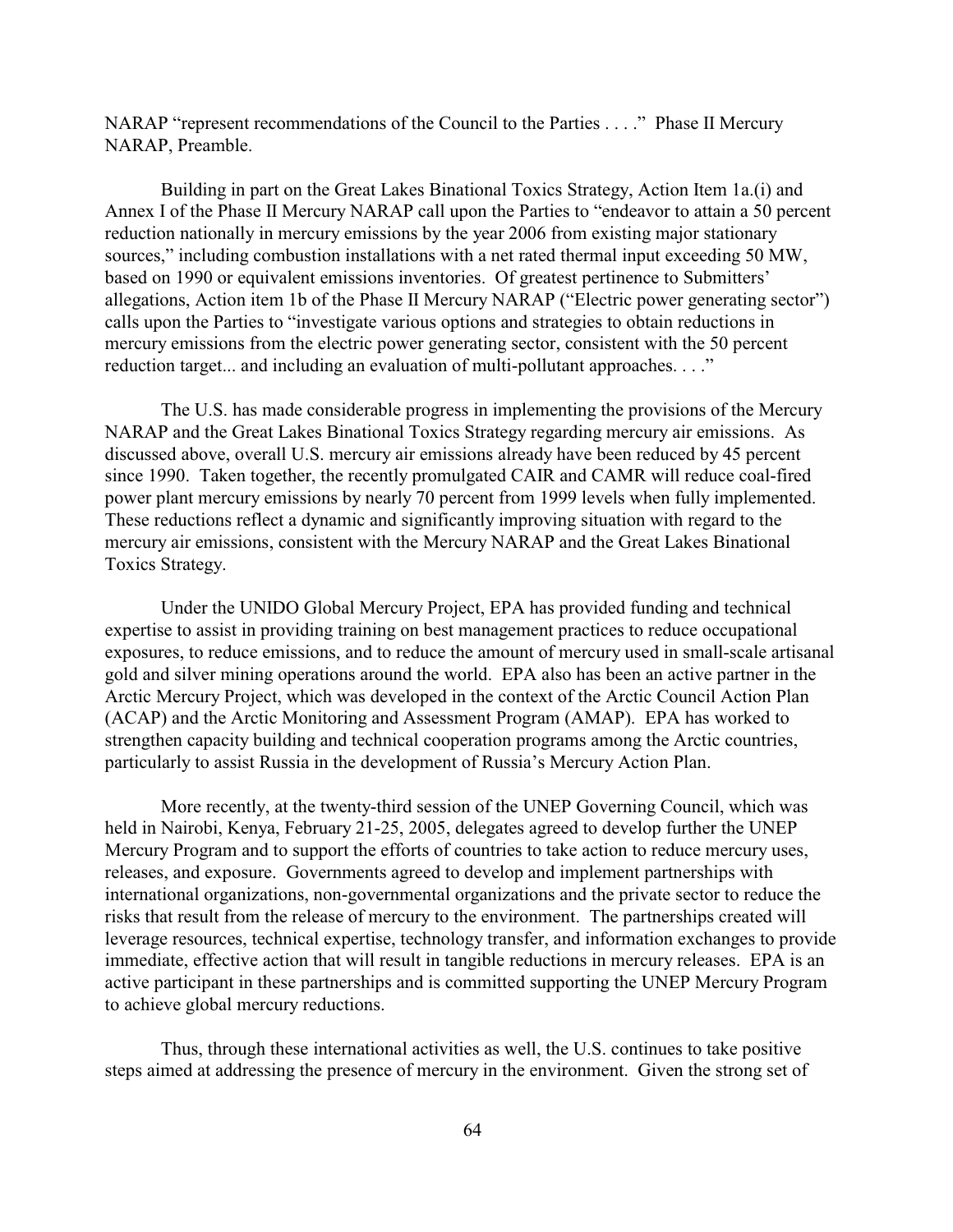NARAP "represent recommendations of the Council to the Parties . . . ." Phase II Mercury NARAP, Preamble.

Building in part on the Great Lakes Binational Toxics Strategy, Action Item 1a.(i) and Annex I of the Phase II Mercury NARAP call upon the Parties to "endeavor to attain a 50 percent reduction nationally in mercury emissions by the year 2006 from existing major stationary sources," including combustion installations with a net rated thermal input exceeding 50 MW, based on 1990 or equivalent emissions inventories. Of greatest pertinence to Submitters' allegations, Action item 1b of the Phase II Mercury NARAP ("Electric power generating sector") calls upon the Parties to "investigate various options and strategies to obtain reductions in mercury emissions from the electric power generating sector, consistent with the 50 percent reduction target... and including an evaluation of multi-pollutant approaches. . . ."

The U.S. has made considerable progress in implementing the provisions of the Mercury NARAP and the Great Lakes Binational Toxics Strategy regarding mercury air emissions. As discussed above, overall U.S. mercury air emissions already have been reduced by 45 percent since 1990. Taken together, the recently promulgated CAIR and CAMR will reduce coal-fired power plant mercury emissions by nearly 70 percent from 1999 levels when fully implemented. These reductions reflect a dynamic and significantly improving situation with regard to the mercury air emissions, consistent with the Mercury NARAP and the Great Lakes Binational Toxics Strategy.

Under the UNIDO Global Mercury Project, EPA has provided funding and technical expertise to assist in providing training on best management practices to reduce occupational exposures, to reduce emissions, and to reduce the amount of mercury used in small-scale artisanal gold and silver mining operations around the world. EPA also has been an active partner in the Arctic Mercury Project, which was developed in the context of the Arctic Council Action Plan (ACAP) and the Arctic Monitoring and Assessment Program (AMAP). EPA has worked to strengthen capacity building and technical cooperation programs among the Arctic countries, particularly to assist Russia in the development of Russia's Mercury Action Plan.

More recently, at the twenty-third session of the UNEP Governing Council, which was held in Nairobi, Kenya, February 21-25, 2005, delegates agreed to develop further the UNEP Mercury Program and to support the efforts of countries to take action to reduce mercury uses, releases, and exposure. Governments agreed to develop and implement partnerships with international organizations, non-governmental organizations and the private sector to reduce the risks that result from the release of mercury to the environment. The partnerships created will leverage resources, technical expertise, technology transfer, and information exchanges to provide immediate, effective action that will result in tangible reductions in mercury releases. EPA is an active participant in these partnerships and is committed supporting the UNEP Mercury Program to achieve global mercury reductions.

Thus, through these international activities as well, the U.S. continues to take positive steps aimed at addressing the presence of mercury in the environment. Given the strong set of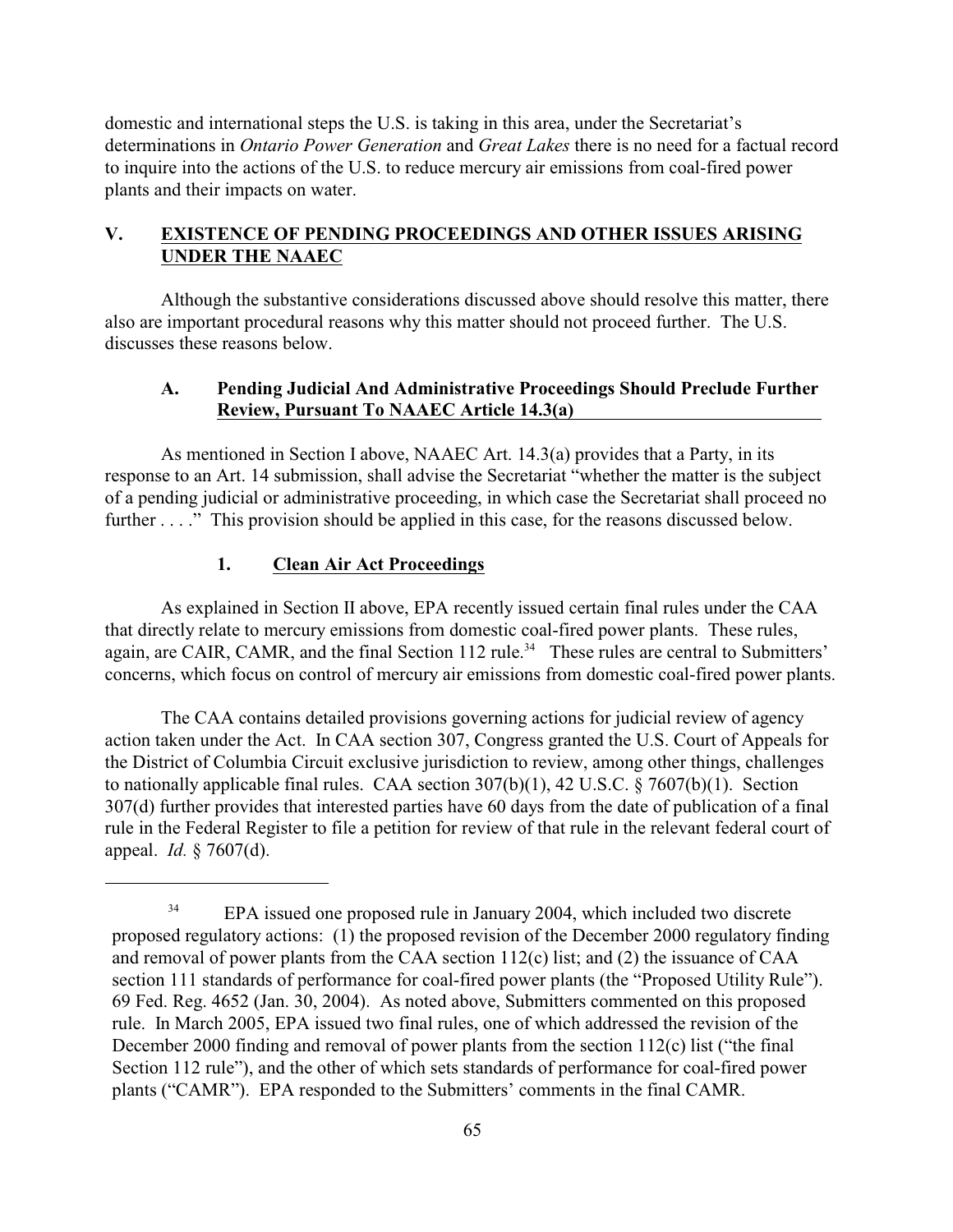domestic and international steps the U.S. is taking in this area, under the Secretariat's determinations in *Ontario Power Generation* and *Great Lakes* there is no need for a factual record to inquire into the actions of the U.S. to reduce mercury air emissions from coal-fired power plants and their impacts on water.

## V. EXISTENCE OF PENDING PROCEEDINGS AND OTHER ISSUES ARISING UNDER THE NAAEC

Although the substantive considerations discussed above should resolve this matter, there also are important procedural reasons why this matter should not proceed further. The U.S. discusses these reasons below.

### A. Pending Judicial And Administrative Proceedings Should Preclude Further Review, Pursuant To NAAEC Article 14.3(a)

As mentioned in Section I above, NAAEC Art. 14.3(a) provides that a Party, in its response to an Art. 14 submission, shall advise the Secretariat "whether the matter is the subject of a pending judicial or administrative proceeding, in which case the Secretariat shall proceed no further . . . ." This provision should be applied in this case, for the reasons discussed below.

#### 1. Clean Air Act Proceedings

As explained in Section II above, EPA recently issued certain final rules under the CAA that directly relate to mercury emissions from domestic coal-fired power plants. These rules, again, are CAIR, CAMR, and the final Section 112 rule.[34] These rules are central to Submitters' concerns, which focus on control of mercury air emissions from domestic coal-fired power plants.

The CAA contains detailed provisions governing actions for judicial review of agency action taken under the Act. In CAA section 307, Congress granted the U.S. Court of Appeals for the District of Columbia Circuit exclusive jurisdiction to review, among other things, challenges to nationally applicable final rules. CAA section 307(b)(1), 42 U.S.C. § 7607(b)(1). Section 307(d) further provides that interested parties have 60 days from the date of publication of a final rule in the Federal Register to file a petition for review of that rule in the relevant federal court of appeal. *Id.* § 7607(d).

---

[34] EPA issued one proposed rule in January 2004, which included two discrete proposed regulatory actions: (1) the proposed revision of the December 2000 regulatory finding and removal of power plants from the CAA section 112(c) list; and (2) the issuance of CAA section 111 standards of performance for coal-fired power plants (the "Proposed Utility Rule"). 69 Fed. Reg. 4652 (Jan. 30, 2004). As noted above, Submitters commented on this proposed rule. In March 2005, EPA issued two final rules, one of which addressed the revision of the December 2000 finding and removal of power plants from the section 112(c) list ("the final Section 112 rule"), and the other of which sets standards of performance for coal-fired power plants ("CAMR"). EPA responded to the Submitters' comments in the final CAMR.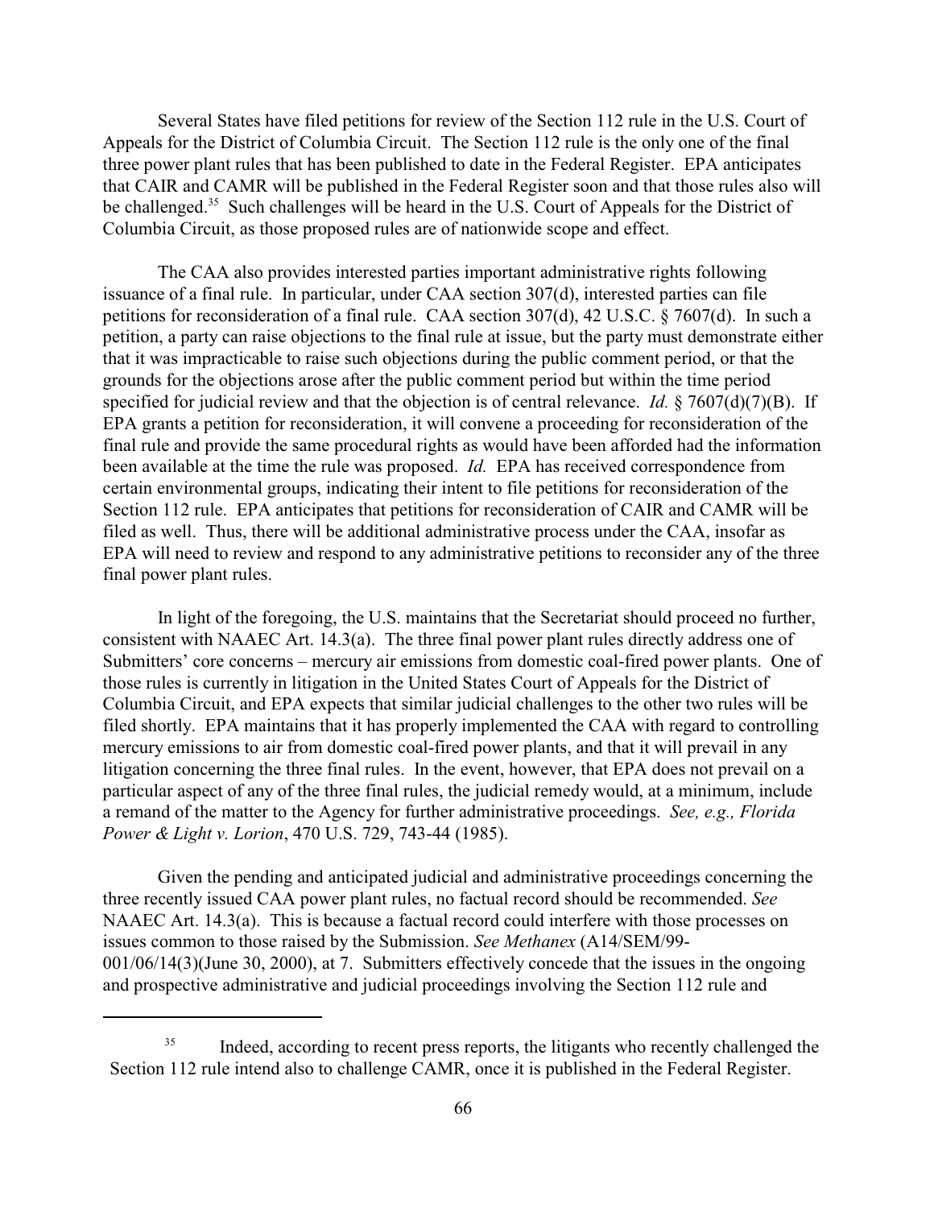Several States have filed petitions for review of the Section 112 rule in the U.S. Court of Appeals for the District of Columbia Circuit. The Section 112 rule is the only one of the final three power plant rules that has been published to date in the Federal Register. EPA anticipates that CAIR and CAMR will be published in the Federal Register soon and that those rules also will be challenged.[35] Such challenges will be heard in the U.S. Court of Appeals for the District of Columbia Circuit, as those proposed rules are of nationwide scope and effect.

The CAA also provides interested parties important administrative rights following issuance of a final rule. In particular, under CAA section 307(d), interested parties can file petitions for reconsideration of a final rule. CAA section 307(d), 42 U.S.C. § 7607(d). In such a petition, a party can raise objections to the final rule at issue, but the party must demonstrate either that it was impracticable to raise such objections during the public comment period, or that the grounds for the objections arose after the public comment period but within the time period specified for judicial review and that the objection is of central relevance. *Id.* § 7607(d)(7)(B). If EPA grants a petition for reconsideration, it will convene a proceeding for reconsideration of the final rule and provide the same procedural rights as would have been afforded had the information been available at the time the rule was proposed. *Id.* EPA has received correspondence from certain environmental groups, indicating their intent to file petitions for reconsideration of the Section 112 rule. EPA anticipates that petitions for reconsideration of CAIR and CAMR will be filed as well. Thus, there will be additional administrative process under the CAA, insofar as EPA will need to review and respond to any administrative petitions to reconsider any of the three final power plant rules.

In light of the foregoing, the U.S. maintains that the Secretariat should proceed no further, consistent with NAAEC Art. 14.3(a). The three final power plant rules directly address one of Submitters' core concerns – mercury air emissions from domestic coal-fired power plants. One of those rules is currently in litigation in the United States Court of Appeals for the District of Columbia Circuit, and EPA expects that similar judicial challenges to the other two rules will be filed shortly. EPA maintains that it has properly implemented the CAA with regard to controlling mercury emissions to air from domestic coal-fired power plants, and that it will prevail in any litigation concerning the three final rules. In the event, however, that EPA does not prevail on a particular aspect of any of the three final rules, the judicial remedy would, at a minimum, include a remand of the matter to the Agency for further administrative proceedings. *See, e.g., Florida Power & Light v. Lorion*, 470 U.S. 729, 743-44 (1985).

Given the pending and anticipated judicial and administrative proceedings concerning the three recently issued CAA power plant rules, no factual record should be recommended. *See* NAAEC Art. 14.3(a). This is because a factual record could interfere with those processes on issues common to those raised by the Submission. *See Methanex* (A14/SEM/99-001/06/14(3)(June 30, 2000), at 7. Submitters effectively concede that the issues in the ongoing and prospective administrative and judicial proceedings involving the Section 112 rule and

---

[35] Indeed, according to recent press reports, the litigants who recently challenged the Section 112 rule intend also to challenge CAMR, once it is published in the Federal Register.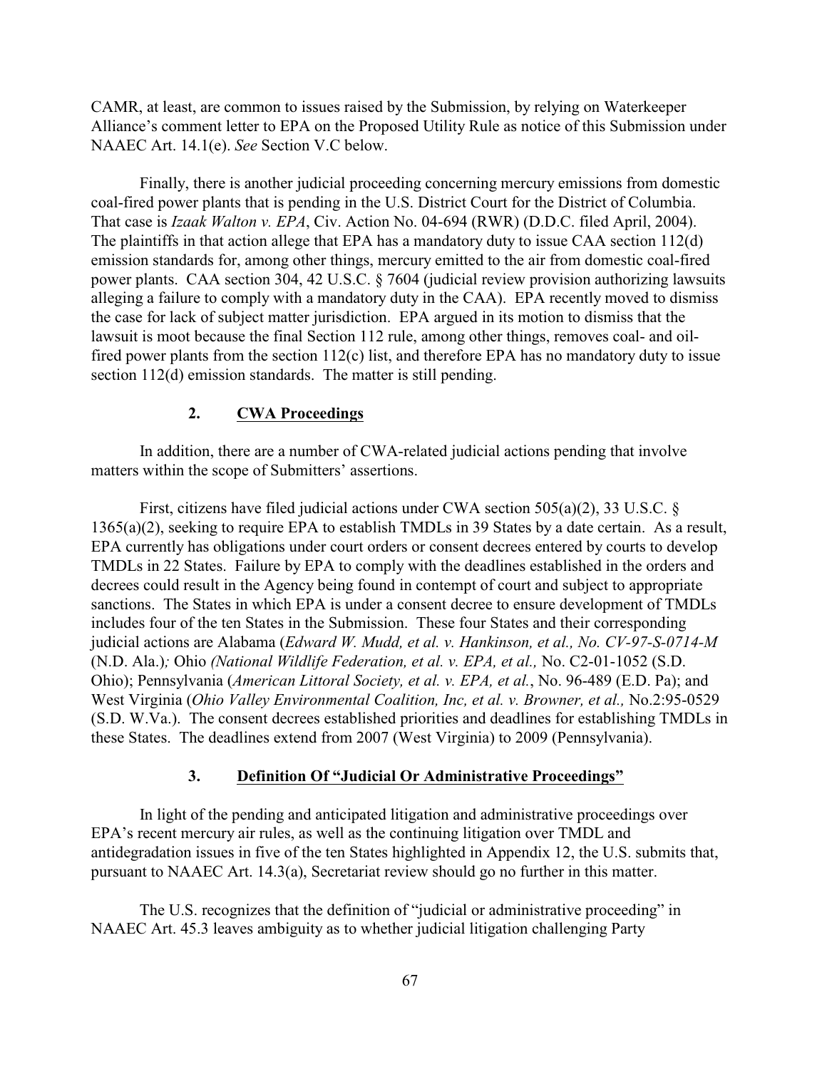CAMR, at least, are common to issues raised by the Submission, by relying on Waterkeeper Alliance's comment letter to EPA on the Proposed Utility Rule as notice of this Submission under NAAEC Art. 14.1(e). *See* Section V.C below.

Finally, there is another judicial proceeding concerning mercury emissions from domestic coal-fired power plants that is pending in the U.S. District Court for the District of Columbia. That case is *Izaak Walton v. EPA*, Civ. Action No. 04-694 (RWR) (D.D.C. filed April, 2004). The plaintiffs in that action allege that EPA has a mandatory duty to issue CAA section 112(d) emission standards for, among other things, mercury emitted to the air from domestic coal-fired power plants. CAA section 304, 42 U.S.C. § 7604 (judicial review provision authorizing lawsuits alleging a failure to comply with a mandatory duty in the CAA). EPA recently moved to dismiss the case for lack of subject matter jurisdiction. EPA argued in its motion to dismiss that the lawsuit is moot because the final Section 112 rule, among other things, removes coal- and oil-fired power plants from the section 112(c) list, and therefore EPA has no mandatory duty to issue section 112(d) emission standards. The matter is still pending.

### 2. <u>CWA Proceedings</u>

In addition, there are a number of CWA-related judicial actions pending that involve matters within the scope of Submitters' assertions.

First, citizens have filed judicial actions under CWA section 505(a)(2), 33 U.S.C. § 1365(a)(2), seeking to require EPA to establish TMDLs in 39 States by a date certain. As a result, EPA currently has obligations under court orders or consent decrees entered by courts to develop TMDLs in 22 States. Failure by EPA to comply with the deadlines established in the orders and decrees could result in the Agency being found in contempt of court and subject to appropriate sanctions. The States in which EPA is under a consent decree to ensure development of TMDLs includes four of the ten States in the Submission. These four States and their corresponding judicial actions are Alabama (*Edward W. Mudd, et al. v. Hankinson, et al., No. CV-97-S-0714-M* (N.D. Ala.)*;* Ohio *(National Wildlife Federation, et al. v. EPA, et al.,* No. C2-01-1052 (S.D. Ohio); Pennsylvania (*American Littoral Society, et al. v. EPA, et al.*, No. 96-489 (E.D. Pa); and West Virginia (*Ohio Valley Environmental Coalition, Inc, et al. v. Browner, et al.,* No.2:95-0529 (S.D. W.Va.). The consent decrees established priorities and deadlines for establishing TMDLs in these States. The deadlines extend from 2007 (West Virginia) to 2009 (Pennsylvania).

### 3. <u>Definition Of "Judicial Or Administrative Proceedings"</u>

In light of the pending and anticipated litigation and administrative proceedings over EPA's recent mercury air rules, as well as the continuing litigation over TMDL and antidegradation issues in five of the ten States highlighted in Appendix 12, the U.S. submits that, pursuant to NAAEC Art. 14.3(a), Secretariat review should go no further in this matter.

The U.S. recognizes that the definition of "judicial or administrative proceeding" in NAAEC Art. 45.3 leaves ambiguity as to whether judicial litigation challenging Party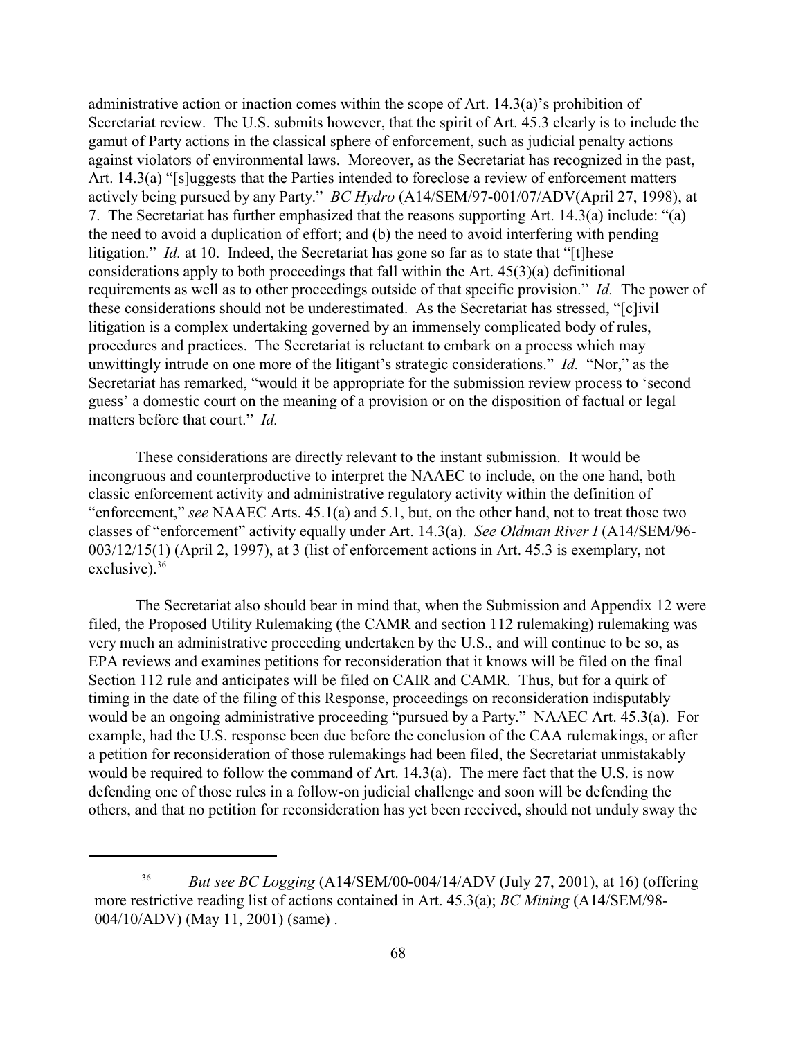administrative action or inaction comes within the scope of Art. 14.3(a)'s prohibition of Secretariat review. The U.S. submits however, that the spirit of Art. 45.3 clearly is to include the gamut of Party actions in the classical sphere of enforcement, such as judicial penalty actions against violators of environmental laws. Moreover, as the Secretariat has recognized in the past, Art. 14.3(a) "[s]uggests that the Parties intended to foreclose a review of enforcement matters actively being pursued by any Party." *BC Hydro* (A14/SEM/97-001/07/ADV(April 27, 1998), at 7. The Secretariat has further emphasized that the reasons supporting Art. 14.3(a) include: "(a) the need to avoid a duplication of effort; and (b) the need to avoid interfering with pending litigation." *Id.* at 10. Indeed, the Secretariat has gone so far as to state that "[t]hese considerations apply to both proceedings that fall within the Art. 45(3)(a) definitional requirements as well as to other proceedings outside of that specific provision." *Id.* The power of these considerations should not be underestimated. As the Secretariat has stressed, "[c]ivil litigation is a complex undertaking governed by an immensely complicated body of rules, procedures and practices. The Secretariat is reluctant to embark on a process which may unwittingly intrude on one more of the litigant's strategic considerations." *Id.* "Nor," as the Secretariat has remarked, "would it be appropriate for the submission review process to 'second guess' a domestic court on the meaning of a provision or on the disposition of factual or legal matters before that court." *Id.*

These considerations are directly relevant to the instant submission. It would be incongruous and counterproductive to interpret the NAAEC to include, on the one hand, both classic enforcement activity and administrative regulatory activity within the definition of "enforcement," *see* NAAEC Arts. 45.1(a) and 5.1, but, on the other hand, not to treat those two classes of "enforcement" activity equally under Art. 14.3(a). *See Oldman River I* (A14/SEM/96-003/12/15(1) (April 2, 1997), at 3 (list of enforcement actions in Art. 45.3 is exemplary, not exclusive).[36]

The Secretariat also should bear in mind that, when the Submission and Appendix 12 were filed, the Proposed Utility Rulemaking (the CAMR and section 112 rulemaking) rulemaking was very much an administrative proceeding undertaken by the U.S., and will continue to be so, as EPA reviews and examines petitions for reconsideration that it knows will be filed on the final Section 112 rule and anticipates will be filed on CAIR and CAMR. Thus, but for a quirk of timing in the date of the filing of this Response, proceedings on reconsideration indisputably would be an ongoing administrative proceeding "pursued by a Party." NAAEC Art. 45.3(a). For example, had the U.S. response been due before the conclusion of the CAA rulemakings, or after a petition for reconsideration of those rulemakings had been filed, the Secretariat unmistakably would be required to follow the command of Art. 14.3(a). The mere fact that the U.S. is now defending one of those rules in a follow-on judicial challenge and soon will be defending the others, and that no petition for reconsideration has yet been received, should not unduly sway the

---

[36] *But see BC Logging* (A14/SEM/00-004/14/ADV (July 27, 2001), at 16) (offering more restrictive reading list of actions contained in Art. 45.3(a); *BC Mining* (A14/SEM/98-004/10/ADV) (May 11, 2001) (same) .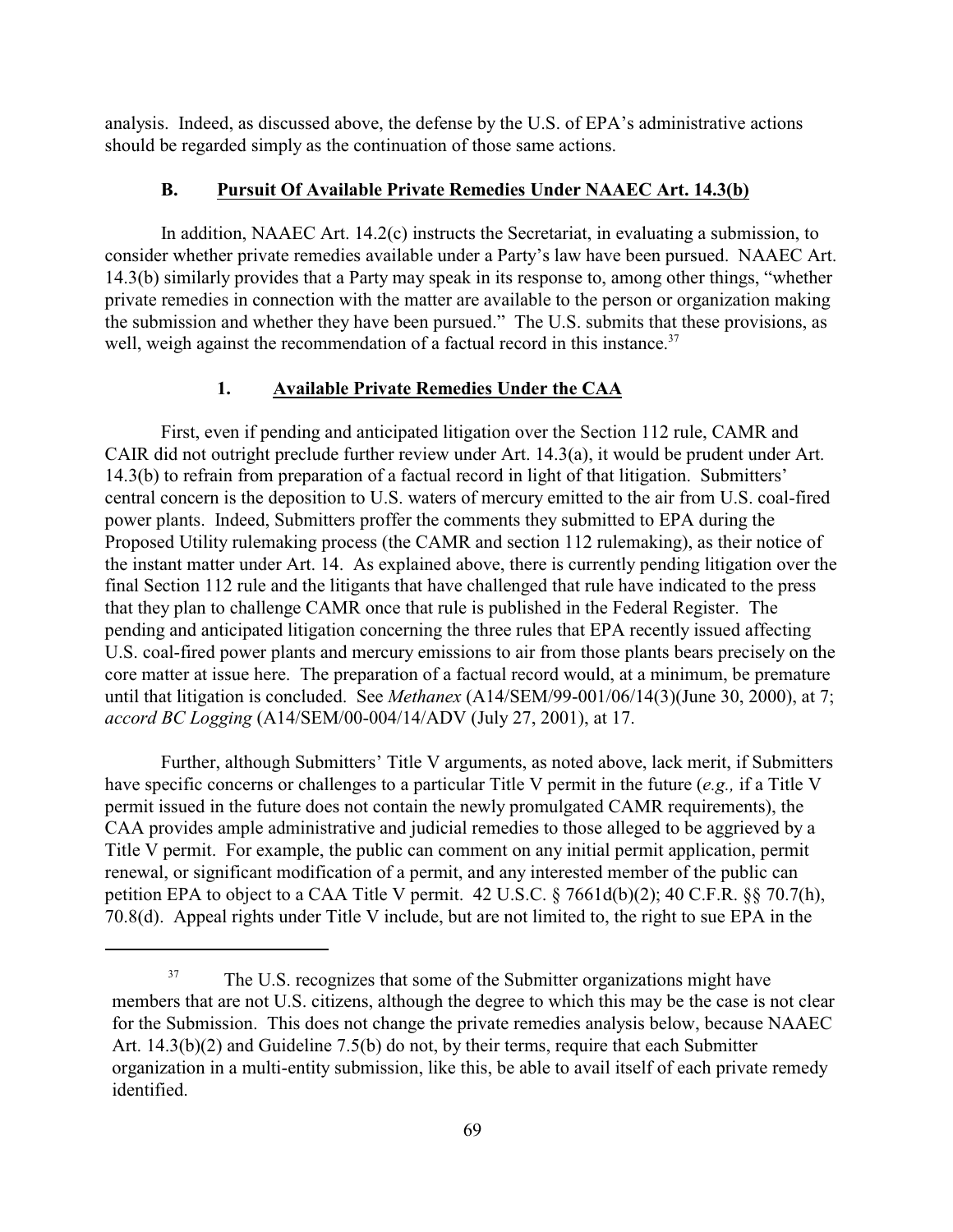analysis. Indeed, as discussed above, the defense by the U.S. of EPA's administrative actions should be regarded simply as the continuation of those same actions.

### B. Pursuit Of Available Private Remedies Under NAAEC Art. 14.3(b)

In addition, NAAEC Art. 14.2(c) instructs the Secretariat, in evaluating a submission, to consider whether private remedies available under a Party's law have been pursued. NAAEC Art. 14.3(b) similarly provides that a Party may speak in its response to, among other things, "whether private remedies in connection with the matter are available to the person or organization making the submission and whether they have been pursued." The U.S. submits that these provisions, as well, weigh against the recommendation of a factual record in this instance.[37]

#### 1. Available Private Remedies Under the CAA

First, even if pending and anticipated litigation over the Section 112 rule, CAMR and CAIR did not outright preclude further review under Art. 14.3(a), it would be prudent under Art. 14.3(b) to refrain from preparation of a factual record in light of that litigation. Submitters' central concern is the deposition to U.S. waters of mercury emitted to the air from U.S. coal-fired power plants. Indeed, Submitters proffer the comments they submitted to EPA during the Proposed Utility rulemaking process (the CAMR and section 112 rulemaking), as their notice of the instant matter under Art. 14. As explained above, there is currently pending litigation over the final Section 112 rule and the litigants that have challenged that rule have indicated to the press that they plan to challenge CAMR once that rule is published in the Federal Register. The pending and anticipated litigation concerning the three rules that EPA recently issued affecting U.S. coal-fired power plants and mercury emissions to air from those plants bears precisely on the core matter at issue here. The preparation of a factual record would, at a minimum, be premature until that litigation is concluded. See *Methanex* (A14/SEM/99-001/06/14(3)(June 30, 2000), at 7; *accord BC Logging* (A14/SEM/00-004/14/ADV (July 27, 2001), at 17.

Further, although Submitters' Title V arguments, as noted above, lack merit, if Submitters have specific concerns or challenges to a particular Title V permit in the future (*e.g.,* if a Title V permit issued in the future does not contain the newly promulgated CAMR requirements), the CAA provides ample administrative and judicial remedies to those alleged to be aggrieved by a Title V permit. For example, the public can comment on any initial permit application, permit renewal, or significant modification of a permit, and any interested member of the public can petition EPA to object to a CAA Title V permit. 42 U.S.C. § 7661d(b)(2); 40 C.F.R. §§ 70.7(h), 70.8(d). Appeal rights under Title V include, but are not limited to, the right to sue EPA in the

---

[37] The U.S. recognizes that some of the Submitter organizations might have members that are not U.S. citizens, although the degree to which this may be the case is not clear for the Submission. This does not change the private remedies analysis below, because NAAEC Art. 14.3(b)(2) and Guideline 7.5(b) do not, by their terms, require that each Submitter organization in a multi-entity submission, like this, be able to avail itself of each private remedy identified.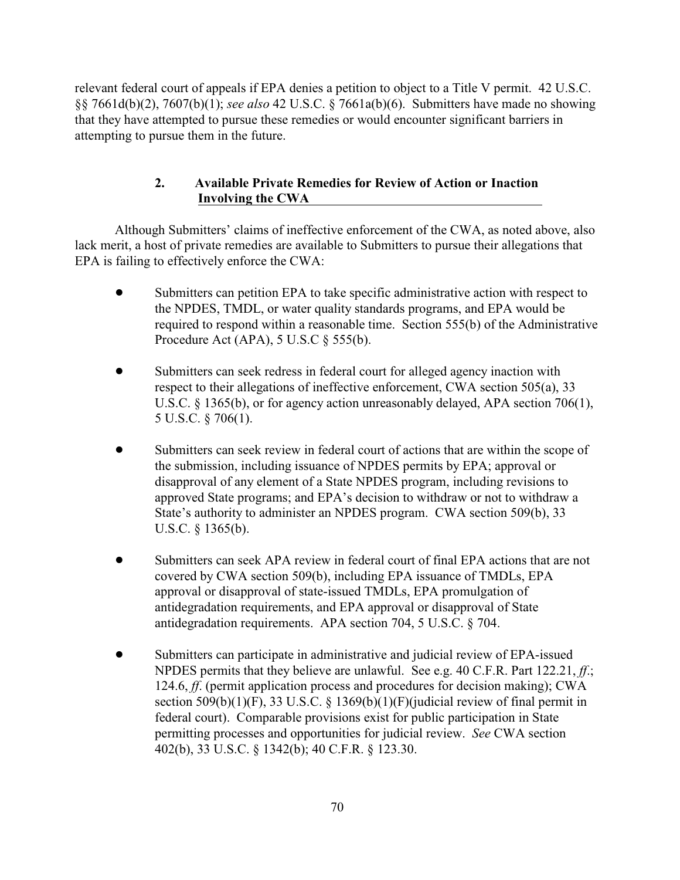relevant federal court of appeals if EPA denies a petition to object to a Title V permit. 42 U.S.C. §§ 7661d(b)(2), 7607(b)(1); *see also* 42 U.S.C. § 7661a(b)(6). Submitters have made no showing that they have attempted to pursue these remedies or would encounter significant barriers in attempting to pursue them in the future.

### 2. Available Private Remedies for Review of Action or Inaction Involving the CWA

Although Submitters' claims of ineffective enforcement of the CWA, as noted above, also lack merit, a host of private remedies are available to Submitters to pursue their allegations that EPA is failing to effectively enforce the CWA:

- Submitters can petition EPA to take specific administrative action with respect to the NPDES, TMDL, or water quality standards programs, and EPA would be required to respond within a reasonable time. Section 555(b) of the Administrative Procedure Act (APA), 5 U.S.C § 555(b).

- Submitters can seek redress in federal court for alleged agency inaction with respect to their allegations of ineffective enforcement, CWA section 505(a), 33 U.S.C. § 1365(b), or for agency action unreasonably delayed, APA section 706(1), 5 U.S.C. § 706(1).

- Submitters can seek review in federal court of actions that are within the scope of the submission, including issuance of NPDES permits by EPA; approval or disapproval of any element of a State NPDES program, including revisions to approved State programs; and EPA's decision to withdraw or not to withdraw a State's authority to administer an NPDES program. CWA section 509(b), 33 U.S.C. § 1365(b).

- Submitters can seek APA review in federal court of final EPA actions that are not covered by CWA section 509(b), including EPA issuance of TMDLs, EPA approval or disapproval of state-issued TMDLs, EPA promulgation of antidegradation requirements, and EPA approval or disapproval of State antidegradation requirements. APA section 704, 5 U.S.C. § 704.

- Submitters can participate in administrative and judicial review of EPA-issued NPDES permits that they believe are unlawful. See e.g. 40 C.F.R. Part 122.21, *ff*.; 124.6, *ff*. (permit application process and procedures for decision making); CWA section 509(b)(1)(F), 33 U.S.C. § 1369(b)(1)(F)(judicial review of final permit in federal court). Comparable provisions exist for public participation in State permitting processes and opportunities for judicial review. *See* CWA section 402(b), 33 U.S.C. § 1342(b); 40 C.F.R. § 123.30.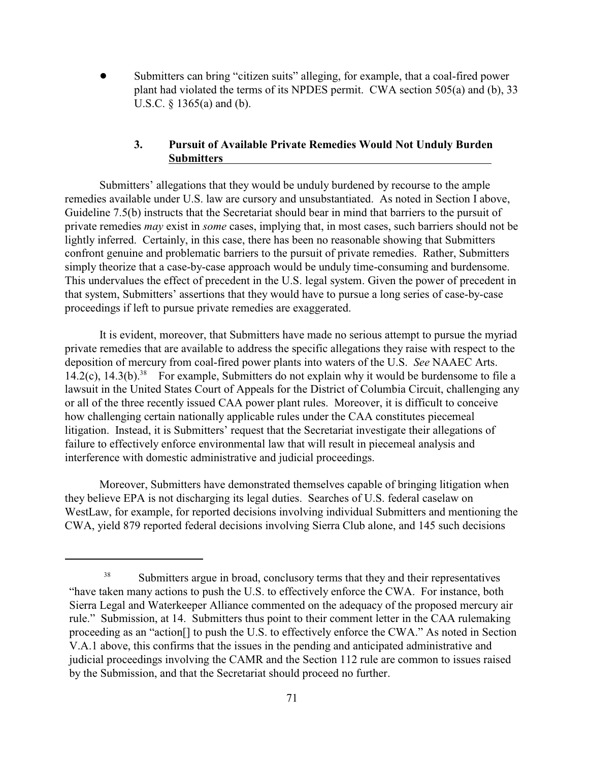- Submitters can bring "citizen suits" alleging, for example, that a coal-fired power plant had violated the terms of its NPDES permit. CWA section 505(a) and (b), 33 U.S.C. § 1365(a) and (b).

### 3. Pursuit of Available Private Remedies Would Not Unduly Burden Submitters

Submitters' allegations that they would be unduly burdened by recourse to the ample remedies available under U.S. law are cursory and unsubstantiated. As noted in Section I above, Guideline 7.5(b) instructs that the Secretariat should bear in mind that barriers to the pursuit of private remedies *may* exist in *some* cases, implying that, in most cases, such barriers should not be lightly inferred. Certainly, in this case, there has been no reasonable showing that Submitters confront genuine and problematic barriers to the pursuit of private remedies. Rather, Submitters simply theorize that a case-by-case approach would be unduly time-consuming and burdensome. This undervalues the effect of precedent in the U.S. legal system. Given the power of precedent in that system, Submitters' assertions that they would have to pursue a long series of case-by-case proceedings if left to pursue private remedies are exaggerated.

It is evident, moreover, that Submitters have made no serious attempt to pursue the myriad private remedies that are available to address the specific allegations they raise with respect to the deposition of mercury from coal-fired power plants into waters of the U.S. *See* NAAEC Arts. 14.2(c), 14.3(b).[38] For example, Submitters do not explain why it would be burdensome to file a lawsuit in the United States Court of Appeals for the District of Columbia Circuit, challenging any or all of the three recently issued CAA power plant rules. Moreover, it is difficult to conceive how challenging certain nationally applicable rules under the CAA constitutes piecemeal litigation. Instead, it is Submitters' request that the Secretariat investigate their allegations of failure to effectively enforce environmental law that will result in piecemeal analysis and interference with domestic administrative and judicial proceedings.

Moreover, Submitters have demonstrated themselves capable of bringing litigation when they believe EPA is not discharging its legal duties. Searches of U.S. federal caselaw on WestLaw, for example, for reported decisions involving individual Submitters and mentioning the CWA, yield 879 reported federal decisions involving Sierra Club alone, and 145 such decisions

---

[38] Submitters argue in broad, conclusory terms that they and their representatives "have taken many actions to push the U.S. to effectively enforce the CWA. For instance, both Sierra Legal and Waterkeeper Alliance commented on the adequacy of the proposed mercury air rule." Submission, at 14. Submitters thus point to their comment letter in the CAA rulemaking proceeding as an "action[] to push the U.S. to effectively enforce the CWA." As noted in Section V.A.1 above, this confirms that the issues in the pending and anticipated administrative and judicial proceedings involving the CAMR and the Section 112 rule are common to issues raised by the Submission, and that the Secretariat should proceed no further.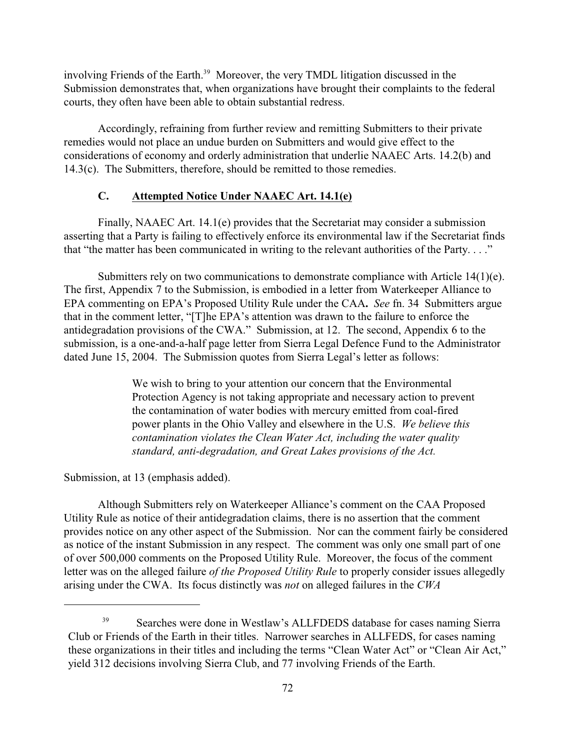involving Friends of the Earth.[39] Moreover, the very TMDL litigation discussed in the Submission demonstrates that, when organizations have brought their complaints to the federal courts, they often have been able to obtain substantial redress.

Accordingly, refraining from further review and remitting Submitters to their private remedies would not place an undue burden on Submitters and would give effect to the considerations of economy and orderly administration that underlie NAAEC Arts. 14.2(b) and 14.3(c). The Submitters, therefore, should be remitted to those remedies.

### C. Attempted Notice Under NAAEC Art. 14.1(e)

Finally, NAAEC Art. 14.1(e) provides that the Secretariat may consider a submission asserting that a Party is failing to effectively enforce its environmental law if the Secretariat finds that "the matter has been communicated in writing to the relevant authorities of the Party. . . ."

Submitters rely on two communications to demonstrate compliance with Article 14(1)(e). The first, Appendix 7 to the Submission, is embodied in a letter from Waterkeeper Alliance to EPA commenting on EPA's Proposed Utility Rule under the CAA**.** *See* fn. 34 Submitters argue that in the comment letter, "[T]he EPA's attention was drawn to the failure to enforce the antidegradation provisions of the CWA." Submission, at 12. The second, Appendix 6 to the submission, is a one-and-a-half page letter from Sierra Legal Defence Fund to the Administrator dated June 15, 2004. The Submission quotes from Sierra Legal's letter as follows:

> We wish to bring to your attention our concern that the Environmental Protection Agency is not taking appropriate and necessary action to prevent the contamination of water bodies with mercury emitted from coal-fired power plants in the Ohio Valley and elsewhere in the U.S. *We believe this contamination violates the Clean Water Act, including the water quality standard, anti-degradation, and Great Lakes provisions of the Act.*

Submission, at 13 (emphasis added).

Although Submitters rely on Waterkeeper Alliance's comment on the CAA Proposed Utility Rule as notice of their antidegradation claims, there is no assertion that the comment provides notice on any other aspect of the Submission. Nor can the comment fairly be considered as notice of the instant Submission in any respect. The comment was only one small part of one of over 500,000 comments on the Proposed Utility Rule. Moreover, the focus of the comment letter was on the alleged failure *of the Proposed Utility Rule* to properly consider issues allegedly arising under the CWA. Its focus distinctly was *not* on alleged failures in the *CWA*

---

[39] Searches were done in Westlaw's ALLFDEDS database for cases naming Sierra Club or Friends of the Earth in their titles. Narrower searches in ALLFEDS, for cases naming these organizations in their titles and including the terms "Clean Water Act" or "Clean Air Act," yield 312 decisions involving Sierra Club, and 77 involving Friends of the Earth.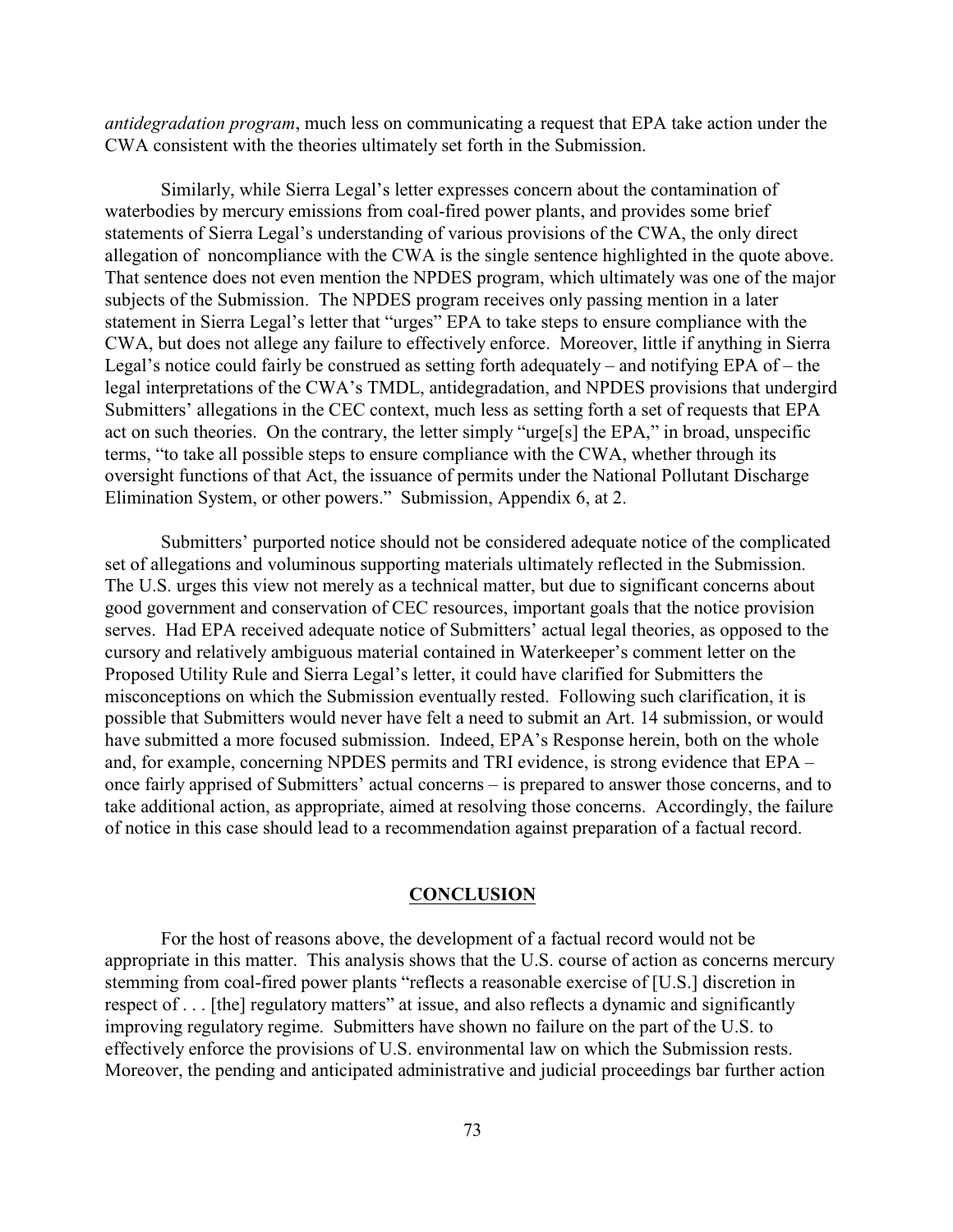*antidegradation program*, much less on communicating a request that EPA take action under the CWA consistent with the theories ultimately set forth in the Submission.

Similarly, while Sierra Legal's letter expresses concern about the contamination of waterbodies by mercury emissions from coal-fired power plants, and provides some brief statements of Sierra Legal's understanding of various provisions of the CWA, the only direct allegation of noncompliance with the CWA is the single sentence highlighted in the quote above. That sentence does not even mention the NPDES program, which ultimately was one of the major subjects of the Submission. The NPDES program receives only passing mention in a later statement in Sierra Legal's letter that "urges" EPA to take steps to ensure compliance with the CWA, but does not allege any failure to effectively enforce. Moreover, little if anything in Sierra Legal's notice could fairly be construed as setting forth adequately – and notifying EPA of – the legal interpretations of the CWA's TMDL, antidegradation, and NPDES provisions that undergird Submitters' allegations in the CEC context, much less as setting forth a set of requests that EPA act on such theories. On the contrary, the letter simply "urge[s] the EPA," in broad, unspecific terms, "to take all possible steps to ensure compliance with the CWA, whether through its oversight functions of that Act, the issuance of permits under the National Pollutant Discharge Elimination System, or other powers." Submission, Appendix 6, at 2.

Submitters' purported notice should not be considered adequate notice of the complicated set of allegations and voluminous supporting materials ultimately reflected in the Submission. The U.S. urges this view not merely as a technical matter, but due to significant concerns about good government and conservation of CEC resources, important goals that the notice provision serves. Had EPA received adequate notice of Submitters' actual legal theories, as opposed to the cursory and relatively ambiguous material contained in Waterkeeper's comment letter on the Proposed Utility Rule and Sierra Legal's letter, it could have clarified for Submitters the misconceptions on which the Submission eventually rested. Following such clarification, it is possible that Submitters would never have felt a need to submit an Art. 14 submission, or would have submitted a more focused submission. Indeed, EPA's Response herein, both on the whole and, for example, concerning NPDES permits and TRI evidence, is strong evidence that EPA – once fairly apprised of Submitters' actual concerns – is prepared to answer those concerns, and to take additional action, as appropriate, aimed at resolving those concerns. Accordingly, the failure of notice in this case should lead to a recommendation against preparation of a factual record.

## **CONCLUSION**

For the host of reasons above, the development of a factual record would not be appropriate in this matter. This analysis shows that the U.S. course of action as concerns mercury stemming from coal-fired power plants "reflects a reasonable exercise of [U.S.] discretion in respect of . . . [the] regulatory matters" at issue, and also reflects a dynamic and significantly improving regulatory regime. Submitters have shown no failure on the part of the U.S. to effectively enforce the provisions of U.S. environmental law on which the Submission rests. Moreover, the pending and anticipated administrative and judicial proceedings bar further action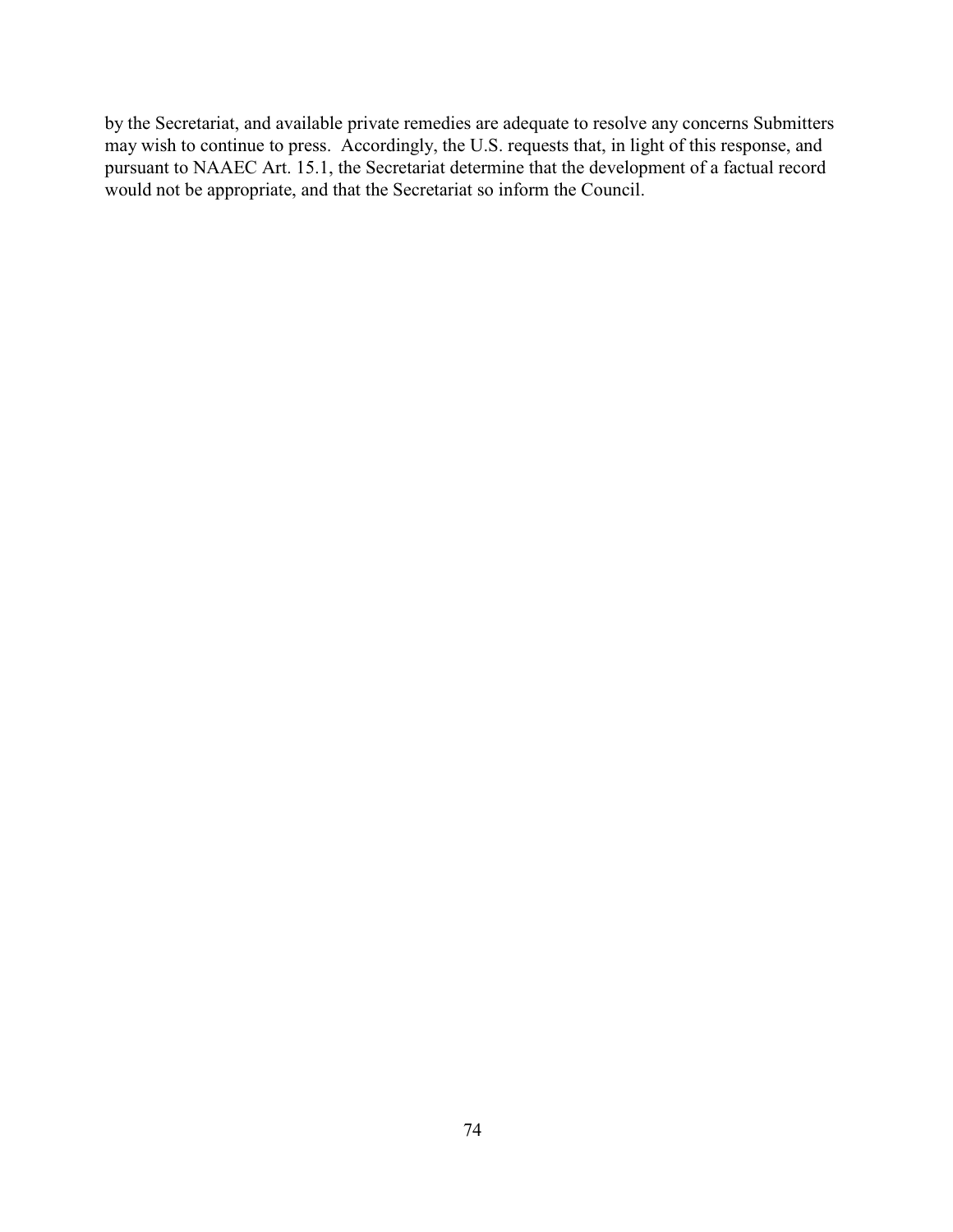by the Secretariat, and available private remedies are adequate to resolve any concerns Submitters may wish to continue to press. Accordingly, the U.S. requests that, in light of this response, and pursuant to NAAEC Art. 15.1, the Secretariat determine that the development of a factual record would not be appropriate, and that the Secretariat so inform the Council.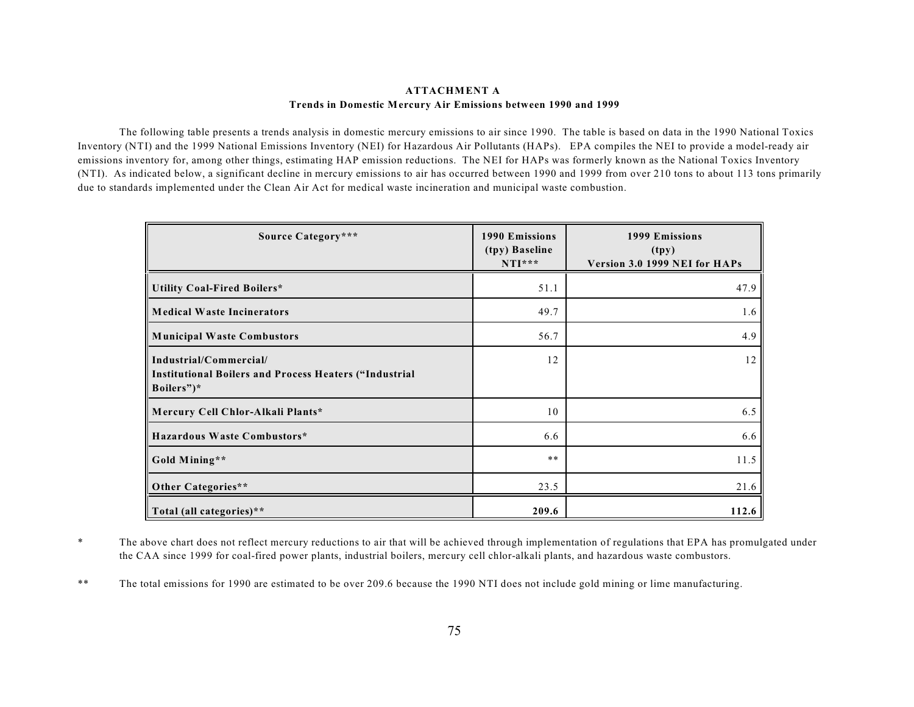**ATTACHMENT A**

**Trends in Domestic Mercury Air Emissions between 1990 and 1999**

The following table presents a trends analysis in domestic mercury emissions to air since 1990. The table is based on data in the 1990 National Toxics Inventory (NTI) and the 1999 National Emissions Inventory (NEI) for Hazardous Air Pollutants (HAPs). EPA compiles the NEI to provide a model-ready air emissions inventory for, among other things, estimating HAP emission reductions. The NEI for HAPs was formerly known as the National Toxics Inventory (NTI). As indicated below, a significant decline in mercury emissions to air has occurred between 1990 and 1999 from over 210 tons to about 113 tons primarily due to standards implemented under the Clean Air Act for medical waste incineration and municipal waste combustion.

| Source Category*** | 1990 Emissions (tpy) Baseline NTI*** | 1999 Emissions (tpy) Version 3.0 1999 NEI for HAPs |
|---|---|---|
| **Utility Coal-Fired Boilers*** | 51.1 | 47.9 |
| **Medical Waste Incinerators** | 49.7 | 1.6 |
| **Municipal Waste Combustors** | 56.7 | 4.9 |
| **Industrial/Commercial/ Institutional Boilers and Process Heaters ("Industrial Boilers")*** | 12 | 12 |
| **Mercury Cell Chlor-Alkali Plants*** | 10 | 6.5 |
| **Hazardous Waste Combustors*** | 6.6 | 6.6 |
| **Gold Mining**** | ** | 11.5 |
| **Other Categories**** | 23.5 | 21.6 |
| **Total (all categories)**** | **209.6** | **112.6** |

\* The above chart does not reflect mercury reductions to air that will be achieved through implementation of regulations that EPA has promulgated under the CAA since 1999 for coal-fired power plants, industrial boilers, mercury cell chlor-alkali plants, and hazardous waste combustors.

\*\* The total emissions for 1990 are estimated to be over 209.6 because the 1990 NTI does not include gold mining or lime manufacturing.